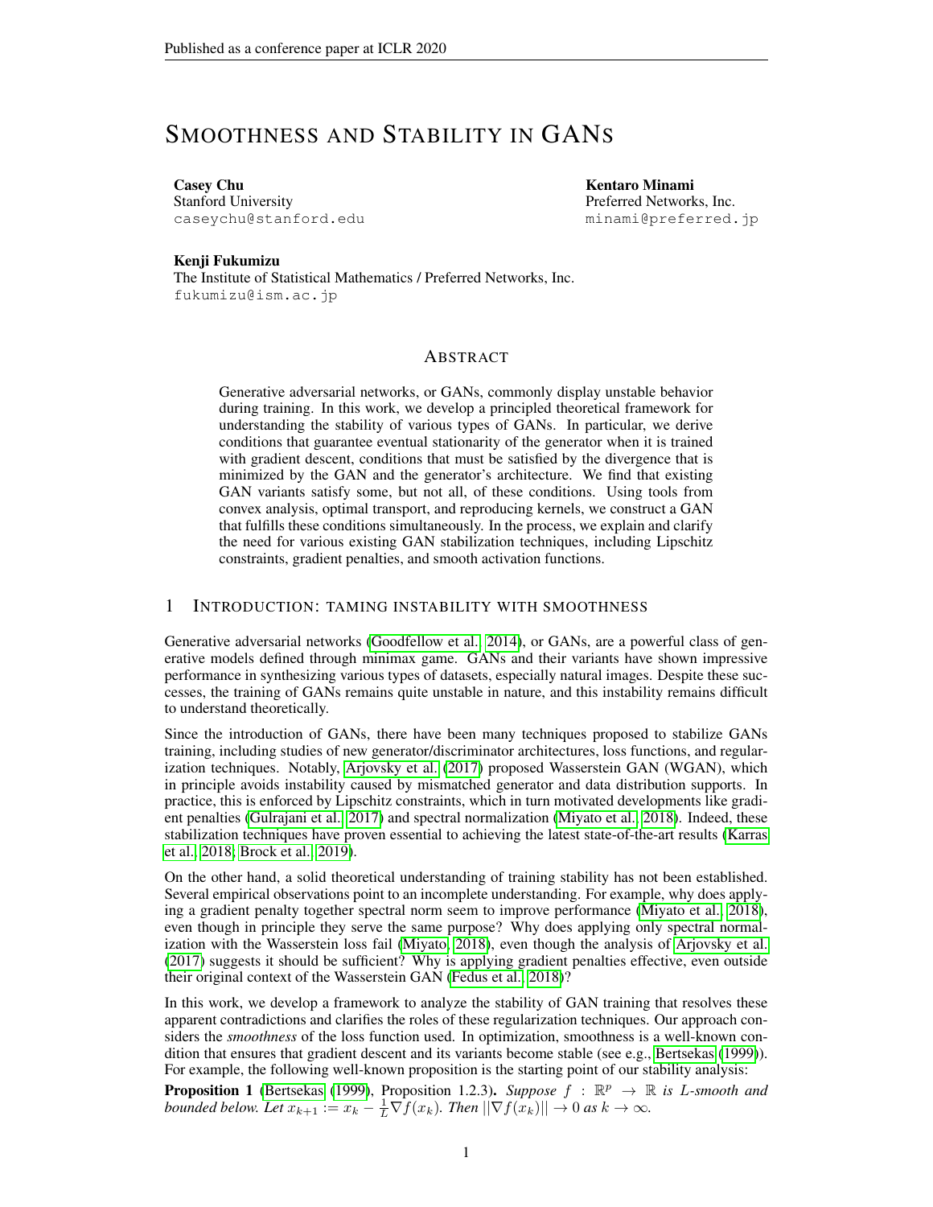# Smoothness and Stability in GANs

**Casey Chu**
Stanford University
caseychu@stanford.edu

**Kentaro Minami**
Preferred Networks, Inc.
minami@preferred.jp

**Kenji Fukumizu**
The Institute of Statistical Mathematics / Preferred Networks, Inc.
fukumizu@ism.ac.jp

## Abstract

Generative adversarial networks, or GANs, commonly display unstable behavior during training. In this work, we develop a principled theoretical framework for understanding the stability of various types of GANs. In particular, we derive conditions that guarantee eventual stationarity of the generator when it is trained with gradient descent, conditions that must be satisfied by the divergence that is minimized by the GAN and the generator's architecture. We find that existing GAN variants satisfy some, but not all, of these conditions. Using tools from convex analysis, optimal transport, and reproducing kernels, we construct a GAN that fulfills these conditions simultaneously. In the process, we explain and clarify the need for various existing GAN stabilization techniques, including Lipschitz constraints, gradient penalties, and smooth activation functions.

## 1 Introduction: taming instability with smoothness

Generative adversarial networks (Goodfellow et al., 2014), or GANs, are a powerful class of generative models defined through minimax game. GANs and their variants have shown impressive performance in synthesizing various types of datasets, especially natural images. Despite these successes, the training of GANs remains quite unstable in nature, and this instability remains difficult to understand theoretically.

Since the introduction of GANs, there have been many techniques proposed to stabilize GANs training, including studies of new generator/discriminator architectures, loss functions, and regularization techniques. Notably, Arjovsky et al. (2017) proposed Wasserstein GAN (WGAN), which in principle avoids instability caused by mismatched generator and data distribution supports. In practice, this is enforced by Lipschitz constraints, which in turn motivated developments like gradient penalties (Gulrajani et al., 2017) and spectral normalization (Miyato et al., 2018). Indeed, these stabilization techniques have proven essential to achieving the latest state-of-the-art results (Karras et al., 2018; Brock et al., 2019).

On the other hand, a solid theoretical understanding of training stability has not been established. Several empirical observations point to an incomplete understanding. For example, why does applying a gradient penalty together spectral norm seem to improve performance (Miyato et al., 2018), even though in principle they serve the same purpose? Why does applying only spectral normalization with the Wasserstein loss fail (Miyato, 2018), even though the analysis of Arjovsky et al. (2017) suggests it should be sufficient? Why is applying gradient penalties effective, even outside their original context of the Wasserstein GAN (Fedus et al., 2018)?

In this work, we develop a framework to analyze the stability of GAN training that resolves these apparent contradictions and clarifies the roles of these regularization techniques. Our approach considers the *smoothness* of the loss function used. In optimization, smoothness is a well-known condition that ensures that gradient descent and its variants become stable (see e.g., Bertsekas (1999)). For example, the following well-known proposition is the starting point of our stability analysis:

**Proposition 1** (Bertsekas (1999), Proposition 1.2.3)**.** *Suppose $f : \mathbb{R}^p \to \mathbb{R}$ is $L$-smooth and bounded below. Let $x_{k+1} := x_k - \frac{1}{L}\nabla f(x_k)$. Then $||\nabla f(x_k)|| \to 0$ as $k \to \infty$.*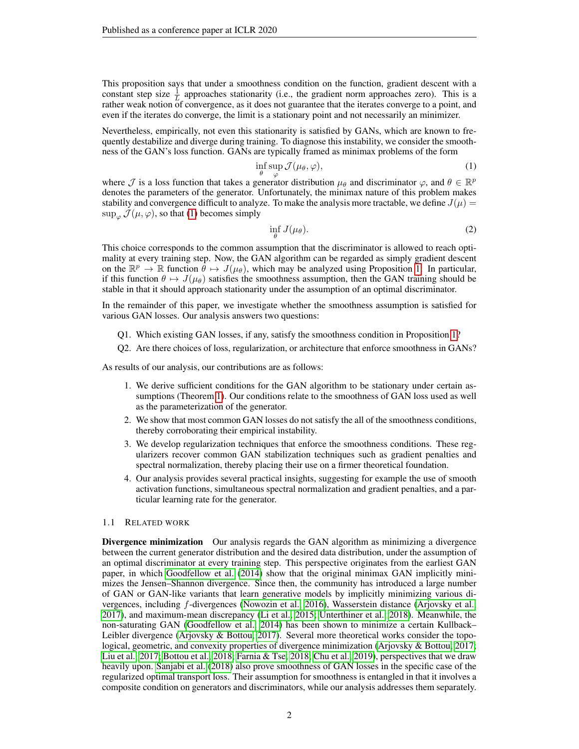This proposition says that under a smoothness condition on the function, gradient descent with a constant step size $\frac{1}{L}$ approaches stationarity (i.e., the gradient norm approaches zero). This is a rather weak notion of convergence, as it does not guarantee that the iterates converge to a point, and even if the iterates do converge, the limit is a stationary point and not necessarily an minimizer.

Nevertheless, empirically, not even this stationarity is satisfied by GANs, which are known to frequently destabilize and diverge during training. To diagnose this instability, we consider the smoothness of the GAN's loss function. GANs are typically framed as minimax problems of the form

$$\inf_{\theta} \sup_{\varphi} \mathcal{J}(\mu_\theta, \varphi), \tag{1}$$

where $\mathcal{J}$ is a loss function that takes a generator distribution $\mu_\theta$ and discriminator $\varphi$, and $\theta \in \mathbb{R}^p$ denotes the parameters of the generator. Unfortunately, the minimax nature of this problem makes stability and convergence difficult to analyze. To make the analysis more tractable, we define $J(\mu) = \sup_\varphi \mathcal{J}(\mu, \varphi)$, so that (1) becomes simply

$$\inf_{\theta} J(\mu_\theta). \tag{2}$$

This choice corresponds to the common assumption that the discriminator is allowed to reach optimality at every training step. Now, the GAN algorithm can be regarded as simply gradient descent on the $\mathbb{R}^p \to \mathbb{R}$ function $\theta \mapsto J(\mu_\theta)$, which may be analyzed using Proposition 1. In particular, if this function $\theta \mapsto J(\mu_\theta)$ satisfies the smoothness assumption, then the GAN training should be stable in that it should approach stationarity under the assumption of an optimal discriminator.

In the remainder of this paper, we investigate whether the smoothness assumption is satisfied for various GAN losses. Our analysis answers two questions:

Q1. Which existing GAN losses, if any, satisfy the smoothness condition in Proposition 1?

Q2. Are there choices of loss, regularization, or architecture that enforce smoothness in GANs?

As results of our analysis, our contributions are as follows:

1. We derive sufficient conditions for the GAN algorithm to be stationary under certain assumptions (Theorem 1). Our conditions relate to the smoothness of GAN loss used as well as the parameterization of the generator.
2. We show that most common GAN losses do not satisfy the all of the smoothness conditions, thereby corroborating their empirical instability.
3. We develop regularization techniques that enforce the smoothness conditions. These regularizers recover common GAN stabilization techniques such as gradient penalties and spectral normalization, thereby placing their use on a firmer theoretical foundation.
4. Our analysis provides several practical insights, suggesting for example the use of smooth activation functions, simultaneous spectral normalization and gradient penalties, and a particular learning rate for the generator.

### 1.1 Related work

**Divergence minimization** Our analysis regards the GAN algorithm as minimizing a divergence between the current generator distribution and the desired data distribution, under the assumption of an optimal discriminator at every training step. This perspective originates from the earliest GAN paper, in which Goodfellow et al. (2014) show that the original minimax GAN implicitly minimizes the Jensen–Shannon divergence. Since then, the community has introduced a large number of GAN or GAN-like variants that learn generative models by implicitly minimizing various divergences, including $f$-divergences (Nowozin et al., 2016), Wasserstein distance (Arjovsky et al., 2017), and maximum-mean discrepancy (Li et al., 2015; Unterthiner et al., 2018). Meanwhile, the non-saturating GAN (Goodfellow et al., 2014) has been shown to minimize a certain Kullback–Leibler divergence (Arjovsky & Bottou, 2017). Several more theoretical works consider the topological, geometric, and convexity properties of divergence minimization (Arjovsky & Bottou, 2017; Liu et al., 2017; Bottou et al., 2018; Farnia & Tse, 2018; Chu et al., 2019), perspectives that we draw heavily upon. Sanjabi et al. (2018) also prove smoothness of GAN losses in the specific case of the regularized optimal transport loss. Their assumption for smoothness is entangled in that it involves a composite condition on generators and discriminators, while our analysis addresses them separately.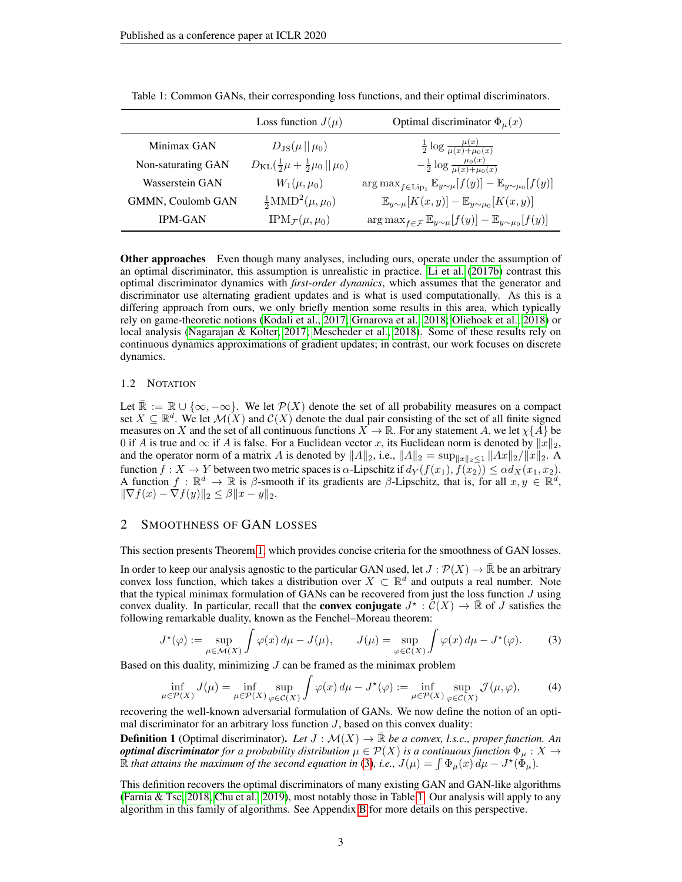Table 1: Common GANs, their corresponding loss functions, and their optimal discriminators.

| | Loss function $J(\mu)$ | Optimal discriminator $\Phi_\mu(x)$ |
|---|---|---|
| Minimax GAN | $D_{\mathrm{JS}}(\mu \,\|\, \mu_0)$ | $\frac{1}{2}\log\frac{\mu(x)}{\mu(x)+\mu_0(x)}$ |
| Non-saturating GAN | $D_{\mathrm{KL}}(\frac{1}{2}\mu + \frac{1}{2}\mu_0 \,\|\, \mu_0)$ | $-\frac{1}{2}\log\frac{\mu_0(x)}{\mu(x)+\mu_0(x)}$ |
| Wasserstein GAN | $W_1(\mu, \mu_0)$ | $\arg\max_{f \in \mathrm{Lip}_1} \mathbb{E}_{y\sim\mu}[f(y)] - \mathbb{E}_{y\sim\mu_0}[f(y)]$ |
| GMMN, Coulomb GAN | $\frac{1}{2}\mathrm{MMD}^2(\mu, \mu_0)$ | $\mathbb{E}_{y\sim\mu}[K(x,y)] - \mathbb{E}_{y\sim\mu_0}[K(x,y)]$ |
| IPM-GAN | $\mathrm{IPM}_{\mathcal{F}}(\mu, \mu_0)$ | $\arg\max_{f \in \mathcal{F}} \mathbb{E}_{y\sim\mu}[f(y)] - \mathbb{E}_{y\sim\mu_0}[f(y)]$ |

**Other approaches** Even though many analyses, including ours, operate under the assumption of an optimal discriminator, this assumption is unrealistic in practice. Li et al. (2017b) contrast this optimal discriminator dynamics with *first-order dynamics*, which assumes that the generator and discriminator use alternating gradient updates and is what is used computationally. As this is a differing approach from ours, we only briefly mention some results in this area, which typically rely on game-theoretic notions (Kodali et al., 2017; Grnarova et al., 2018; Oliehoek et al., 2018) or local analysis (Nagarajan & Kolter, 2017; Mescheder et al., 2018). Some of these results rely on continuous dynamics approximations of gradient updates; in contrast, our work focuses on discrete dynamics.

### 1.2 Notation

Let $\bar{\mathbb{R}} := \mathbb{R} \cup \{\infty, -\infty\}$. We let $\mathcal{P}(X)$ denote the set of all probability measures on a compact set $X \subseteq \mathbb{R}^d$. We let $\mathcal{M}(X)$ and $\mathcal{C}(X)$ denote the dual pair consisting of the set of all finite signed measures on $X$ and the set of all continuous functions $X \to \mathbb{R}$. For any statement $A$, we let $\chi\{A\}$ be 0 if $A$ is true and $\infty$ if $A$ is false. For a Euclidean vector $x$, its Euclidean norm is denoted by $\|x\|_2$, and the operator norm of a matrix $A$ is denoted by $\|A\|_2$, i.e., $\|A\|_2 = \sup_{\|x\|_2 \le 1} \|Ax\|_2/\|x\|_2$. A function $f : X \to Y$ between two metric spaces is $\alpha$-Lipschitz if $d_Y(f(x_1), f(x_2)) \le \alpha d_X(x_1, x_2)$. A function $f : \mathbb{R}^d \to \mathbb{R}$ is $\beta$-smooth if its gradients are $\beta$-Lipschitz, that is, for all $x, y \in \mathbb{R}^d$, $\|\nabla f(x) - \nabla f(y)\|_2 \le \beta\|x - y\|_2$.

## 2 Smoothness of GAN Losses

This section presents Theorem 1, which provides concise criteria for the smoothness of GAN losses.

In order to keep our analysis agnostic to the particular GAN used, let $J : \mathcal{P}(X) \to \bar{\mathbb{R}}$ be an arbitrary convex loss function, which takes a distribution over $X \subset \mathbb{R}^d$ and outputs a real number. Note that the typical minimax formulation of GANs can be recovered from just the loss function $J$ using convex duality. In particular, recall that the **convex conjugate** $J^\star : \mathcal{C}(X) \to \mathbb{R}$ of $J$ satisfies the following remarkable duality, known as the Fenchel–Moreau theorem:

$$J^\star(\varphi) := \sup_{\mu \in \mathcal{M}(X)} \int \varphi(x)\, d\mu - J(\mu), \qquad J(\mu) = \sup_{\varphi \in \mathcal{C}(X)} \int \varphi(x)\, d\mu - J^\star(\varphi). \tag{3}$$

Based on this duality, minimizing $J$ can be framed as the minimax problem

$$\inf_{\mu \in \mathcal{P}(X)} J(\mu) = \inf_{\mu \in \mathcal{P}(X)} \sup_{\varphi \in \mathcal{C}(X)} \int \varphi(x)\, d\mu - J^\star(\varphi) := \inf_{\mu \in \mathcal{P}(X)} \sup_{\varphi \in \mathcal{C}(X)} \mathcal{J}(\mu, \varphi), \tag{4}$$

recovering the well-known adversarial formulation of GANs. We now define the notion of an optimal discriminator for an arbitrary loss function $J$, based on this convex duality:

**Definition 1** (Optimal discriminator)**.** *Let $J : \mathcal{M}(X) \to \bar{\mathbb{R}}$ be a convex, l.s.c., proper function. An **optimal discriminator** for a probability distribution $\mu \in \mathcal{P}(X)$ is a continuous function $\Phi_\mu : X \to \mathbb{R}$ that attains the maximum of the second equation in (3), i.e., $J(\mu) = \int \Phi_\mu(x)\, d\mu - J^\star(\Phi_\mu)$.*

This definition recovers the optimal discriminators of many existing GAN and GAN-like algorithms (Farnia & Tse, 2018; Chu et al., 2019), most notably those in Table 1. Our analysis will apply to any algorithm in this family of algorithms. See Appendix B for more details on this perspective.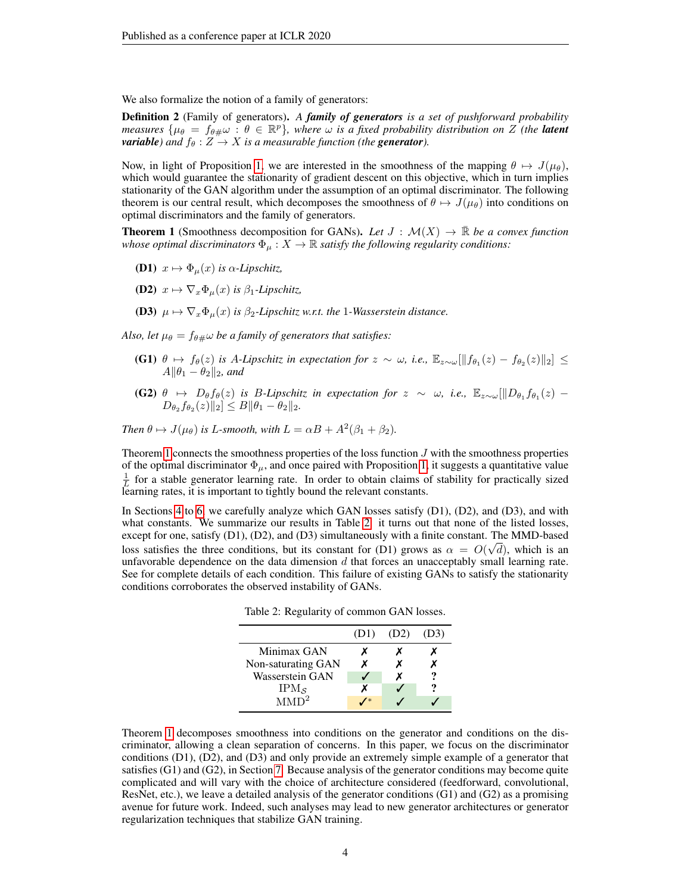We also formalize the notion of a family of generators:

**Definition 2** (Family of generators)**.** *A **family of generators** is a set of pushforward probability measures $\{\mu_\theta = f_{\theta\#}\omega : \theta \in \mathbb{R}^p\}$, where $\omega$ is a fixed probability distribution on $Z$ (the **latent variable**) and $f_\theta : Z \to X$ is a measurable function (the **generator**).*

Now, in light of Proposition 1, we are interested in the smoothness of the mapping $\theta \mapsto J(\mu_\theta)$, which would guarantee the stationarity of gradient descent on this objective, which in turn implies stationarity of the GAN algorithm under the assumption of an optimal discriminator. The following theorem is our central result, which decomposes the smoothness of $\theta \mapsto J(\mu_\theta)$ into conditions on optimal discriminators and the family of generators.

**Theorem 1** (Smoothness decomposition for GANs)**.** *Let $J : \mathcal{M}(X) \to \bar{\mathbb{R}}$ be a convex function whose optimal discriminators $\Phi_\mu : X \to \mathbb{R}$ satisfy the following regularity conditions:*

- **(D1)** *$x \mapsto \Phi_\mu(x)$ is $\alpha$-Lipschitz,*
- **(D2)** *$x \mapsto \nabla_x \Phi_\mu(x)$ is $\beta_1$-Lipschitz,*
- **(D3)** *$\mu \mapsto \nabla_x \Phi_\mu(x)$ is $\beta_2$-Lipschitz w.r.t. the 1-Wasserstein distance.*

*Also, let $\mu_\theta = f_{\theta\#}\omega$ be a family of generators that satisfies:*

- **(G1)** *$\theta \mapsto f_\theta(z)$ is $A$-Lipschitz in expectation for $z \sim \omega$, i.e., $\mathbb{E}_{z\sim\omega}[\|f_{\theta_1}(z) - f_{\theta_2}(z)\|_2] \leq A\|\theta_1 - \theta_2\|_2$, and*
- **(G2)** *$\theta \mapsto D_\theta f_\theta(z)$ is $B$-Lipschitz in expectation for $z \sim \omega$, i.e., $\mathbb{E}_{z\sim\omega}[\|D_{\theta_1} f_{\theta_1}(z) - D_{\theta_2} f_{\theta_2}(z)\|_2] \leq B\|\theta_1 - \theta_2\|_2$.*

*Then $\theta \mapsto J(\mu_\theta)$ is $L$-smooth, with $L = \alpha B + A^2(\beta_1 + \beta_2)$.*

Theorem 1 connects the smoothness properties of the loss function $J$ with the smoothness properties of the optimal discriminator $\Phi_\mu$, and once paired with Proposition 1, it suggests a quantitative value $\frac{1}{L}$ for a stable generator learning rate. In order to obtain claims of stability for practically sized learning rates, it is important to tightly bound the relevant constants.

In Sections 4 to 6, we carefully analyze which GAN losses satisfy (D1), (D2), and (D3), and with what constants. We summarize our results in Table 2: it turns out that none of the listed losses, except for one, satisfy (D1), (D2), and (D3) simultaneously with a finite constant. The MMD-based loss satisfies the three conditions, but its constant for (D1) grows as $\alpha = O(\sqrt{d})$, which is an unfavorable dependence on the data dimension $d$ that forces an unacceptably small learning rate. See for complete details of each condition. This failure of existing GANs to satisfy the stationarity conditions corroborates the observed instability of GANs.

Table 2: Regularity of common GAN losses.

| | (D1) | (D2) | (D3) |
|---|---|---|---|
| Minimax GAN | ✗ | ✗ | ✗ |
| Non-saturating GAN | ✗ | ✗ | ✗ |
| Wasserstein GAN | ✓ | ✗ | ? |
| $\text{IPM}_\mathcal{S}$ | ✗ | ✓ | ? |
| $\text{MMD}^2$ | ✓* | ✓ | ✓ |

Theorem 1 decomposes smoothness into conditions on the generator and conditions on the discriminator, allowing a clean separation of concerns. In this paper, we focus on the discriminator conditions (D1), (D2), and (D3) and only provide an extremely simple example of a generator that satisfies (G1) and (G2), in Section 7. Because analysis of the generator conditions may become quite complicated and will vary with the choice of architecture considered (feedforward, convolutional, ResNet, etc.), we leave a detailed analysis of the generator conditions (G1) and (G2) as a promising avenue for future work. Indeed, such analyses may lead to new generator architectures or generator regularization techniques that stabilize GAN training.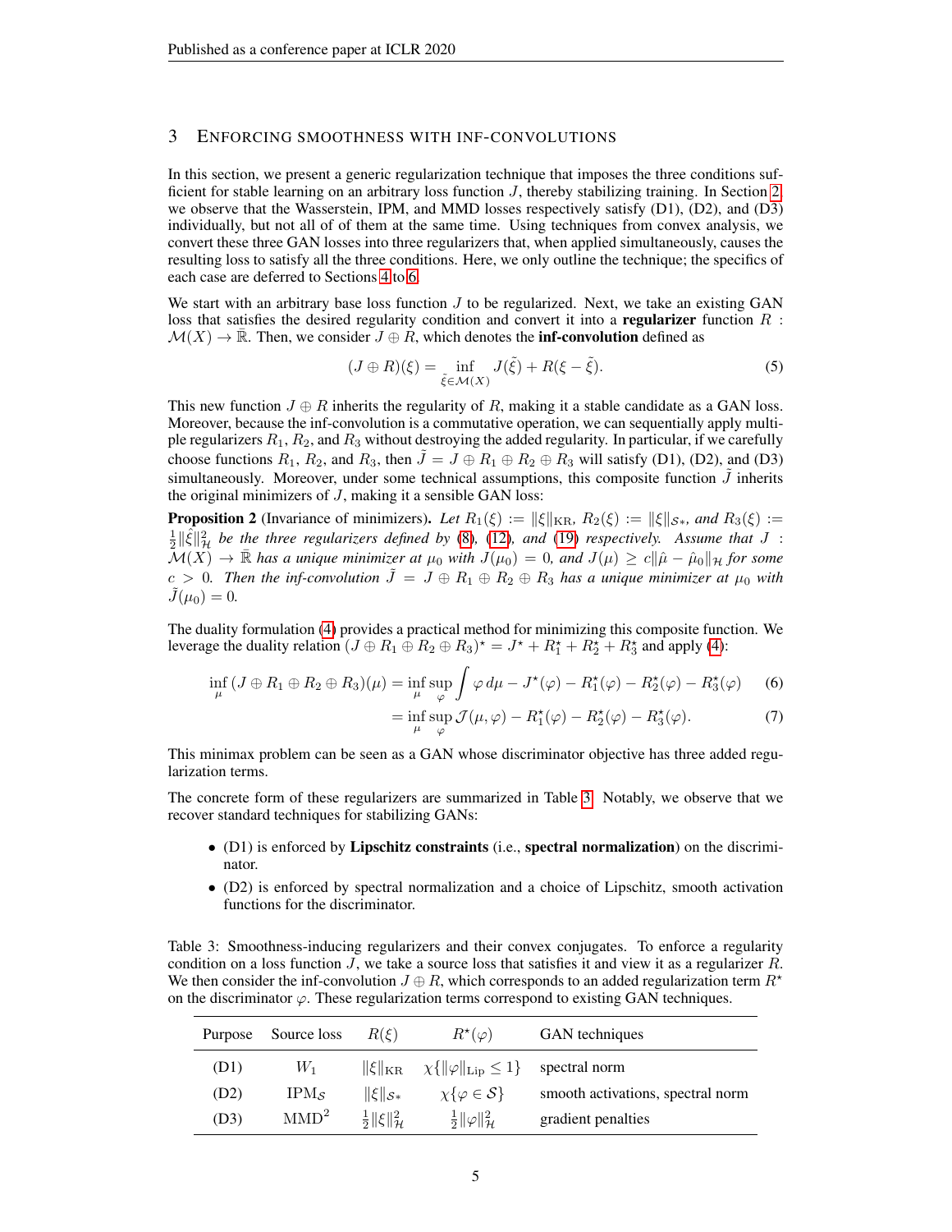## 3 Enforcing smoothness with inf-convolutions

In this section, we present a generic regularization technique that imposes the three conditions sufficient for stable learning on an arbitrary loss function $J$, thereby stabilizing training. In Section 2, we observe that the Wasserstein, IPM, and MMD losses respectively satisfy (D1), (D2), and (D3) individually, but not all of of them at the same time. Using techniques from convex analysis, we convert these three GAN losses into three regularizers that, when applied simultaneously, causes the resulting loss to satisfy all the three conditions. Here, we only outline the technique; the specifics of each case are deferred to Sections 4 to 6.

We start with an arbitrary base loss function $J$ to be regularized. Next, we take an existing GAN loss that satisfies the desired regularity condition and convert it into a **regularizer** function $R : \mathcal{M}(X) \to \bar{\mathbb{R}}$. Then, we consider $J \oplus R$, which denotes the **inf-convolution** defined as

$$(J \oplus R)(\xi) = \inf_{\tilde{\xi} \in \mathcal{M}(X)} J(\tilde{\xi}) + R(\xi - \tilde{\xi}). \tag{5}$$

This new function $J \oplus R$ inherits the regularity of $R$, making it a stable candidate as a GAN loss. Moreover, because the inf-convolution is a commutative operation, we can sequentially apply multiple regularizers $R_1$, $R_2$, and $R_3$ without destroying the added regularity. In particular, if we carefully choose functions $R_1$, $R_2$, and $R_3$, then $\tilde{J} = J \oplus R_1 \oplus R_2 \oplus R_3$ will satisfy (D1), (D2), and (D3) simultaneously. Moreover, under some technical assumptions, this composite function $\tilde{J}$ inherits the original minimizers of $J$, making it a sensible GAN loss:

**Proposition 2** (Invariance of minimizers). *Let $R_1(\xi) := \|\xi\|_{\text{KR}}$, $R_2(\xi) := \|\xi\|_{\mathcal{S}*}$, and $R_3(\xi) := \frac{1}{2}\|\hat{\xi}\|^2_{\mathcal{H}}$ be the three regularizers defined by (8), (12), and (19) respectively. Assume that $J : \mathcal{M}(X) \to \bar{\mathbb{R}}$ has a unique minimizer at $\mu_0$ with $J(\mu_0) = 0$, and $J(\mu) \geq c\|\hat{\mu} - \hat{\mu}_0\|_{\mathcal{H}}$ for some $c > 0$. Then the inf-convolution $\tilde{J} = J \oplus R_1 \oplus R_2 \oplus R_3$ has a unique minimizer at $\mu_0$ with $\tilde{J}(\mu_0) = 0$.*

The duality formulation (4) provides a practical method for minimizing this composite function. We leverage the duality relation $(J \oplus R_1 \oplus R_2 \oplus R_3)^\star = J^\star + R_1^\star + R_2^\star + R_3^\star$ and apply (4):

$$\inf_\mu (J \oplus R_1 \oplus R_2 \oplus R_3)(\mu) = \inf_\mu \sup_\varphi \int \varphi \, d\mu - J^\star(\varphi) - R_1^\star(\varphi) - R_2^\star(\varphi) - R_3^\star(\varphi) \tag{6}$$

$$= \inf_\mu \sup_\varphi \mathcal{J}(\mu, \varphi) - R_1^\star(\varphi) - R_2^\star(\varphi) - R_3^\star(\varphi). \tag{7}$$

This minimax problem can be seen as a GAN whose discriminator objective has three added regularization terms.

The concrete form of these regularizers are summarized in Table 3. Notably, we observe that we recover standard techniques for stabilizing GANs:

- (D1) is enforced by **Lipschitz constraints** (i.e., **spectral normalization**) on the discriminator.
- (D2) is enforced by spectral normalization and a choice of Lipschitz, smooth activation functions for the discriminator.

Table 3: Smoothness-inducing regularizers and their convex conjugates. To enforce a regularity condition on a loss function $J$, we take a source loss that satisfies it and view it as a regularizer $R$. We then consider the inf-convolution $J \oplus R$, which corresponds to an added regularization term $R^\star$ on the discriminator $\varphi$. These regularization terms correspond to existing GAN techniques.

| Purpose | Source loss | $R(\xi)$ | $R^\star(\varphi)$ | GAN techniques |
|---|---|---|---|---|
| (D1) | $W_1$ | $\|\xi\|_{\text{KR}}$ | $\chi\{\|\varphi\|_{\text{Lip}} \leq 1\}$ | spectral norm |
| (D2) | $\text{IPM}_{\mathcal{S}}$ | $\|\xi\|_{\mathcal{S}*}$ | $\chi\{\varphi \in \mathcal{S}\}$ | smooth activations, spectral norm |
| (D3) | $\text{MMD}^2$ | $\frac{1}{2}\|\xi\|^2_{\mathcal{H}}$ | $\frac{1}{2}\|\varphi\|^2_{\mathcal{H}}$ | gradient penalties |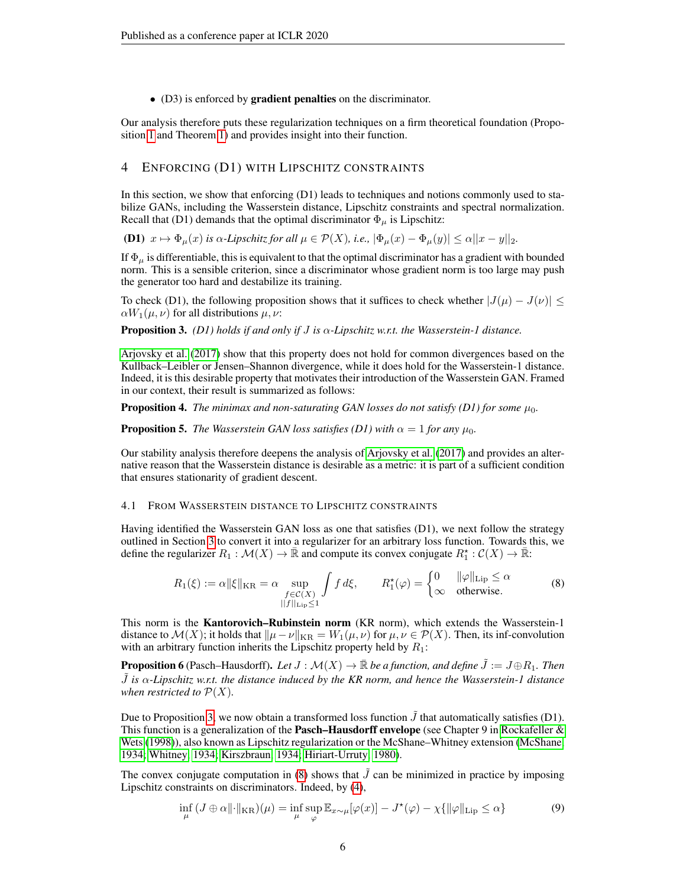- (D3) is enforced by **gradient penalties** on the discriminator.

Our analysis therefore puts these regularization techniques on a firm theoretical foundation (Proposition 1 and Theorem 1) and provides insight into their function.

## 4 Enforcing (D1) with Lipschitz constraints

In this section, we show that enforcing (D1) leads to techniques and notions commonly used to stabilize GANs, including the Wasserstein distance, Lipschitz constraints and spectral normalization. Recall that (D1) demands that the optimal discriminator $\Phi_\mu$ is Lipschitz:

**(D1)** $x \mapsto \Phi_\mu(x)$ *is* $\alpha$*-Lipschitz for all* $\mu \in \mathcal{P}(X)$*, i.e.,* $|\Phi_\mu(x) - \Phi_\mu(y)| \leq \alpha \|x - y\|_2$.

If $\Phi_\mu$ is differentiable, this is equivalent to that the optimal discriminator has a gradient with bounded norm. This is a sensible criterion, since a discriminator whose gradient norm is too large may push the generator too hard and destabilize its training.

To check (D1), the following proposition shows that it suffices to check whether $|J(\mu) - J(\nu)| \leq \alpha W_1(\mu, \nu)$ for all distributions $\mu, \nu$:

**Proposition 3.** *(D1) holds if and only if $J$ is $\alpha$-Lipschitz w.r.t. the Wasserstein-1 distance.*

Arjovsky et al. (2017) show that this property does not hold for common divergences based on the Kullback–Leibler or Jensen–Shannon divergence, while it does hold for the Wasserstein-1 distance. Indeed, it is this desirable property that motivates their introduction of the Wasserstein GAN. Framed in our context, their result is summarized as follows:

**Proposition 4.** *The minimax and non-saturating GAN losses do not satisfy (D1) for some $\mu_0$.*

**Proposition 5.** *The Wasserstein GAN loss satisfies (D1) with $\alpha = 1$ for any $\mu_0$.*

Our stability analysis therefore deepens the analysis of Arjovsky et al. (2017) and provides an alternative reason that the Wasserstein distance is desirable as a metric: it is part of a sufficient condition that ensures stationarity of gradient descent.

### 4.1 From Wasserstein distance to Lipschitz constraints

Having identified the Wasserstein GAN loss as one that satisfies (D1), we next follow the strategy outlined in Section 3 to convert it into a regularizer for an arbitrary loss function. Towards this, we define the regularizer $R_1 : \mathcal{M}(X) \to \bar{\mathbb{R}}$ and compute its convex conjugate $R_1^\star : \mathcal{C}(X) \to \bar{\mathbb{R}}$:

$$R_1(\xi) := \alpha \|\xi\|_{\mathrm{KR}} = \alpha \sup_{\substack{f \in \mathcal{C}(X) \\ \|f\|_{\mathrm{Lip}} \leq 1}} \int f \, d\xi, \qquad R_1^\star(\varphi) = \begin{cases} 0 & \|\varphi\|_{\mathrm{Lip}} \leq \alpha \\ \infty & \text{otherwise.} \end{cases} \tag{8}$$

This norm is the **Kantorovich–Rubinstein norm** (KR norm), which extends the Wasserstein-1 distance to $\mathcal{M}(X)$; it holds that $\|\mu - \nu\|_{\mathrm{KR}} = W_1(\mu, \nu)$ for $\mu, \nu \in \mathcal{P}(X)$. Then, its inf-convolution with an arbitrary loss function inherits the Lipschitz property held by $R_1$:

**Proposition 6** (Pasch–Hausdorff)**.** *Let $J : \mathcal{M}(X) \to \bar{\mathbb{R}}$ be a function, and define $\tilde{J} := J \oplus R_1$. Then $\tilde{J}$ is $\alpha$-Lipschitz w.r.t. the distance induced by the KR norm, and hence the Wasserstein-1 distance when restricted to $\mathcal{P}(X)$.*

Due to Proposition 3, we now obtain a transformed loss function $\tilde{J}$ that automatically satisfies (D1). This function is a generalization of the **Pasch–Hausdorff envelope** (see Chapter 9 in Rockafeller & Wets (1998)), also known as Lipschitz regularization or the McShane–Whitney extension (McShane, 1934; Whitney, 1934; Kirszbraun, 1934; Hiriart-Urruty, 1980).

The convex conjugate computation in (8) shows that $\tilde{J}$ can be minimized in practice by imposing Lipschitz constraints on discriminators. Indeed, by (4),

$$\inf_\mu \, (J \oplus \alpha \|\cdot\|_{\mathrm{KR}})(\mu) = \inf_\mu \sup_\varphi \mathbb{E}_{x \sim \mu}[\varphi(x)] - J^\star(\varphi) - \chi\{\|\varphi\|_{\mathrm{Lip}} \leq \alpha\} \tag{9}$$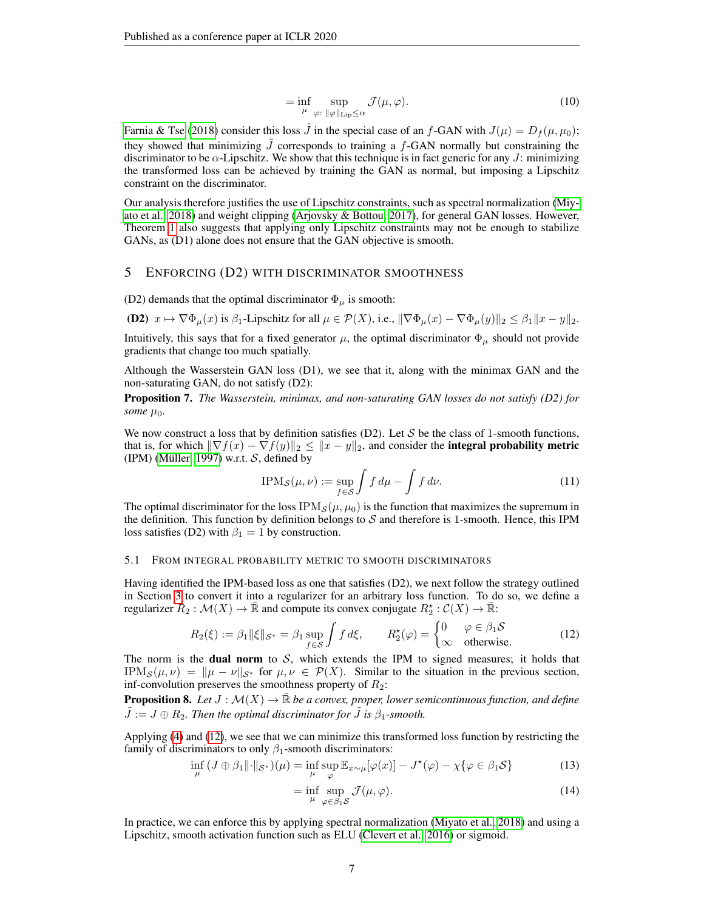$$= \inf_{\mu} \sup_{\varphi \colon \|\varphi\|_{\mathrm{Lip}} \leq \alpha} \mathcal{J}(\mu, \varphi). \tag{10}$$

Farnia & Tse (2018) consider this loss $\tilde{J}$ in the special case of an $f$-GAN with $J(\mu) = D_f(\mu, \mu_0)$; they showed that minimizing $\tilde{J}$ corresponds to training a $f$-GAN normally but constraining the discriminator to be $\alpha$-Lipschitz. We show that this technique is in fact generic for any $J$: minimizing the transformed loss can be achieved by training the GAN as normal, but imposing a Lipschitz constraint on the discriminator.

Our analysis therefore justifies the use of Lipschitz constraints, such as spectral normalization (Miyato et al., 2018) and weight clipping (Arjovsky & Bottou, 2017), for general GAN losses. However, Theorem 1 also suggests that applying only Lipschitz constraints may not be enough to stabilize GANs, as (D1) alone does not ensure that the GAN objective is smooth.

## 5 Enforcing (D2) with discriminator smoothness

(D2) demands that the optimal discriminator $\Phi_\mu$ is smooth:

**(D2)** $x \mapsto \nabla\Phi_\mu(x)$ is $\beta_1$-Lipschitz for all $\mu \in \mathcal{P}(X)$, i.e., $\|\nabla\Phi_\mu(x) - \nabla\Phi_\mu(y)\|_2 \leq \beta_1\|x - y\|_2$.

Intuitively, this says that for a fixed generator $\mu$, the optimal discriminator $\Phi_\mu$ should not provide gradients that change too much spatially.

Although the Wasserstein GAN loss (D1), we see that it, along with the minimax GAN and the non-saturating GAN, do not satisfy (D2):

**Proposition 7.** *The Wasserstein, minimax, and non-saturating GAN losses do not satisfy (D2) for some $\mu_0$.*

We now construct a loss that by definition satisfies (D2). Let $\mathcal{S}$ be the class of 1-smooth functions, that is, for which $\|\nabla f(x) - \nabla f(y)\|_2 \leq \|x - y\|_2$, and consider the **integral probability metric** (IPM) (Müller, 1997) w.r.t. $\mathcal{S}$, defined by

$$\mathrm{IPM}_{\mathcal{S}}(\mu, \nu) := \sup_{f \in \mathcal{S}} \int f \, d\mu - \int f \, d\nu. \tag{11}$$

The optimal discriminator for the loss $\mathrm{IPM}_{\mathcal{S}}(\mu, \mu_0)$ is the function that maximizes the supremum in the definition. This function by definition belongs to $\mathcal{S}$ and therefore is 1-smooth. Hence, this IPM loss satisfies (D2) with $\beta_1 = 1$ by construction.

### 5.1 From integral probability metric to smooth discriminators

Having identified the IPM-based loss as one that satisfies (D2), we next follow the strategy outlined in Section 3 to convert it into a regularizer for an arbitrary loss function. To do so, we define a regularizer $R_2 : \mathcal{M}(X) \to \bar{\mathbb{R}}$ and compute its convex conjugate $R_2^\star : \mathcal{C}(X) \to \bar{\mathbb{R}}$:

$$R_2(\xi) := \beta_1\|\xi\|_{\mathcal{S}^*} = \beta_1 \sup_{f \in \mathcal{S}} \int f \, d\xi, \qquad R_2^\star(\varphi) = \begin{cases} 0 & \varphi \in \beta_1\mathcal{S} \\ \infty & \text{otherwise.} \end{cases} \tag{12}$$

The norm is the **dual norm** to $\mathcal{S}$, which extends the IPM to signed measures; it holds that $\mathrm{IPM}_{\mathcal{S}}(\mu, \nu) = \|\mu - \nu\|_{\mathcal{S}^*}$ for $\mu, \nu \in \mathcal{P}(X)$. Similar to the situation in the previous section, inf-convolution preserves the smoothness property of $R_2$:

**Proposition 8.** *Let $J : \mathcal{M}(X) \to \bar{\mathbb{R}}$ be a convex, proper, lower semicontinuous function, and define $\tilde{J} := J \oplus R_2$. Then the optimal discriminator for $\tilde{J}$ is $\beta_1$-smooth.*

Applying (4) and (12), we see that we can minimize this transformed loss function by restricting the family of discriminators to only $\beta_1$-smooth discriminators:

$$\inf_{\mu} (J \oplus \beta_1\|\cdot\|_{\mathcal{S}^*})(\mu) = \inf_{\mu} \sup_{\varphi} \mathbb{E}_{x \sim \mu}[\varphi(x)] - J^\star(\varphi) - \chi\{\varphi \in \beta_1\mathcal{S}\} \tag{13}$$

$$= \inf_{\mu} \sup_{\varphi \in \beta_1\mathcal{S}} \mathcal{J}(\mu, \varphi). \tag{14}$$

In practice, we can enforce this by applying spectral normalization (Miyato et al., 2018) and using a Lipschitz, smooth activation function such as ELU (Clevert et al., 2016) or sigmoid.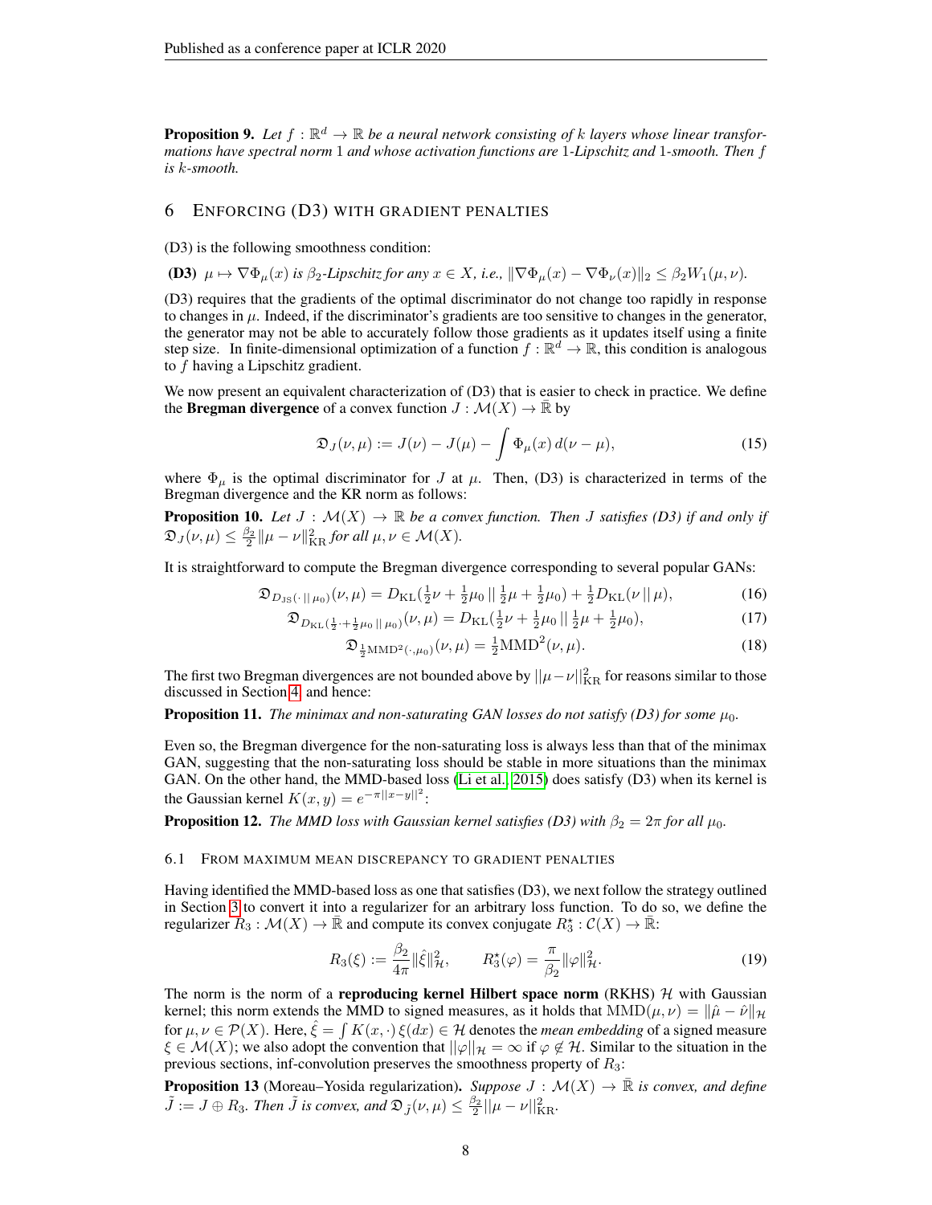**Proposition 9.** *Let $f : \mathbb{R}^d \to \mathbb{R}$ be a neural network consisting of $k$ layers whose linear transformations have spectral norm 1 and whose activation functions are 1-Lipschitz and 1-smooth. Then $f$ is $k$-smooth.*

## 6 Enforcing (D3) with gradient penalties

(D3) is the following smoothness condition:

**(D3)** $\mu \mapsto \nabla\Phi_\mu(x)$ *is $\beta_2$-Lipschitz for any $x \in X$, i.e., $\|\nabla\Phi_\mu(x) - \nabla\Phi_\nu(x)\|_2 \le \beta_2 W_1(\mu,\nu)$.*

(D3) requires that the gradients of the optimal discriminator do not change too rapidly in response to changes in $\mu$. Indeed, if the discriminator's gradients are too sensitive to changes in the generator, the generator may not be able to accurately follow those gradients as it updates itself using a finite step size. In finite-dimensional optimization of a function $f : \mathbb{R}^d \to \mathbb{R}$, this condition is analogous to $f$ having a Lipschitz gradient.

We now present an equivalent characterization of (D3) that is easier to check in practice. We define the **Bregman divergence** of a convex function $J : \mathcal{M}(X) \to \bar{\mathbb{R}}$ by

$$\mathfrak{D}_J(\nu,\mu) := J(\nu) - J(\mu) - \int \Phi_\mu(x)\, d(\nu - \mu), \tag{15}$$

where $\Phi_\mu$ is the optimal discriminator for $J$ at $\mu$. Then, (D3) is characterized in terms of the Bregman divergence and the KR norm as follows:

**Proposition 10.** *Let $J : \mathcal{M}(X) \to \mathbb{R}$ be a convex function. Then $J$ satisfies (D3) if and only if $\mathfrak{D}_J(\nu,\mu) \le \frac{\beta_2}{2}\|\mu - \nu\|_{\mathrm{KR}}^2$ for all $\mu,\nu \in \mathcal{M}(X)$.*

It is straightforward to compute the Bregman divergence corresponding to several popular GANs:

$$\mathfrak{D}_{D_{\mathrm{JS}}(\cdot\,||\,\mu_0)}(\nu,\mu) = D_{\mathrm{KL}}(\tfrac{1}{2}\nu + \tfrac{1}{2}\mu_0 \,||\, \tfrac{1}{2}\mu + \tfrac{1}{2}\mu_0) + \tfrac{1}{2}D_{\mathrm{KL}}(\nu \,||\, \mu), \tag{16}$$

$$\mathfrak{D}_{D_{\mathrm{KL}}(\frac{1}{2}\cdot + \frac{1}{2}\mu_0\,||\,\mu_0)}(\nu,\mu) = D_{\mathrm{KL}}(\tfrac{1}{2}\nu + \tfrac{1}{2}\mu_0 \,||\, \tfrac{1}{2}\mu + \tfrac{1}{2}\mu_0), \tag{17}$$

$$\mathfrak{D}_{\frac{1}{2}\mathrm{MMD}^2(\cdot,\mu_0)}(\nu,\mu) = \tfrac{1}{2}\mathrm{MMD}^2(\nu,\mu). \tag{18}$$

The first two Bregman divergences are not bounded above by $||\mu-\nu||_{\mathrm{KR}}^2$ for reasons similar to those discussed in Section 4, and hence:

**Proposition 11.** *The minimax and non-saturating GAN losses do not satisfy (D3) for some $\mu_0$.*

Even so, the Bregman divergence for the non-saturating loss is always less than that of the minimax GAN, suggesting that the non-saturating loss should be stable in more situations than the minimax GAN. On the other hand, the MMD-based loss (Li et al., 2015) does satisfy (D3) when its kernel is the Gaussian kernel $K(x,y) = e^{-\pi||x-y||^2}$:

**Proposition 12.** *The MMD loss with Gaussian kernel satisfies (D3) with $\beta_2 = 2\pi$ for all $\mu_0$.*

### 6.1 From maximum mean discrepancy to gradient penalties

Having identified the MMD-based loss as one that satisfies (D3), we next follow the strategy outlined in Section 3 to convert it into a regularizer for an arbitrary loss function. To do so, we define the regularizer $R_3 : \mathcal{M}(X) \to \bar{\mathbb{R}}$ and compute its convex conjugate $R_3^\star : \mathcal{C}(X) \to \bar{\mathbb{R}}$:

$$R_3(\xi) := \frac{\beta_2}{4\pi}\|\hat{\xi}\|_{\mathcal{H}}^2, \qquad R_3^\star(\varphi) = \frac{\pi}{\beta_2}\|\varphi\|_{\mathcal{H}}^2. \tag{19}$$

The norm is the norm of a **reproducing kernel Hilbert space norm** (RKHS) $\mathcal{H}$ with Gaussian kernel; this norm extends the MMD to signed measures, as it holds that $\mathrm{MMD}(\mu,\nu) = \|\hat{\mu} - \hat{\nu}\|_{\mathcal{H}}$ for $\mu,\nu \in \mathcal{P}(X)$. Here, $\hat{\xi} = \int K(x,\cdot)\,\xi(dx) \in \mathcal{H}$ denotes the *mean embedding* of a signed measure $\xi \in \mathcal{M}(X)$; we also adopt the convention that $||\varphi||_{\mathcal{H}} = \infty$ if $\varphi \notin \mathcal{H}$. Similar to the situation in the previous sections, inf-convolution preserves the smoothness property of $R_3$:

**Proposition 13** (Moreau–Yosida regularization)**.** *Suppose $J : \mathcal{M}(X) \to \bar{\mathbb{R}}$ is convex, and define $\tilde{J} := J \oplus R_3$. Then $\tilde{J}$ is convex, and $\mathfrak{D}_{\tilde{J}}(\nu,\mu) \le \frac{\beta_2}{2}||\mu - \nu||_{\mathrm{KR}}^2$.*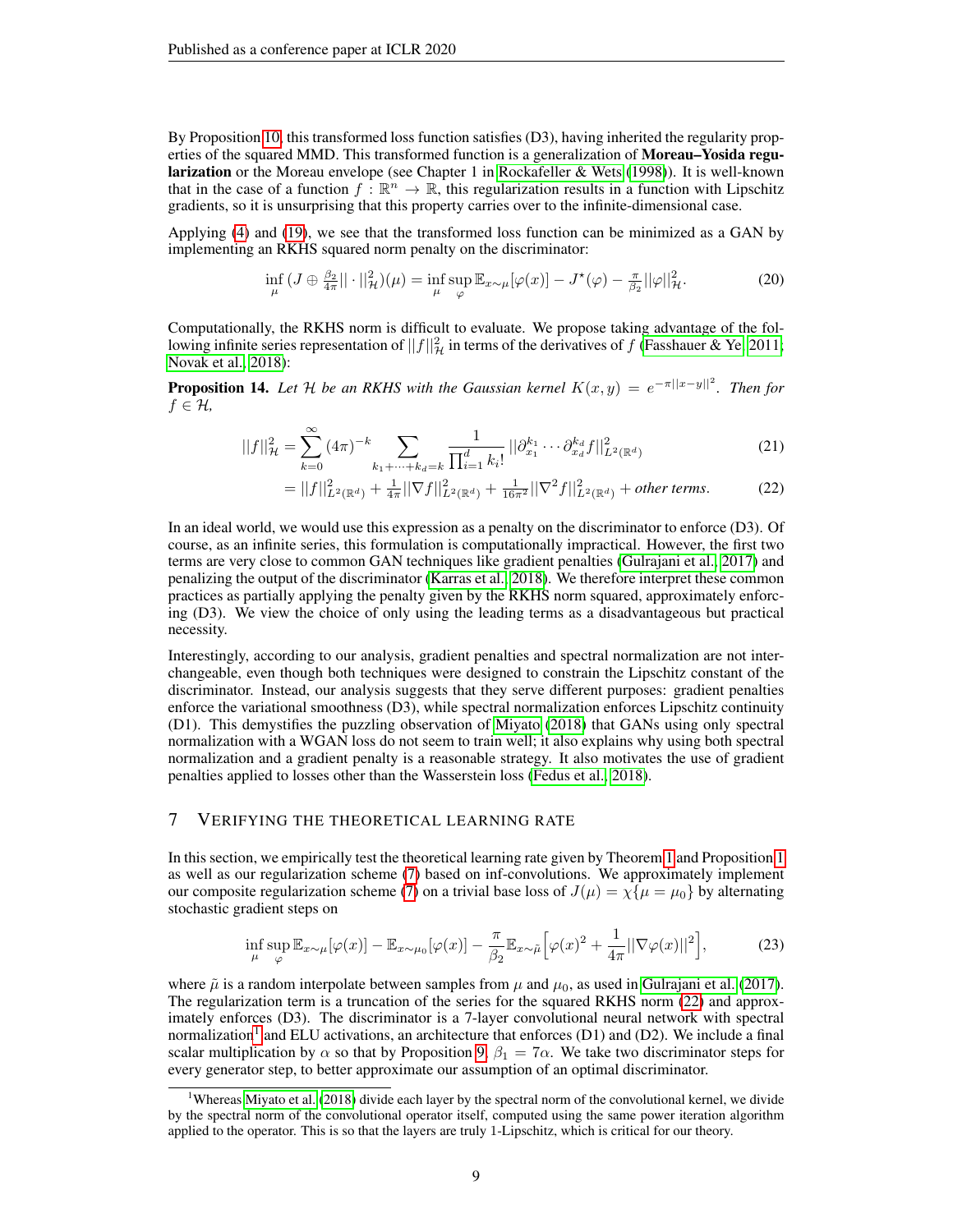By Proposition 10, this transformed loss function satisfies (D3), having inherited the regularity properties of the squared MMD. This transformed function is a generalization of **Moreau–Yosida regularization** or the Moreau envelope (see Chapter 1 in Rockafeller & Wets (1998)). It is well-known that in the case of a function $f : \mathbb{R}^n \to \mathbb{R}$, this regularization results in a function with Lipschitz gradients, so it is unsurprising that this property carries over to the infinite-dimensional case.

Applying (4) and (19), we see that the transformed loss function can be minimized as a GAN by implementing an RKHS squared norm penalty on the discriminator:

$$\inf_{\mu} \, (J \oplus \tfrac{\beta_2}{4\pi} ||\cdot||^2_{\mathcal{H}})(\mu) = \inf_{\mu} \sup_{\varphi} \mathbb{E}_{x\sim\mu}[\varphi(x)] - J^\star(\varphi) - \tfrac{\pi}{\beta_2} ||\varphi||^2_{\mathcal{H}}. \tag{20}$$

Computationally, the RKHS norm is difficult to evaluate. We propose taking advantage of the following infinite series representation of $||f||^2_{\mathcal{H}}$ in terms of the derivatives of $f$ (Fasshauer & Ye, 2011; Novak et al., 2018):

**Proposition 14.** *Let $\mathcal{H}$ be an RKHS with the Gaussian kernel $K(x, y) = e^{-\pi||x-y||^2}$. Then for $f \in \mathcal{H}$,*

$$||f||^2_{\mathcal{H}} = \sum_{k=0}^{\infty} (4\pi)^{-k} \sum_{k_1+\cdots+k_d=k} \frac{1}{\prod_{i=1}^d k_i!} ||\partial^{k_1}_{x_1} \cdots \partial^{k_d}_{x_d} f||^2_{L^2(\mathbb{R}^d)} \tag{21}$$

$$= ||f||^2_{L^2(\mathbb{R}^d)} + \tfrac{1}{4\pi} ||\nabla f||^2_{L^2(\mathbb{R}^d)} + \tfrac{1}{16\pi^2} ||\nabla^2 f||^2_{L^2(\mathbb{R}^d)} + \textit{other terms}. \tag{22}$$

In an ideal world, we would use this expression as a penalty on the discriminator to enforce (D3). Of course, as an infinite series, this formulation is computationally impractical. However, the first two terms are very close to common GAN techniques like gradient penalties (Gulrajani et al., 2017) and penalizing the output of the discriminator (Karras et al., 2018). We therefore interpret these common practices as partially applying the penalty given by the RKHS norm squared, approximately enforcing (D3). We view the choice of only using the leading terms as a disadvantageous but practical necessity.

Interestingly, according to our analysis, gradient penalties and spectral normalization are not interchangeable, even though both techniques were designed to constrain the Lipschitz constant of the discriminator. Instead, our analysis suggests that they serve different purposes: gradient penalties enforce the variational smoothness (D3), while spectral normalization enforces Lipschitz continuity (D1). This demystifies the puzzling observation of Miyato (2018) that GANs using only spectral normalization with a WGAN loss do not seem to train well; it also explains why using both spectral normalization and a gradient penalty is a reasonable strategy. It also motivates the use of gradient penalties applied to losses other than the Wasserstein loss (Fedus et al., 2018).

## 7 Verifying the Theoretical Learning Rate

In this section, we empirically test the theoretical learning rate given by Theorem 1 and Proposition 1 as well as our regularization scheme (7) based on inf-convolutions. We approximately implement our composite regularization scheme (7) on a trivial base loss of $J(\mu) = \chi\{\mu = \mu_0\}$ by alternating stochastic gradient steps on

$$\inf_{\mu} \sup_{\varphi} \mathbb{E}_{x\sim\mu}[\varphi(x)] - \mathbb{E}_{x\sim\mu_0}[\varphi(x)] - \frac{\pi}{\beta_2} \mathbb{E}_{x\sim\tilde{\mu}}\Big[\varphi(x)^2 + \frac{1}{4\pi}||\nabla\varphi(x)||^2\Big], \tag{23}$$

where $\tilde{\mu}$ is a random interpolate between samples from $\mu$ and $\mu_0$, as used in Gulrajani et al. (2017). The regularization term is a truncation of the series for the squared RKHS norm (22) and approximately enforces (D3). The discriminator is a 7-layer convolutional neural network with spectral normalization[1] and ELU activations, an architecture that enforces (D1) and (D2). We include a final scalar multiplication by $\alpha$ so that by Proposition 9, $\beta_1 = 7\alpha$. We take two discriminator steps for every generator step, to better approximate our assumption of an optimal discriminator.

[1] Whereas Miyato et al. (2018) divide each layer by the spectral norm of the convolutional kernel, we divide by the spectral norm of the convolutional operator itself, computed using the same power iteration algorithm applied to the operator. This is so that the layers are truly 1-Lipschitz, which is critical for our theory.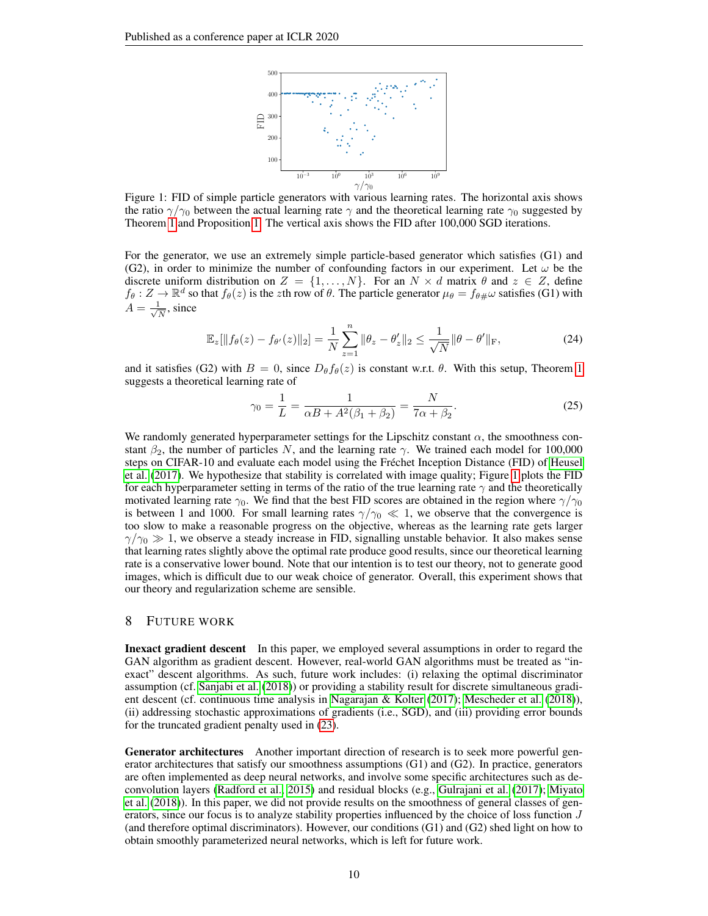Figure 1: FID of simple particle generators with various learning rates. The horizontal axis shows the ratio $\gamma/\gamma_0$ between the actual learning rate $\gamma$ and the theoretical learning rate $\gamma_0$ suggested by Theorem 1 and Proposition 1. The vertical axis shows the FID after 100,000 SGD iterations.

For the generator, we use an extremely simple particle-based generator which satisfies (G1) and (G2), in order to minimize the number of confounding factors in our experiment. Let $\omega$ be the discrete uniform distribution on $Z = \{1, \ldots, N\}$. For an $N \times d$ matrix $\theta$ and $z \in Z$, define $f_\theta : Z \to \mathbb{R}^d$ so that $f_\theta(z)$ is the $z$th row of $\theta$. The particle generator $\mu_\theta = f_{\theta\#}\omega$ satisfies (G1) with $A = \frac{1}{\sqrt{N}}$, since

$$\mathbb{E}_z[\|f_\theta(z) - f_{\theta'}(z)\|_2] = \frac{1}{N}\sum_{z=1}^{n} \|\theta_z - \theta'_z\|_2 \leq \frac{1}{\sqrt{N}}\|\theta - \theta'\|_{\mathrm{F}}, \tag{24}$$

and it satisfies (G2) with $B = 0$, since $D_\theta f_\theta(z)$ is constant w.r.t. $\theta$. With this setup, Theorem 1 suggests a theoretical learning rate of

$$\gamma_0 = \frac{1}{L} = \frac{1}{\alpha B + A^2(\beta_1 + \beta_2)} = \frac{N}{7\alpha + \beta_2}. \tag{25}$$

We randomly generated hyperparameter settings for the Lipschitz constant $\alpha$, the smoothness constant $\beta_2$, the number of particles $N$, and the learning rate $\gamma$. We trained each model for 100,000 steps on CIFAR-10 and evaluate each model using the Fréchet Inception Distance (FID) of Heusel et al. (2017). We hypothesize that stability is correlated with image quality; Figure 1 plots the FID for each hyperparameter setting in terms of the ratio of the true learning rate $\gamma$ and the theoretically motivated learning rate $\gamma_0$. We find that the best FID scores are obtained in the region where $\gamma/\gamma_0$ is between 1 and 1000. For small learning rates $\gamma/\gamma_0 \ll 1$, we observe that the convergence is too slow to make a reasonable progress on the objective, whereas as the learning rate gets larger $\gamma/\gamma_0 \gg 1$, we observe a steady increase in FID, signalling unstable behavior. It also makes sense that learning rates slightly above the optimal rate produce good results, since our theoretical learning rate is a conservative lower bound. Note that our intention is to test our theory, not to generate good images, which is difficult due to our weak choice of generator. Overall, this experiment shows that our theory and regularization scheme are sensible.

## 8 Future Work

**Inexact gradient descent** In this paper, we employed several assumptions in order to regard the GAN algorithm as gradient descent. However, real-world GAN algorithms must be treated as "inexact" descent algorithms. As such, future work includes: (i) relaxing the optimal discriminator assumption (cf. Sanjabi et al. (2018)) or providing a stability result for discrete simultaneous gradient descent (cf. continuous time analysis in Nagarajan & Kolter (2017); Mescheder et al. (2018)), (ii) addressing stochastic approximations of gradients (i.e., SGD), and (iii) providing error bounds for the truncated gradient penalty used in (23).

**Generator architectures** Another important direction of research is to seek more powerful generator architectures that satisfy our smoothness assumptions (G1) and (G2). In practice, generators are often implemented as deep neural networks, and involve some specific architectures such as deconvolution layers (Radford et al., 2015) and residual blocks (e.g., Gulrajani et al. (2017); Miyato et al. (2018)). In this paper, we did not provide results on the smoothness of general classes of generators, since our focus is to analyze stability properties influenced by the choice of loss function $J$ (and therefore optimal discriminators). However, our conditions (G1) and (G2) shed light on how to obtain smoothly parameterized neural networks, which is left for future work.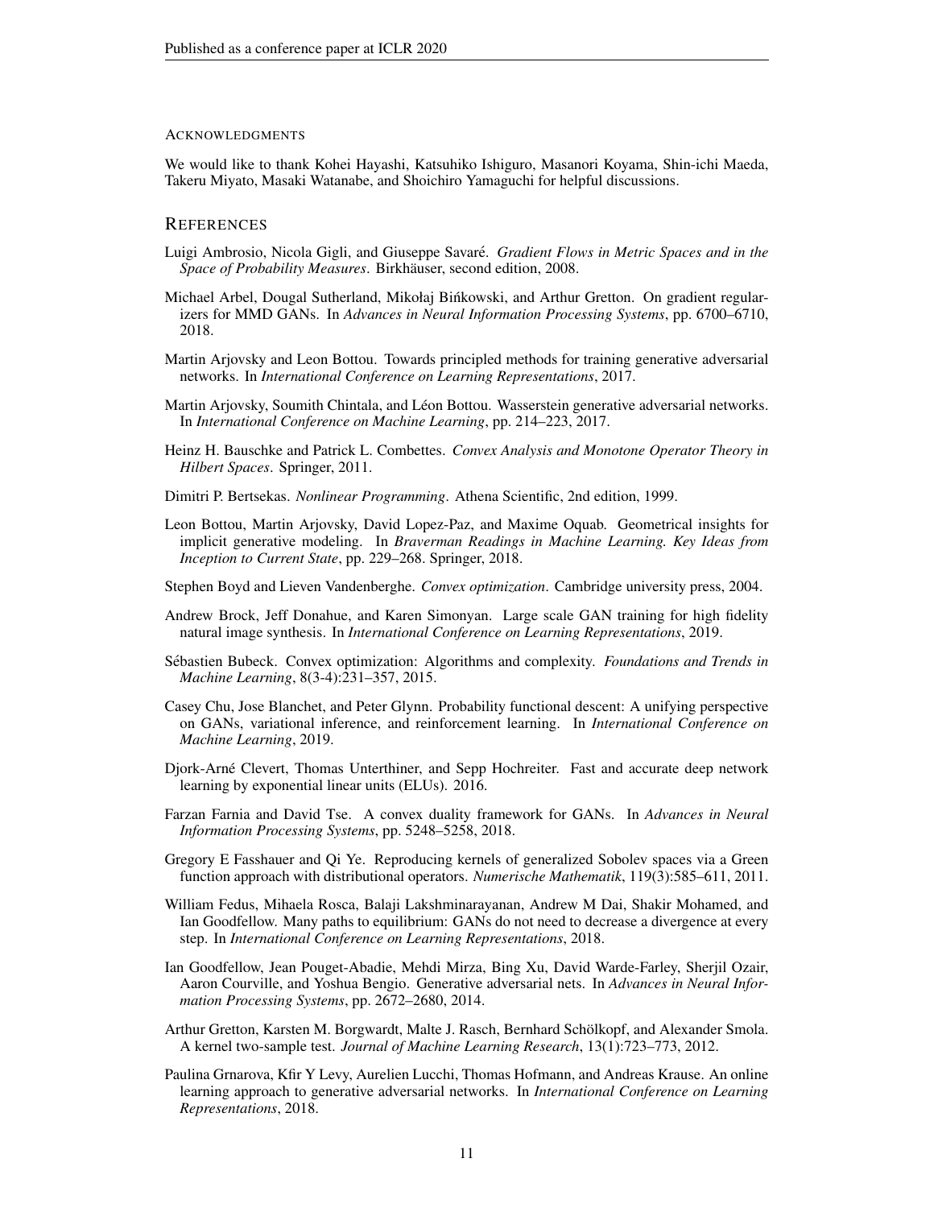#### ACKNOWLEDGMENTS

We would like to thank Kohei Hayashi, Katsuhiko Ishiguro, Masanori Koyama, Shin-ichi Maeda, Takeru Miyato, Masaki Watanabe, and Shoichiro Yamaguchi for helpful discussions.

## REFERENCES

Luigi Ambrosio, Nicola Gigli, and Giuseppe Savaré. *Gradient Flows in Metric Spaces and in the Space of Probability Measures*. Birkhäuser, second edition, 2008.

Michael Arbel, Dougal Sutherland, Mikołaj Bińkowski, and Arthur Gretton. On gradient regularizers for MMD GANs. In *Advances in Neural Information Processing Systems*, pp. 6700–6710, 2018.

Martin Arjovsky and Leon Bottou. Towards principled methods for training generative adversarial networks. In *International Conference on Learning Representations*, 2017.

Martin Arjovsky, Soumith Chintala, and Léon Bottou. Wasserstein generative adversarial networks. In *International Conference on Machine Learning*, pp. 214–223, 2017.

Heinz H. Bauschke and Patrick L. Combettes. *Convex Analysis and Monotone Operator Theory in Hilbert Spaces*. Springer, 2011.

Dimitri P. Bertsekas. *Nonlinear Programming*. Athena Scientific, 2nd edition, 1999.

Leon Bottou, Martin Arjovsky, David Lopez-Paz, and Maxime Oquab. Geometrical insights for implicit generative modeling. In *Braverman Readings in Machine Learning. Key Ideas from Inception to Current State*, pp. 229–268. Springer, 2018.

Stephen Boyd and Lieven Vandenberghe. *Convex optimization*. Cambridge university press, 2004.

Andrew Brock, Jeff Donahue, and Karen Simonyan. Large scale GAN training for high fidelity natural image synthesis. In *International Conference on Learning Representations*, 2019.

Sébastien Bubeck. Convex optimization: Algorithms and complexity. *Foundations and Trends in Machine Learning*, 8(3-4):231–357, 2015.

Casey Chu, Jose Blanchet, and Peter Glynn. Probability functional descent: A unifying perspective on GANs, variational inference, and reinforcement learning. In *International Conference on Machine Learning*, 2019.

Djork-Arné Clevert, Thomas Unterthiner, and Sepp Hochreiter. Fast and accurate deep network learning by exponential linear units (ELUs). 2016.

Farzan Farnia and David Tse. A convex duality framework for GANs. In *Advances in Neural Information Processing Systems*, pp. 5248–5258, 2018.

Gregory E Fasshauer and Qi Ye. Reproducing kernels of generalized Sobolev spaces via a Green function approach with distributional operators. *Numerische Mathematik*, 119(3):585–611, 2011.

William Fedus, Mihaela Rosca, Balaji Lakshminarayanan, Andrew M Dai, Shakir Mohamed, and Ian Goodfellow. Many paths to equilibrium: GANs do not need to decrease a divergence at every step. In *International Conference on Learning Representations*, 2018.

Ian Goodfellow, Jean Pouget-Abadie, Mehdi Mirza, Bing Xu, David Warde-Farley, Sherjil Ozair, Aaron Courville, and Yoshua Bengio. Generative adversarial nets. In *Advances in Neural Information Processing Systems*, pp. 2672–2680, 2014.

Arthur Gretton, Karsten M. Borgwardt, Malte J. Rasch, Bernhard Schölkopf, and Alexander Smola. A kernel two-sample test. *Journal of Machine Learning Research*, 13(1):723–773, 2012.

Paulina Grnarova, Kfir Y Levy, Aurelien Lucchi, Thomas Hofmann, and Andreas Krause. An online learning approach to generative adversarial networks. In *International Conference on Learning Representations*, 2018.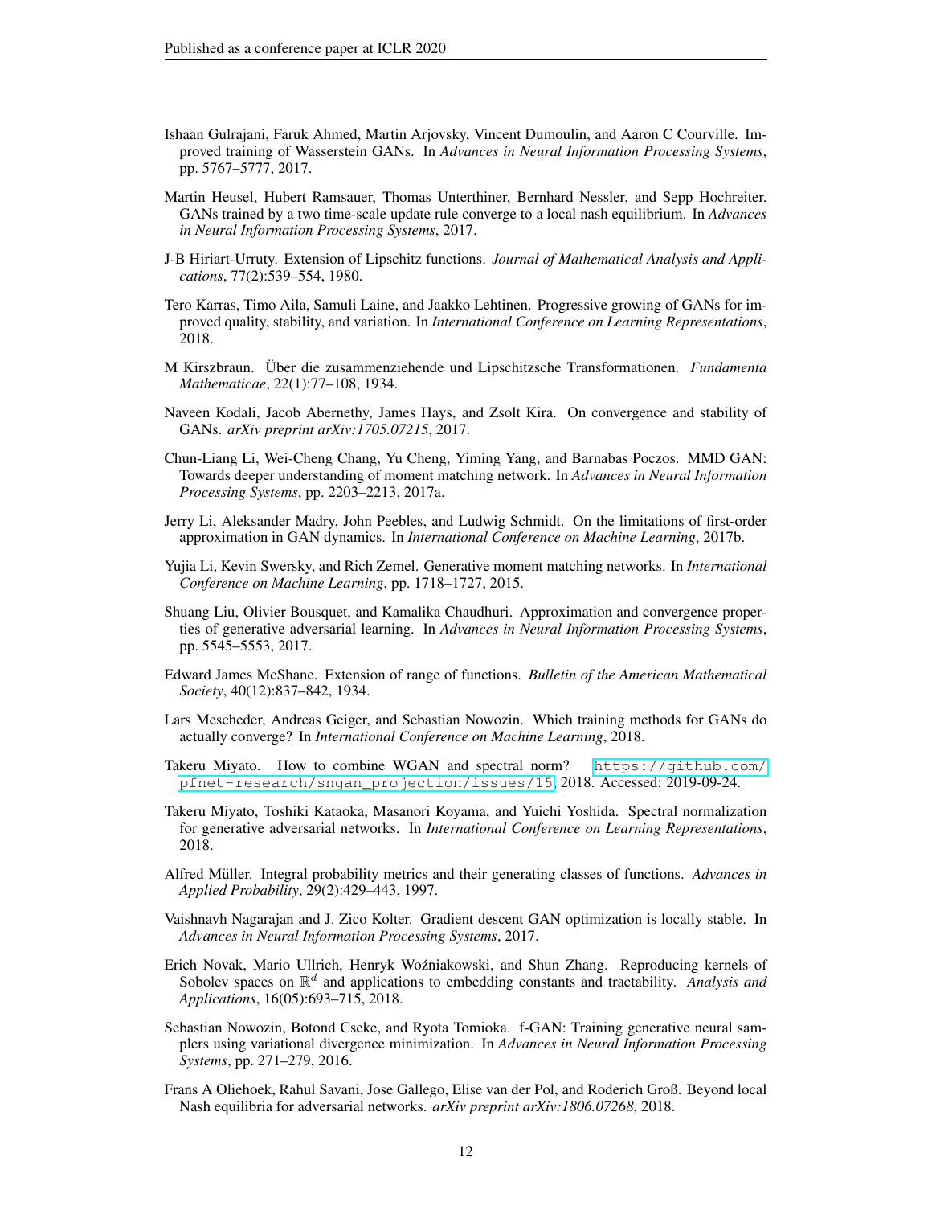Ishaan Gulrajani, Faruk Ahmed, Martin Arjovsky, Vincent Dumoulin, and Aaron C Courville. Improved training of Wasserstein GANs. In *Advances in Neural Information Processing Systems*, pp. 5767–5777, 2017.

Martin Heusel, Hubert Ramsauer, Thomas Unterthiner, Bernhard Nessler, and Sepp Hochreiter. GANs trained by a two time-scale update rule converge to a local nash equilibrium. In *Advances in Neural Information Processing Systems*, 2017.

J-B Hiriart-Urruty. Extension of Lipschitz functions. *Journal of Mathematical Analysis and Applications*, 77(2):539–554, 1980.

Tero Karras, Timo Aila, Samuli Laine, and Jaakko Lehtinen. Progressive growing of GANs for improved quality, stability, and variation. In *International Conference on Learning Representations*, 2018.

M Kirszbraun. Über die zusammenziehende und Lipschitzsche Transformationen. *Fundamenta Mathematicae*, 22(1):77–108, 1934.

Naveen Kodali, Jacob Abernethy, James Hays, and Zsolt Kira. On convergence and stability of GANs. *arXiv preprint arXiv:1705.07215*, 2017.

Chun-Liang Li, Wei-Cheng Chang, Yu Cheng, Yiming Yang, and Barnabas Poczos. MMD GAN: Towards deeper understanding of moment matching network. In *Advances in Neural Information Processing Systems*, pp. 2203–2213, 2017a.

Jerry Li, Aleksander Madry, John Peebles, and Ludwig Schmidt. On the limitations of first-order approximation in GAN dynamics. In *International Conference on Machine Learning*, 2017b.

Yujia Li, Kevin Swersky, and Rich Zemel. Generative moment matching networks. In *International Conference on Machine Learning*, pp. 1718–1727, 2015.

Shuang Liu, Olivier Bousquet, and Kamalika Chaudhuri. Approximation and convergence properties of generative adversarial learning. In *Advances in Neural Information Processing Systems*, pp. 5545–5553, 2017.

Edward James McShane. Extension of range of functions. *Bulletin of the American Mathematical Society*, 40(12):837–842, 1934.

Lars Mescheder, Andreas Geiger, and Sebastian Nowozin. Which training methods for GANs do actually converge? In *International Conference on Machine Learning*, 2018.

Takeru Miyato. How to combine WGAN and spectral norm? https://github.com/pfnet-research/sngan_projection/issues/15, 2018. Accessed: 2019-09-24.

Takeru Miyato, Toshiki Kataoka, Masanori Koyama, and Yuichi Yoshida. Spectral normalization for generative adversarial networks. In *International Conference on Learning Representations*, 2018.

Alfred Müller. Integral probability metrics and their generating classes of functions. *Advances in Applied Probability*, 29(2):429–443, 1997.

Vaishnavh Nagarajan and J. Zico Kolter. Gradient descent GAN optimization is locally stable. In *Advances in Neural Information Processing Systems*, 2017.

Erich Novak, Mario Ullrich, Henryk Woźniakowski, and Shun Zhang. Reproducing kernels of Sobolev spaces on $\mathbb{R}^d$ and applications to embedding constants and tractability. *Analysis and Applications*, 16(05):693–715, 2018.

Sebastian Nowozin, Botond Cseke, and Ryota Tomioka. f-GAN: Training generative neural samplers using variational divergence minimization. In *Advances in Neural Information Processing Systems*, pp. 271–279, 2016.

Frans A Oliehoek, Rahul Savani, Jose Gallego, Elise van der Pol, and Roderich Groß. Beyond local Nash equilibria for adversarial networks. *arXiv preprint arXiv:1806.07268*, 2018.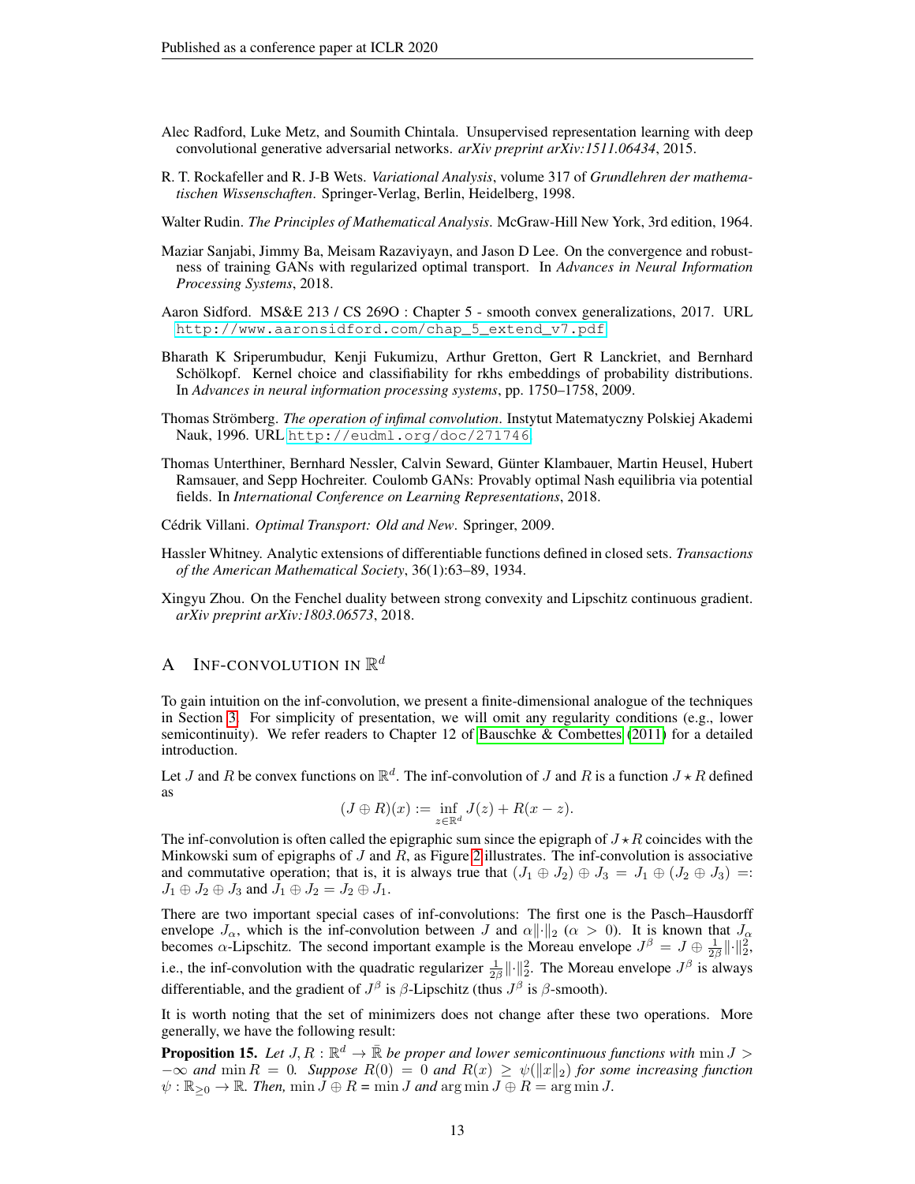Alec Radford, Luke Metz, and Soumith Chintala. Unsupervised representation learning with deep convolutional generative adversarial networks. *arXiv preprint arXiv:1511.06434*, 2015.

R. T. Rockafeller and R. J-B Wets. *Variational Analysis*, volume 317 of *Grundlehren der mathematischen Wissenschaften*. Springer-Verlag, Berlin, Heidelberg, 1998.

Walter Rudin. *The Principles of Mathematical Analysis*. McGraw-Hill New York, 3rd edition, 1964.

Maziar Sanjabi, Jimmy Ba, Meisam Razaviyayn, and Jason D Lee. On the convergence and robustness of training GANs with regularized optimal transport. In *Advances in Neural Information Processing Systems*, 2018.

Aaron Sidford. MS&E 213 / CS 269O : Chapter 5 - smooth convex generalizations, 2017. URL http://www.aaronsidford.com/chap_5_extend_v7.pdf.

Bharath K Sriperumbudur, Kenji Fukumizu, Arthur Gretton, Gert R Lanckriet, and Bernhard Schölkopf. Kernel choice and classifiability for rkhs embeddings of probability distributions. In *Advances in neural information processing systems*, pp. 1750–1758, 2009.

Thomas Strömberg. *The operation of infimal convolution*. Instytut Matematyczny Polskiej Akademi Nauk, 1996. URL http://eudml.org/doc/271746.

Thomas Unterthiner, Bernhard Nessler, Calvin Seward, Günter Klambauer, Martin Heusel, Hubert Ramsauer, and Sepp Hochreiter. Coulomb GANs: Provably optimal Nash equilibria via potential fields. In *International Conference on Learning Representations*, 2018.

Cédrik Villani. *Optimal Transport: Old and New*. Springer, 2009.

Hassler Whitney. Analytic extensions of differentiable functions defined in closed sets. *Transactions of the American Mathematical Society*, 36(1):63–89, 1934.

Xingyu Zhou. On the Fenchel duality between strong convexity and Lipschitz continuous gradient. *arXiv preprint arXiv:1803.06573*, 2018.

# A Inf-convolution in $\mathbb{R}^d$

To gain intuition on the inf-convolution, we present a finite-dimensional analogue of the techniques in Section 3. For simplicity of presentation, we will omit any regularity conditions (e.g., lower semicontinuity). We refer readers to Chapter 12 of Bauschke & Combettes (2011) for a detailed introduction.

Let $J$ and $R$ be convex functions on $\mathbb{R}^d$. The inf-convolution of $J$ and $R$ is a function $J \star R$ defined as

$$(J \oplus R)(x) := \inf_{z \in \mathbb{R}^d} J(z) + R(x - z).$$

The inf-convolution is often called the epigraphic sum since the epigraph of $J \star R$ coincides with the Minkowski sum of epigraphs of $J$ and $R$, as Figure 2 illustrates. The inf-convolution is associative and commutative operation; that is, it is always true that $(J_1 \oplus J_2) \oplus J_3 = J_1 \oplus (J_2 \oplus J_3) =: J_1 \oplus J_2 \oplus J_3$ and $J_1 \oplus J_2 = J_2 \oplus J_1$.

There are two important special cases of inf-convolutions: The first one is the Pasch–Hausdorff envelope $J_\alpha$, which is the inf-convolution between $J$ and $\alpha\|\cdot\|_2$ ($\alpha > 0$). It is known that $J_\alpha$ becomes $\alpha$-Lipschitz. The second important example is the Moreau envelope $J^\beta = J \oplus \frac{1}{2\beta}\|\cdot\|_2^2$, i.e., the inf-convolution with the quadratic regularizer $\frac{1}{2\beta}\|\cdot\|_2^2$. The Moreau envelope $J^\beta$ is always differentiable, and the gradient of $J^\beta$ is $\beta$-Lipschitz (thus $J^\beta$ is $\beta$-smooth).

It is worth noting that the set of minimizers does not change after these two operations. More generally, we have the following result:

**Proposition 15.** *Let $J, R : \mathbb{R}^d \to \bar{\mathbb{R}}$ be proper and lower semicontinuous functions with $\min J > -\infty$ and $\min R = 0$. Suppose $R(0) = 0$ and $R(x) \geq \psi(\|x\|_2)$ for some increasing function $\psi : \mathbb{R}_{\geq 0} \to \mathbb{R}$. Then, $\min J \oplus R = \min J$ and $\arg\min J \oplus R = \arg\min J$.*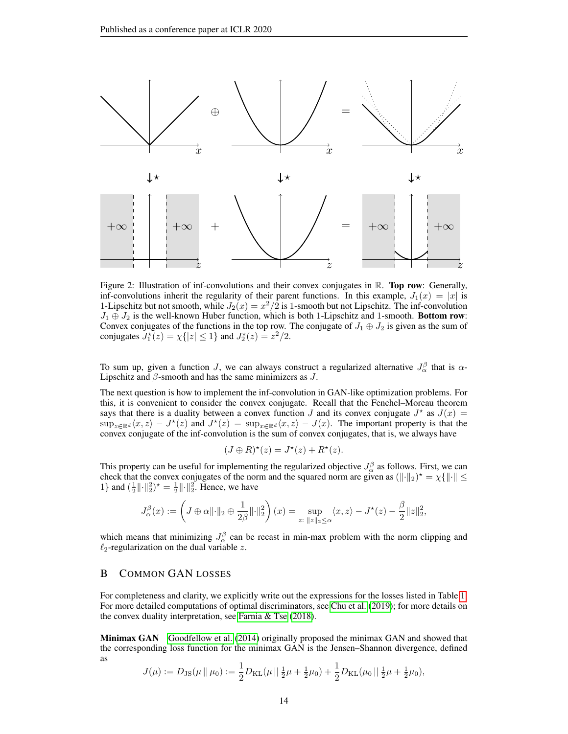Figure 2: Illustration of inf-convolutions and their convex conjugates in $\mathbb{R}$. **Top row**: Generally, inf-convolutions inherit the regularity of their parent functions. In this example, $J_1(x) = |x|$ is 1-Lipschitz but not smooth, while $J_2(x) = x^2/2$ is 1-smooth but not Lipschitz. The inf-convolution $J_1 \oplus J_2$ is the well-known Huber function, which is both 1-Lipschitz and 1-smooth. **Bottom row**: Convex conjugates of the functions in the top row. The conjugate of $J_1 \oplus J_2$ is given as the sum of conjugates $J_1^\star(z) = \chi\{|z| \leq 1\}$ and $J_2^\star(z) = z^2/2$.

To sum up, given a function $J$, we can always construct a regularized alternative $J_\alpha^\beta$ that is $\alpha$-Lipschitz and $\beta$-smooth and has the same minimizers as $J$.

The next question is how to implement the inf-convolution in GAN-like optimization problems. For this, it is convenient to consider the convex conjugate. Recall that the Fenchel–Moreau theorem says that there is a duality between a convex function $J$ and its convex conjugate $J^\star$ as $J(x) = \sup_{z \in \mathbb{R}^d} \langle x, z \rangle - J^\star(z)$ and $J^\star(z) = \sup_{x \in \mathbb{R}^d} \langle x, z \rangle - J(x)$. The important property is that the convex conjugate of the inf-convolution is the sum of convex conjugates, that is, we always have

$$(J \oplus R)^\star(z) = J^\star(z) + R^\star(z).$$

This property can be useful for implementing the regularized objective $J_\alpha^\beta$ as follows. First, we can check that the convex conjugates of the norm and the squared norm are given as $(\|\cdot\|_2)^\star = \chi\{\|\cdot\| \leq 1\}$ and $(\frac{1}{2}\|\cdot\|_2^2)^\star = \frac{1}{2}\|\cdot\|_2^2$. Hence, we have

$$J_\alpha^\beta(x) := \left( J \oplus \alpha \|\cdot\|_2 \oplus \frac{1}{2\beta}\|\cdot\|_2^2 \right)(x) = \sup_{z:\, \|z\|_2 \leq \alpha} \langle x, z \rangle - J^\star(z) - \frac{\beta}{2}\|z\|_2^2,$$

which means that minimizing $J_\alpha^\beta$ can be recast in min-max problem with the norm clipping and $\ell_2$-regularization on the dual variable $z$.

## B Common GAN losses

For completeness and clarity, we explicitly write out the expressions for the losses listed in Table 1. For more detailed computations of optimal discriminators, see Chu et al. (2019); for more details on the convex duality interpretation, see Farnia & Tse (2018).

**Minimax GAN** Goodfellow et al. (2014) originally proposed the minimax GAN and showed that the corresponding loss function for the minimax GAN is the Jensen–Shannon divergence, defined as

$$J(\mu) := D_{\mathrm{JS}}(\mu \,||\, \mu_0) := \frac{1}{2} D_{\mathrm{KL}}(\mu \,||\, \tfrac{1}{2}\mu + \tfrac{1}{2}\mu_0) + \frac{1}{2} D_{\mathrm{KL}}(\mu_0 \,||\, \tfrac{1}{2}\mu + \tfrac{1}{2}\mu_0),$$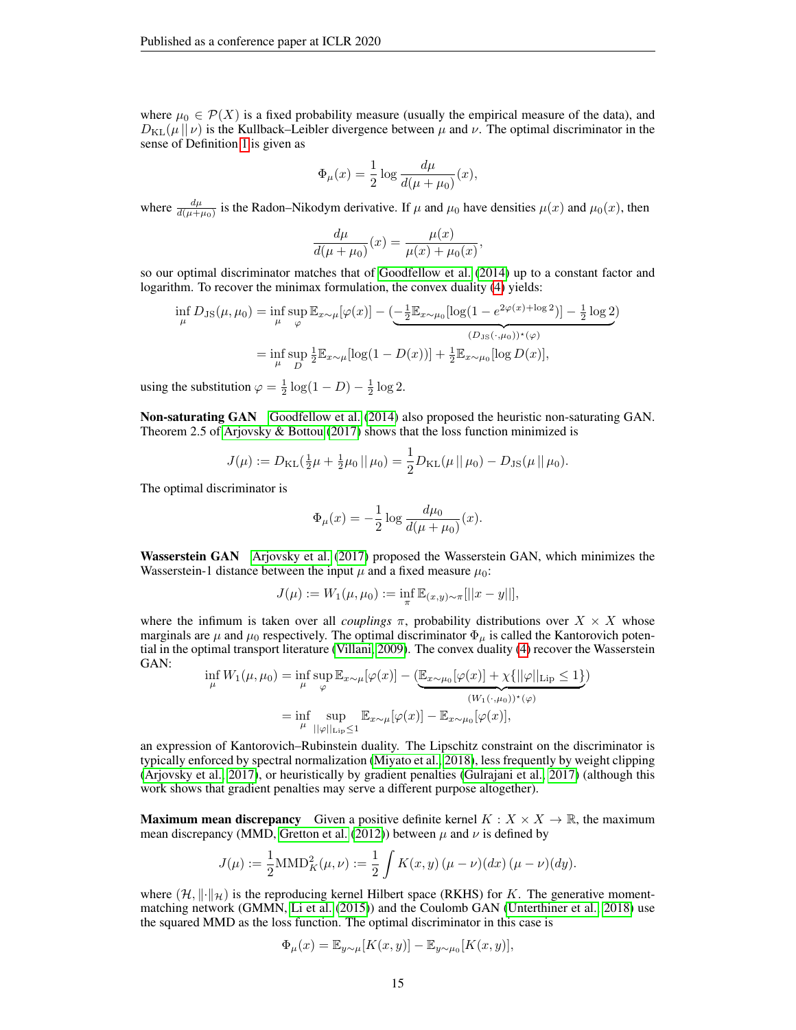where $\mu_0 \in \mathcal{P}(X)$ is a fixed probability measure (usually the empirical measure of the data), and $D_{\mathrm{KL}}(\mu \,||\, \nu)$ is the Kullback–Leibler divergence between $\mu$ and $\nu$. The optimal discriminator in the sense of Definition 1 is given as

$$\Phi_\mu(x) = \frac{1}{2} \log \frac{d\mu}{d(\mu + \mu_0)}(x),$$

where $\frac{d\mu}{d(\mu+\mu_0)}$ is the Radon–Nikodym derivative. If $\mu$ and $\mu_0$ have densities $\mu(x)$ and $\mu_0(x)$, then

$$\frac{d\mu}{d(\mu + \mu_0)}(x) = \frac{\mu(x)}{\mu(x) + \mu_0(x)},$$

so our optimal discriminator matches that of Goodfellow et al. (2014) up to a constant factor and logarithm. To recover the minimax formulation, the convex duality (4) yields:

$$\begin{aligned}
\inf_\mu D_{\mathrm{JS}}(\mu, \mu_0) &= \inf_\mu \sup_\varphi \mathbb{E}_{x\sim\mu}[\varphi(x)] - \underbrace{(-\tfrac{1}{2}\mathbb{E}_{x\sim\mu_0}[\log(1 - e^{2\varphi(x)+\log 2})] - \tfrac{1}{2}\log 2)}_{(D_{\mathrm{JS}}(\cdot,\mu_0))^\star(\varphi)} \\
&= \inf_\mu \sup_D \tfrac{1}{2}\mathbb{E}_{x\sim\mu}[\log(1 - D(x))] + \tfrac{1}{2}\mathbb{E}_{x\sim\mu_0}[\log D(x)],
\end{aligned}$$

using the substitution $\varphi = \frac{1}{2}\log(1 - D) - \frac{1}{2}\log 2$.

**Non-saturating GAN** Goodfellow et al. (2014) also proposed the heuristic non-saturating GAN. Theorem 2.5 of Arjovsky & Bottou (2017) shows that the loss function minimized is

$$J(\mu) := D_{\mathrm{KL}}(\tfrac{1}{2}\mu + \tfrac{1}{2}\mu_0 \,||\, \mu_0) = \frac{1}{2} D_{\mathrm{KL}}(\mu \,||\, \mu_0) - D_{\mathrm{JS}}(\mu \,||\, \mu_0).$$

The optimal discriminator is

$$\Phi_\mu(x) = -\frac{1}{2} \log \frac{d\mu_0}{d(\mu + \mu_0)}(x).$$

**Wasserstein GAN** Arjovsky et al. (2017) proposed the Wasserstein GAN, which minimizes the Wasserstein-1 distance between the input $\mu$ and a fixed measure $\mu_0$:

$$J(\mu) := W_1(\mu, \mu_0) := \inf_\pi \mathbb{E}_{(x,y)\sim\pi}[||x - y||],$$

where the infimum is taken over all *couplings* $\pi$, probability distributions over $X \times X$ whose marginals are $\mu$ and $\mu_0$ respectively. The optimal discriminator $\Phi_\mu$ is called the Kantorovich potential in the optimal transport literature (Villani, 2009). The convex duality (4) recover the Wasserstein GAN:

$$\begin{aligned}
\inf_\mu W_1(\mu, \mu_0) &= \inf_\mu \sup_\varphi \mathbb{E}_{x\sim\mu}[\varphi(x)] - \underbrace{(\mathbb{E}_{x\sim\mu_0}[\varphi(x)] + \chi\{||\varphi||_{\mathrm{Lip}} \le 1\})}_{(W_1(\cdot,\mu_0))^\star(\varphi)} \\
&= \inf_\mu \sup_{||\varphi||_{\mathrm{Lip}} \le 1} \mathbb{E}_{x\sim\mu}[\varphi(x)] - \mathbb{E}_{x\sim\mu_0}[\varphi(x)],
\end{aligned}$$

an expression of Kantorovich–Rubinstein duality. The Lipschitz constraint on the discriminator is typically enforced by spectral normalization (Miyato et al., 2018), less frequently by weight clipping (Arjovsky et al., 2017), or heuristically by gradient penalties (Gulrajani et al., 2017) (although this work shows that gradient penalties may serve a different purpose altogether).

**Maximum mean discrepancy** Given a positive definite kernel $K : X \times X \to \mathbb{R}$, the maximum mean discrepancy (MMD, Gretton et al. (2012)) between $\mu$ and $\nu$ is defined by

$$J(\mu) := \frac{1}{2}\mathrm{MMD}_K^2(\mu, \nu) := \frac{1}{2} \int K(x, y)\, (\mu - \nu)(dx)\, (\mu - \nu)(dy).$$

where $(\mathcal{H}, \|\cdot\|_{\mathcal{H}})$ is the reproducing kernel Hilbert space (RKHS) for $K$. The generative moment-matching network (GMMN, Li et al. (2015)) and the Coulomb GAN (Unterthiner et al., 2018) use the squared MMD as the loss function. The optimal discriminator in this case is

$$\Phi_\mu(x) = \mathbb{E}_{y\sim\mu}[K(x, y)] - \mathbb{E}_{y\sim\mu_0}[K(x, y)],$$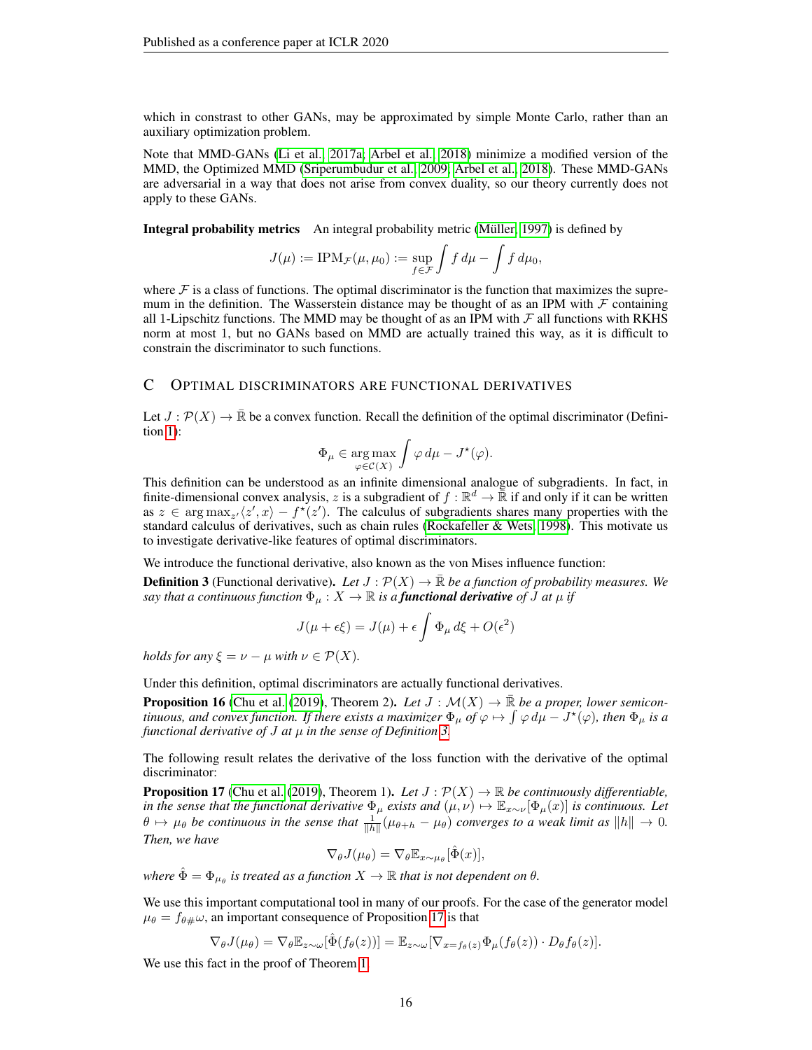which in constrast to other GANs, may be approximated by simple Monte Carlo, rather than an auxiliary optimization problem.

Note that MMD-GANs (Li et al., 2017a; Arbel et al., 2018) minimize a modified version of the MMD, the Optimized MMD (Sriperumbudur et al., 2009; Arbel et al., 2018). These MMD-GANs are adversarial in a way that does not arise from convex duality, so our theory currently does not apply to these GANs.

**Integral probability metrics** An integral probability metric (Müller, 1997) is defined by

$$J(\mu) := \mathrm{IPM}_{\mathcal{F}}(\mu, \mu_0) := \sup_{f \in \mathcal{F}} \int f \, d\mu - \int f \, d\mu_0,$$

where $\mathcal{F}$ is a class of functions. The optimal discriminator is the function that maximizes the supremum in the definition. The Wasserstein distance may be thought of as an IPM with $\mathcal{F}$ containing all 1-Lipschitz functions. The MMD may be thought of as an IPM with $\mathcal{F}$ all functions with RKHS norm at most 1, but no GANs based on MMD are actually trained this way, as it is difficult to constrain the discriminator to such functions.

## C Optimal discriminators are functional derivatives

Let $J : \mathcal{P}(X) \to \bar{\mathbb{R}}$ be a convex function. Recall the definition of the optimal discriminator (Definition 1):

$$\Phi_\mu \in \operatorname*{arg\,max}_{\varphi \in \mathcal{C}(X)} \int \varphi \, d\mu - J^\star(\varphi).$$

This definition can be understood as an infinite dimensional analogue of subgradients. In fact, in finite-dimensional convex analysis, $z$ is a subgradient of $f : \mathbb{R}^d \to \bar{\mathbb{R}}$ if and only if it can be written as $z \in \arg\max_{z'} \langle z', x \rangle - f^\star(z')$. The calculus of subgradients shares many properties with the standard calculus of derivatives, such as chain rules (Rockafeller & Wets, 1998). This motivate us to investigate derivative-like features of optimal discriminators.

We introduce the functional derivative, also known as the von Mises influence function:

**Definition 3** (Functional derivative). *Let $J : \mathcal{P}(X) \to \bar{\mathbb{R}}$ be a function of probability measures. We say that a continuous function $\Phi_\mu : X \to \mathbb{R}$ is a **functional derivative** of $J$ at $\mu$ if*

$$J(\mu + \epsilon\xi) = J(\mu) + \epsilon \int \Phi_\mu \, d\xi + O(\epsilon^2)$$

*holds for any $\xi = \nu - \mu$ with $\nu \in \mathcal{P}(X)$.*

Under this definition, optimal discriminators are actually functional derivatives.

**Proposition 16** (Chu et al. (2019), Theorem 2). *Let $J : \mathcal{M}(X) \to \bar{\mathbb{R}}$ be a proper, lower semicontinuous, and convex function. If there exists a maximizer $\Phi_\mu$ of $\varphi \mapsto \int \varphi \, d\mu - J^\star(\varphi)$, then $\Phi_\mu$ is a functional derivative of $J$ at $\mu$ in the sense of Definition 3.*

The following result relates the derivative of the loss function with the derivative of the optimal discriminator:

**Proposition 17** (Chu et al. (2019), Theorem 1). *Let $J : \mathcal{P}(X) \to \mathbb{R}$ be continuously differentiable, in the sense that the functional derivative $\Phi_\mu$ exists and $(\mu, \nu) \mapsto \mathbb{E}_{x \sim \nu}[\Phi_\mu(x)]$ is continuous. Let $\theta \mapsto \mu_\theta$ be continuous in the sense that $\frac{1}{\|h\|}(\mu_{\theta+h} - \mu_\theta)$ converges to a weak limit as $\|h\| \to 0$. Then, we have*

$$\nabla_\theta J(\mu_\theta) = \nabla_\theta \mathbb{E}_{x \sim \mu_\theta}[\hat{\Phi}(x)],$$

*where $\hat{\Phi} = \Phi_{\mu_\theta}$ is treated as a function $X \to \mathbb{R}$ that is not dependent on $\theta$.*

We use this important computational tool in many of our proofs. For the case of the generator model $\mu_\theta = f_{\theta\#}\omega$, an important consequence of Proposition 17 is that

$$\nabla_\theta J(\mu_\theta) = \nabla_\theta \mathbb{E}_{z \sim \omega}[\hat{\Phi}(f_\theta(z))] = \mathbb{E}_{z \sim \omega}[\nabla_{x = f_\theta(z)} \Phi_\mu(f_\theta(z)) \cdot D_\theta f_\theta(z)].$$

We use this fact in the proof of Theorem 1.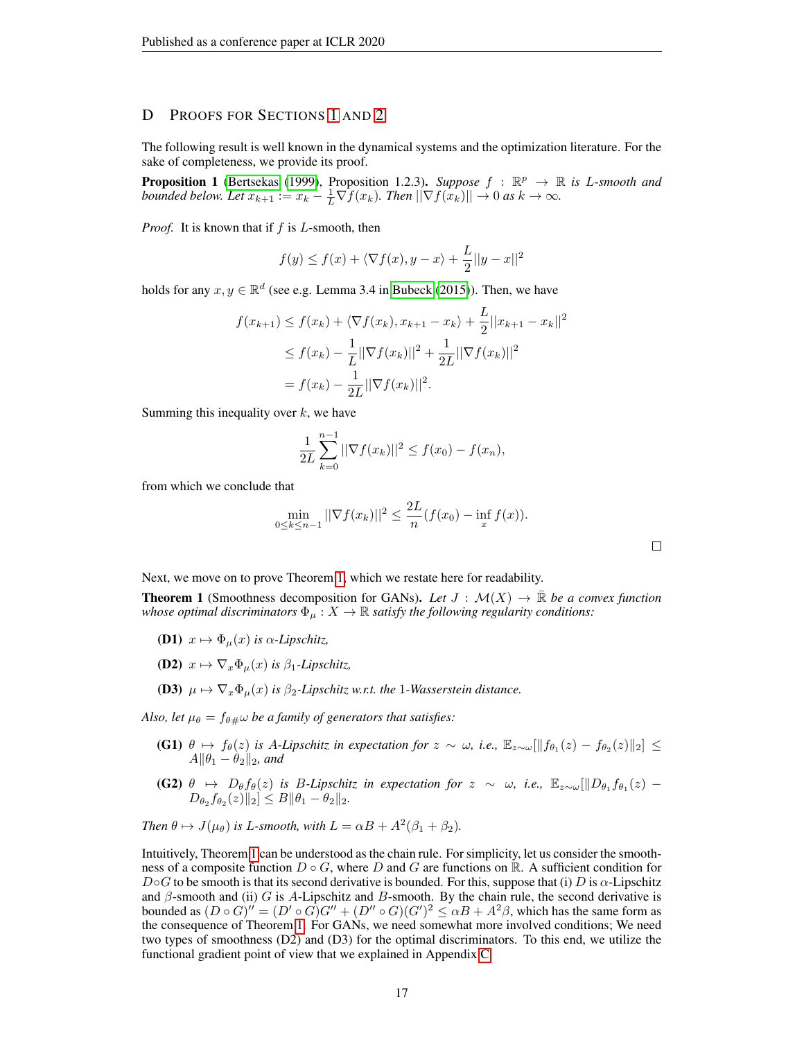## D Proofs for Sections 1 and 2

The following result is well known in the dynamical systems and the optimization literature. For the sake of completeness, we provide its proof.

**Proposition 1** (Bertsekas (1999), Proposition 1.2.3). *Suppose $f : \mathbb{R}^p \to \mathbb{R}$ is $L$-smooth and bounded below. Let $x_{k+1} := x_k - \frac{1}{L}\nabla f(x_k)$. Then $||\nabla f(x_k)|| \to 0$ as $k \to \infty$.*

*Proof.* It is known that if $f$ is $L$-smooth, then

$$f(y) \le f(x) + \langle \nabla f(x), y - x \rangle + \frac{L}{2}||y - x||^2$$

holds for any $x, y \in \mathbb{R}^d$ (see e.g. Lemma 3.4 in Bubeck (2015)). Then, we have

$$\begin{aligned}
f(x_{k+1}) &\le f(x_k) + \langle \nabla f(x_k), x_{k+1} - x_k \rangle + \frac{L}{2}||x_{k+1} - x_k||^2 \\
&\le f(x_k) - \frac{1}{L}||\nabla f(x_k)||^2 + \frac{1}{2L}||\nabla f(x_k)||^2 \\
&= f(x_k) - \frac{1}{2L}||\nabla f(x_k)||^2.
\end{aligned}$$

Summing this inequality over $k$, we have

$$\frac{1}{2L}\sum_{k=0}^{n-1}||\nabla f(x_k)||^2 \le f(x_0) - f(x_n),$$

from which we conclude that

$$\min_{0 \le k \le n-1} ||\nabla f(x_k)||^2 \le \frac{2L}{n}(f(x_0) - \inf_x f(x)).$$

□

Next, we move on to prove Theorem 1, which we restate here for readability.

**Theorem 1** (Smoothness decomposition for GANs). *Let $J : \mathcal{M}(X) \to \bar{\mathbb{R}}$ be a convex function whose optimal discriminators $\Phi_\mu : X \to \mathbb{R}$ satisfy the following regularity conditions:*

- **(D1)** *$x \mapsto \Phi_\mu(x)$ is $\alpha$-Lipschitz,*
- **(D2)** *$x \mapsto \nabla_x \Phi_\mu(x)$ is $\beta_1$-Lipschitz,*
- **(D3)** *$\mu \mapsto \nabla_x \Phi_\mu(x)$ is $\beta_2$-Lipschitz w.r.t. the 1-Wasserstein distance.*

*Also, let $\mu_\theta = f_{\theta\#}\omega$ be a family of generators that satisfies:*

- **(G1)** *$\theta \mapsto f_\theta(z)$ is $A$-Lipschitz in expectation for $z \sim \omega$, i.e., $\mathbb{E}_{z\sim\omega}[\|f_{\theta_1}(z) - f_{\theta_2}(z)\|_2] \le A\|\theta_1 - \theta_2\|_2$, and*
- **(G2)** *$\theta \mapsto D_\theta f_\theta(z)$ is $B$-Lipschitz in expectation for $z \sim \omega$, i.e., $\mathbb{E}_{z\sim\omega}[\|D_{\theta_1} f_{\theta_1}(z) - D_{\theta_2} f_{\theta_2}(z)\|_2] \le B\|\theta_1 - \theta_2\|_2$.*

*Then $\theta \mapsto J(\mu_\theta)$ is $L$-smooth, with $L = \alpha B + A^2(\beta_1 + \beta_2)$.*

Intuitively, Theorem 1 can be understood as the chain rule. For simplicity, let us consider the smoothness of a composite function $D \circ G$, where $D$ and $G$ are functions on $\mathbb{R}$. A sufficient condition for $D \circ G$ to be smooth is that its second derivative is bounded. For this, suppose that (i) $D$ is $\alpha$-Lipschitz and $\beta$-smooth and (ii) $G$ is $A$-Lipschitz and $B$-smooth. By the chain rule, the second derivative is bounded as $(D \circ G)'' = (D' \circ G)G'' + (D'' \circ G)(G')^2 \le \alpha B + A^2\beta$, which has the same form as the consequence of Theorem 1. For GANs, we need somewhat more involved conditions; We need two types of smoothness (D2) and (D3) for the optimal discriminators. To this end, we utilize the functional gradient point of view that we explained in Appendix C.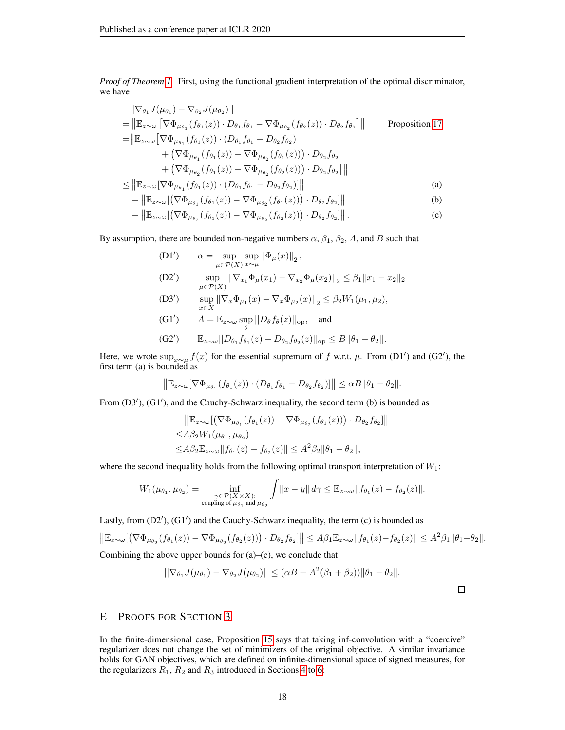*Proof of Theorem 1.* First, using the functional gradient interpretation of the optimal discriminator, we have

$$
\begin{aligned}
&||\nabla_{\theta_1} J(\mu_{\theta_1}) - \nabla_{\theta_2} J(\mu_{\theta_2})|| \\
=&\left\|\mathbb{E}_{z\sim\omega}\left[\nabla\Phi_{\mu_{\theta_1}}(f_{\theta_1}(z)) \cdot D_{\theta_1} f_{\theta_1} - \nabla\Phi_{\mu_{\theta_2}}(f_{\theta_2}(z)) \cdot D_{\theta_2} f_{\theta_2}\right]\right\| \qquad \text{Proposition 17} \\
=&\Big\|\mathbb{E}_{z\sim\omega}\big[\nabla\Phi_{\mu_{\theta_1}}(f_{\theta_1}(z)) \cdot (D_{\theta_1} f_{\theta_1} - D_{\theta_2} f_{\theta_2}) \\
&\quad + \left(\nabla\Phi_{\mu_{\theta_1}}(f_{\theta_1}(z)) - \nabla\Phi_{\mu_{\theta_2}}(f_{\theta_1}(z))\right) \cdot D_{\theta_2} f_{\theta_2} \\
&\quad + \left(\nabla\Phi_{\mu_{\theta_2}}(f_{\theta_1}(z)) - \nabla\Phi_{\mu_{\theta_2}}(f_{\theta_2}(z))\right) \cdot D_{\theta_2} f_{\theta_2}\big]\Big\| \\
\leq& \left\|\mathbb{E}_{z\sim\omega}[\nabla\Phi_{\mu_{\theta_1}}(f_{\theta_1}(z)) \cdot (D_{\theta_1} f_{\theta_1} - D_{\theta_2} f_{\theta_2})]\right\| \qquad \text{(a)} \\
&+ \left\|\mathbb{E}_{z\sim\omega}[\left(\nabla\Phi_{\mu_{\theta_1}}(f_{\theta_1}(z)) - \nabla\Phi_{\mu_{\theta_2}}(f_{\theta_1}(z))\right) \cdot D_{\theta_2} f_{\theta_2}]\right\| \qquad \text{(b)} \\
&+ \left\|\mathbb{E}_{z\sim\omega}[\left(\nabla\Phi_{\mu_{\theta_2}}(f_{\theta_1}(z)) - \nabla\Phi_{\mu_{\theta_2}}(f_{\theta_2}(z))\right) \cdot D_{\theta_2} f_{\theta_2}]\right\|. \qquad \text{(c)}
\end{aligned}
$$

By assumption, there are bounded non-negative numbers $\alpha$, $\beta_1$, $\beta_2$, $A$, and $B$ such that

$$
\begin{aligned}
&(\mathrm{D1}') \qquad \alpha = \sup_{\mu\in\mathcal{P}(X)} \sup_{x\sim\mu} \|\Phi_\mu(x)\|_2, \\
&(\mathrm{D2}') \qquad \sup_{\mu\in\mathcal{P}(X)} \|\nabla_{x_1}\Phi_\mu(x_1) - \nabla_{x_2}\Phi_\mu(x_2)\|_2 \leq \beta_1\|x_1 - x_2\|_2 \\
&(\mathrm{D3}') \qquad \sup_{x\in X} \|\nabla_x\Phi_{\mu_1}(x) - \nabla_x\Phi_{\mu_2}(x)\|_2 \leq \beta_2 W_1(\mu_1, \mu_2), \\
&(\mathrm{G1}') \qquad A = \mathbb{E}_{z\sim\omega} \sup_\theta ||D_\theta f_\theta(z)||_{\mathrm{op}}, \quad \text{and} \\
&(\mathrm{G2}') \qquad \mathbb{E}_{z\sim\omega}||D_{\theta_1} f_{\theta_1}(z) - D_{\theta_2} f_{\theta_2}(z)||_{\mathrm{op}} \leq B||\theta_1 - \theta_2||.
\end{aligned}
$$

Here, we wrote $\sup_{x\sim\mu} f(x)$ for the essential supremum of $f$ w.r.t. $\mu$. From (D1$'$) and (G2$'$), the first term (a) is bounded as

$$
\left\|\mathbb{E}_{z\sim\omega}[\nabla\Phi_{\mu_{\theta_1}}(f_{\theta_1}(z)) \cdot (D_{\theta_1} f_{\theta_1} - D_{\theta_2} f_{\theta_2})]\right\| \leq \alpha B\|\theta_1 - \theta_2\|.
$$

From (D3$'$), (G1$'$), and the Cauchy-Schwarz inequality, the second term (b) is bounded as

$$
\begin{aligned}
&\left\|\mathbb{E}_{z\sim\omega}[\left(\nabla\Phi_{\mu_{\theta_1}}(f_{\theta_1}(z)) - \nabla\Phi_{\mu_{\theta_2}}(f_{\theta_1}(z))\right) \cdot D_{\theta_2} f_{\theta_2}]\right\| \\
\leq& A\beta_2 W_1(\mu_{\theta_1}, \mu_{\theta_2}) \\
\leq& A\beta_2 \mathbb{E}_{z\sim\omega}\|f_{\theta_1}(z) - f_{\theta_2}(z)\| \leq A^2\beta_2\|\theta_1 - \theta_2\|,
\end{aligned}
$$

where the second inequality holds from the following optimal transport interpretation of $W_1$:

$$
W_1(\mu_{\theta_1}, \mu_{\theta_2}) = \inf_{\substack{\gamma\in\mathcal{P}(X\times X): \\ \text{coupling of } \mu_{\theta_1} \text{ and } \mu_{\theta_2}}} \int \|x - y\|\, d\gamma \leq \mathbb{E}_{z\sim\omega}\|f_{\theta_1}(z) - f_{\theta_2}(z)\|.
$$

Lastly, from (D2$'$), (G1$'$) and the Cauchy-Schwarz inequality, the term (c) is bounded as

$$
\left\|\mathbb{E}_{z\sim\omega}[\left(\nabla\Phi_{\mu_{\theta_2}}(f_{\theta_1}(z)) - \nabla\Phi_{\mu_{\theta_2}}(f_{\theta_2}(z))\right) \cdot D_{\theta_2} f_{\theta_2}]\right\| \leq A\beta_1\mathbb{E}_{z\sim\omega}\|f_{\theta_1}(z) - f_{\theta_2}(z)\| \leq A^2\beta_1\|\theta_1 - \theta_2\|.
$$

Combining the above upper bounds for (a)–(c), we conclude that

$$
||\nabla_{\theta_1} J(\mu_{\theta_1}) - \nabla_{\theta_2} J(\mu_{\theta_2})|| \leq (\alpha B + A^2(\beta_1 + \beta_2))\|\theta_1 - \theta_2\|.
$$

□

## E Proofs for Section 3

In the finite-dimensional case, Proposition 15 says that taking inf-convolution with a "coercive" regularizer does not change the set of minimizers of the original objective. A similar invariance holds for GAN objectives, which are defined on infinite-dimensional space of signed measures, for the regularizers $R_1$, $R_2$ and $R_3$ introduced in Sections 4 to 6: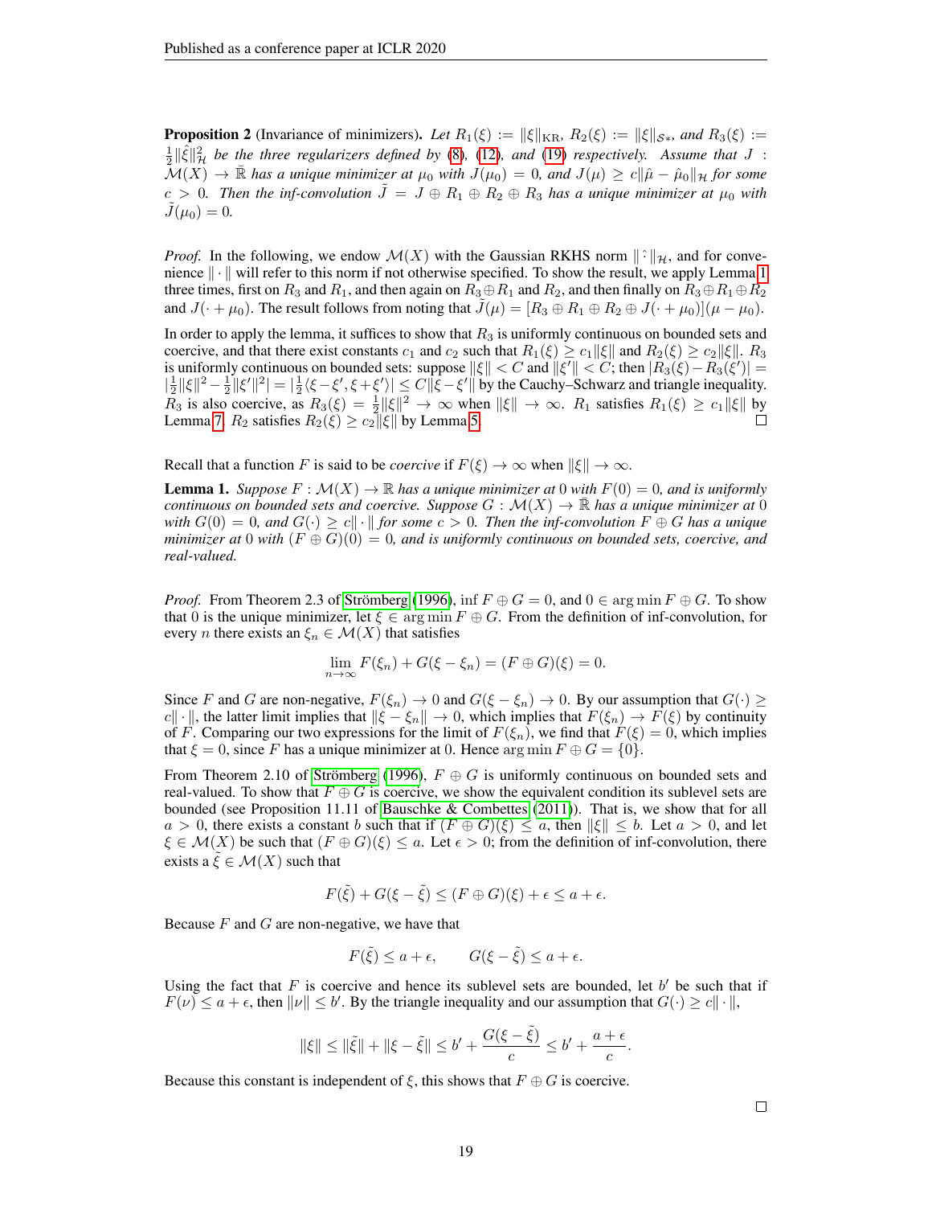**Proposition 2** (Invariance of minimizers). *Let $R_1(\xi) := \|\xi\|_{\mathrm{KR}}$, $R_2(\xi) := \|\xi\|_{\mathcal{S}*}$, and $R_3(\xi) := \frac{1}{2}\|\hat{\xi}\|_{\mathcal{H}}^2$ be the three regularizers defined by (8), (12), and (19) respectively. Assume that $J : \mathcal{M}(X) \to \bar{\mathbb{R}}$ has a unique minimizer at $\mu_0$ with $J(\mu_0) = 0$, and $J(\mu) \geq c\|\hat{\mu} - \hat{\mu}_0\|_{\mathcal{H}}$ for some $c > 0$. Then the inf-convolution $\tilde{J} = J \oplus R_1 \oplus R_2 \oplus R_3$ has a unique minimizer at $\mu_0$ with $\tilde{J}(\mu_0) = 0$.*

*Proof.* In the following, we endow $\mathcal{M}(X)$ with the Gaussian RKHS norm $\|\hat{\cdot}\|_{\mathcal{H}}$, and for convenience $\|\cdot\|$ will refer to this norm if not otherwise specified. To show the result, we apply Lemma 1 three times, first on $R_3$ and $R_1$, and then again on $R_3 \oplus R_1$ and $R_2$, and then finally on $R_3 \oplus R_1 \oplus R_2$ and $J(\cdot + \mu_0)$. The result follows from noting that $\tilde{J}(\mu) = [R_3 \oplus R_1 \oplus R_2 \oplus J(\cdot + \mu_0)](\mu - \mu_0)$.

In order to apply the lemma, it suffices to show that $R_3$ is uniformly continuous on bounded sets and coercive, and that there exist constants $c_1$ and $c_2$ such that $R_1(\xi) \geq c_1\|\xi\|$ and $R_2(\xi) \geq c_2\|\xi\|$. $R_3$ is uniformly continuous on bounded sets: suppose $\|\xi\| < C$ and $\|\xi'\| < C$; then $|R_3(\xi) - R_3(\xi')| = |\frac{1}{2}\|\xi\|^2 - \frac{1}{2}\|\xi'\|^2| = |\frac{1}{2}\langle \xi - \xi', \xi + \xi' \rangle| \leq C\|\xi - \xi'\|$ by the Cauchy–Schwarz and triangle inequality. $R_3$ is also coercive, as $R_3(\xi) = \frac{1}{2}\|\xi\|^2 \to \infty$ when $\|\xi\| \to \infty$. $R_1$ satisfies $R_1(\xi) \geq c_1\|\xi\|$ by Lemma 7. $R_2$ satisfies $R_2(\xi) \geq c_2\|\xi\|$ by Lemma 5. $\square$

Recall that a function $F$ is said to be *coercive* if $F(\xi) \to \infty$ when $\|\xi\| \to \infty$.

**Lemma 1.** *Suppose $F : \mathcal{M}(X) \to \mathbb{R}$ has a unique minimizer at 0 with $F(0) = 0$, and is uniformly continuous on bounded sets and coercive. Suppose $G : \mathcal{M}(X) \to \bar{\mathbb{R}}$ has a unique minimizer at 0 with $G(0) = 0$, and $G(\cdot) \geq c\|\cdot\|$ for some $c > 0$. Then the inf-convolution $F \oplus G$ has a unique minimizer at 0 with $(F \oplus G)(0) = 0$, and is uniformly continuous on bounded sets, coercive, and real-valued.*

*Proof.* From Theorem 2.3 of Strömberg (1996), $\inf F \oplus G = 0$, and $0 \in \arg\min F \oplus G$. To show that 0 is the unique minimizer, let $\xi \in \arg\min F \oplus G$. From the definition of inf-convolution, for every $n$ there exists an $\xi_n \in \mathcal{M}(X)$ that satisfies

$$\lim_{n\to\infty} F(\xi_n) + G(\xi - \xi_n) = (F \oplus G)(\xi) = 0.$$

Since $F$ and $G$ are non-negative, $F(\xi_n) \to 0$ and $G(\xi - \xi_n) \to 0$. By our assumption that $G(\cdot) \geq c\|\cdot\|$, the latter limit implies that $\|\xi - \xi_n\| \to 0$, which implies that $F(\xi_n) \to F(\xi)$ by continuity of $F$. Comparing our two expressions for the limit of $F(\xi_n)$, we find that $F(\xi) = 0$, which implies that $\xi = 0$, since $F$ has a unique minimizer at 0. Hence $\arg\min F \oplus G = \{0\}$.

From Theorem 2.10 of Strömberg (1996), $F \oplus G$ is uniformly continuous on bounded sets and real-valued. To show that $F \oplus G$ is coercive, we show the equivalent condition its sublevel sets are bounded (see Proposition 11.11 of Bauschke & Combettes (2011)). That is, we show that for all $a > 0$, there exists a constant $b$ such that if $(F \oplus G)(\xi) \leq a$, then $\|\xi\| \leq b$. Let $a > 0$, and let $\xi \in \mathcal{M}(X)$ be such that $(F \oplus G)(\xi) \leq a$. Let $\epsilon > 0$; from the definition of inf-convolution, there exists a $\tilde{\xi} \in \mathcal{M}(X)$ such that

$$F(\tilde{\xi}) + G(\xi - \tilde{\xi}) \leq (F \oplus G)(\xi) + \epsilon \leq a + \epsilon.$$

Because $F$ and $G$ are non-negative, we have that

$$F(\tilde{\xi}) \leq a + \epsilon, \qquad G(\xi - \tilde{\xi}) \leq a + \epsilon.$$

Using the fact that $F$ is coercive and hence its sublevel sets are bounded, let $b'$ be such that if $F(\nu) \leq a + \epsilon$, then $\|\nu\| \leq b'$. By the triangle inequality and our assumption that $G(\cdot) \geq c\|\cdot\|$,

$$\|\xi\| \leq \|\tilde{\xi}\| + \|\xi - \tilde{\xi}\| \leq b' + \frac{G(\xi - \tilde{\xi})}{c} \leq b' + \frac{a + \epsilon}{c}.$$

Because this constant is independent of $\xi$, this shows that $F \oplus G$ is coercive.

$\square$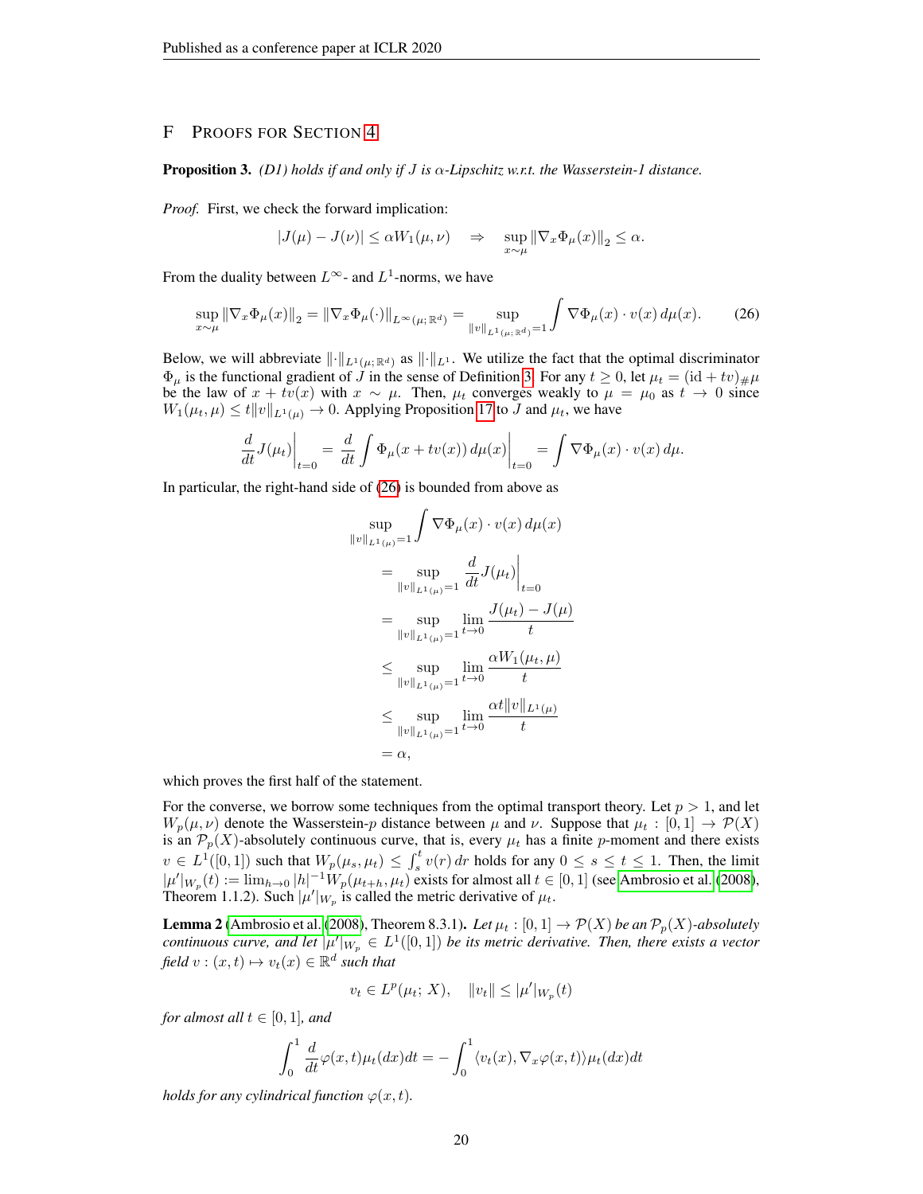## F Proofs for Section 4

**Proposition 3.** *(D1) holds if and only if $J$ is $\alpha$-Lipschitz w.r.t. the Wasserstein-1 distance.*

*Proof.* First, we check the forward implication:

$$|J(\mu) - J(\nu)| \leq \alpha W_1(\mu, \nu) \quad \Rightarrow \quad \sup_{x \sim \mu} \|\nabla_x \Phi_\mu(x)\|_2 \leq \alpha.$$

From the duality between $L^\infty$- and $L^1$-norms, we have

$$\sup_{x \sim \mu} \|\nabla_x \Phi_\mu(x)\|_2 = \|\nabla_x \Phi_\mu(\cdot)\|_{L^\infty(\mu; \mathbb{R}^d)} = \sup_{\|v\|_{L^1(\mu;\mathbb{R}^d)}=1} \int \nabla \Phi_\mu(x) \cdot v(x) \, d\mu(x). \tag{26}$$

Below, we will abbreviate $\|\cdot\|_{L^1(\mu;\mathbb{R}^d)}$ as $\|\cdot\|_{L^1}$. We utilize the fact that the optimal discriminator $\Phi_\mu$ is the functional gradient of $J$ in the sense of Definition 3. For any $t \geq 0$, let $\mu_t = (\mathrm{id} + tv)_{\#}\mu$ be the law of $x + tv(x)$ with $x \sim \mu$. Then, $\mu_t$ converges weakly to $\mu = \mu_0$ as $t \to 0$ since $W_1(\mu_t, \mu) \leq t\|v\|_{L^1(\mu)} \to 0$. Applying Proposition 17 to $J$ and $\mu_t$, we have

$$\left.\frac{d}{dt} J(\mu_t)\right|_{t=0} = \left.\frac{d}{dt} \int \Phi_\mu(x + tv(x)) \, d\mu(x)\right|_{t=0} = \int \nabla \Phi_\mu(x) \cdot v(x) \, d\mu.$$

In particular, the right-hand side of (26) is bounded from above as

$$\begin{aligned}
&\sup_{\|v\|_{L^1(\mu)}=1} \int \nabla \Phi_\mu(x) \cdot v(x) \, d\mu(x) \\
&\quad = \sup_{\|v\|_{L^1(\mu)}=1} \left.\frac{d}{dt} J(\mu_t)\right|_{t=0} \\
&\quad = \sup_{\|v\|_{L^1(\mu)}=1} \lim_{t \to 0} \frac{J(\mu_t) - J(\mu)}{t} \\
&\quad \leq \sup_{\|v\|_{L^1(\mu)}=1} \lim_{t \to 0} \frac{\alpha W_1(\mu_t, \mu)}{t} \\
&\quad \leq \sup_{\|v\|_{L^1(\mu)}=1} \lim_{t \to 0} \frac{\alpha t \|v\|_{L^1(\mu)}}{t} \\
&\quad = \alpha,
\end{aligned}$$

which proves the first half of the statement.

For the converse, we borrow some techniques from the optimal transport theory. Let $p > 1$, and let $W_p(\mu, \nu)$ denote the Wasserstein-$p$ distance between $\mu$ and $\nu$. Suppose that $\mu_t : [0, 1] \to \mathcal{P}(X)$ is an $\mathcal{P}_p(X)$-absolutely continuous curve, that is, every $\mu_t$ has a finite $p$-moment and there exists $v \in L^1([0, 1])$ such that $W_p(\mu_s, \mu_t) \leq \int_s^t v(r) \, dr$ holds for any $0 \leq s \leq t \leq 1$. Then, the limit $|\mu'|_{W_p}(t) := \lim_{h \to 0} |h|^{-1} W_p(\mu_{t+h}, \mu_t)$ exists for almost all $t \in [0, 1]$ (see Ambrosio et al. (2008), Theorem 1.1.2). Such $|\mu'|_{W_p}$ is called the metric derivative of $\mu_t$.

**Lemma 2** (Ambrosio et al. (2008), Theorem 8.3.1)**.** *Let $\mu_t : [0, 1] \to \mathcal{P}(X)$ be an $\mathcal{P}_p(X)$-absolutely continuous curve, and let $|\mu'|_{W_p} \in L^1([0, 1])$ be its metric derivative. Then, there exists a vector field $v : (x, t) \mapsto v_t(x) \in \mathbb{R}^d$ such that*

$$v_t \in L^p(\mu_t; X), \quad \|v_t\| \leq |\mu'|_{W_p}(t)$$

*for almost all $t \in [0, 1]$, and*

$$\int_0^1 \frac{d}{dt} \varphi(x, t) \mu_t(dx) dt = -\int_0^1 \langle v_t(x), \nabla_x \varphi(x, t) \rangle \mu_t(dx) dt$$

*holds for any cylindrical function $\varphi(x, t)$.*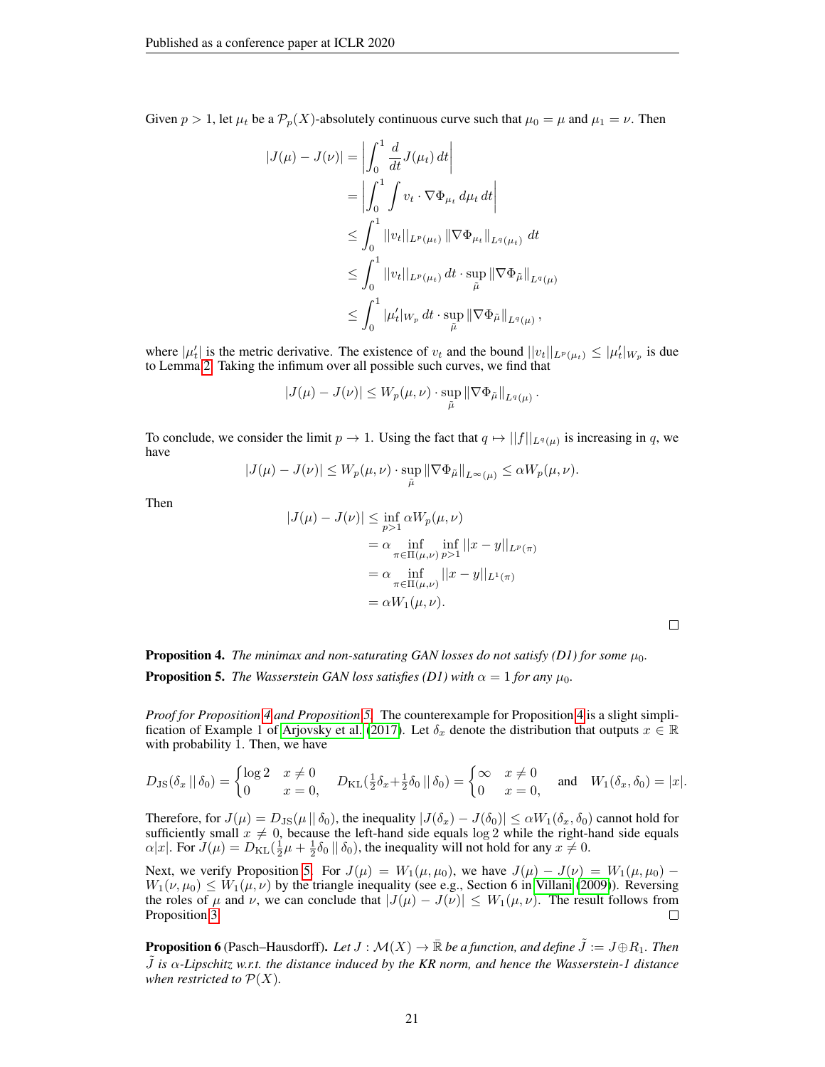Given $p > 1$, let $\mu_t$ be a $\mathcal{P}_p(X)$-absolutely continuous curve such that $\mu_0 = \mu$ and $\mu_1 = \nu$. Then

$$
\begin{aligned}
|J(\mu) - J(\nu)| &= \left| \int_0^1 \frac{d}{dt} J(\mu_t)\, dt \right| \\
&= \left| \int_0^1 \int v_t \cdot \nabla \Phi_{\mu_t} \, d\mu_t \, dt \right| \\
&\leq \int_0^1 ||v_t||_{L^p(\mu_t)} \, \|\nabla \Phi_{\mu_t}\|_{L^q(\mu_t)} \, dt \\
&\leq \int_0^1 ||v_t||_{L^p(\mu_t)} \, dt \cdot \sup_{\tilde{\mu}} \|\nabla \Phi_{\tilde{\mu}}\|_{L^q(\mu)} \\
&\leq \int_0^1 |\mu_t'|_{W_p} \, dt \cdot \sup_{\tilde{\mu}} \|\nabla \Phi_{\tilde{\mu}}\|_{L^q(\mu)},
\end{aligned}
$$

where $|\mu_t'|$ is the metric derivative. The existence of $v_t$ and the bound $||v_t||_{L^p(\mu_t)} \leq |\mu_t'|_{W_p}$ is due to Lemma 2. Taking the infimum over all possible such curves, we find that

$$
|J(\mu) - J(\nu)| \leq W_p(\mu, \nu) \cdot \sup_{\tilde{\mu}} \|\nabla \Phi_{\tilde{\mu}}\|_{L^q(\mu)}.
$$

To conclude, we consider the limit $p \to 1$. Using the fact that $q \mapsto ||f||_{L^q(\mu)}$ is increasing in $q$, we have

$$
|J(\mu) - J(\nu)| \leq W_p(\mu, \nu) \cdot \sup_{\tilde{\mu}} \|\nabla \Phi_{\tilde{\mu}}\|_{L^\infty(\mu)} \leq \alpha W_p(\mu, \nu).
$$

Then

$$
\begin{aligned}
|J(\mu) - J(\nu)| &\leq \inf_{p>1} \alpha W_p(\mu, \nu) \\
&= \alpha \inf_{\pi \in \Pi(\mu,\nu)} \inf_{p>1} ||x - y||_{L^p(\pi)} \\
&= \alpha \inf_{\pi \in \Pi(\mu,\nu)} ||x - y||_{L^1(\pi)} \\
&= \alpha W_1(\mu, \nu).
\end{aligned}
$$

□

**Proposition 4.** *The minimax and non-saturating GAN losses do not satisfy (D1) for some $\mu_0$.*

**Proposition 5.** *The Wasserstein GAN loss satisfies (D1) with $\alpha = 1$ for any $\mu_0$.*

*Proof for Proposition 4 and Proposition 5.* The counterexample for Proposition 4 is a slight simplification of Example 1 of Arjovsky et al. (2017). Let $\delta_x$ denote the distribution that outputs $x \in \mathbb{R}$ with probability 1. Then, we have

$$
D_{\mathrm{JS}}(\delta_x \,||\, \delta_0) = \begin{cases} \log 2 & x \neq 0 \\ 0 & x = 0, \end{cases} \quad D_{\mathrm{KL}}(\tfrac{1}{2}\delta_x + \tfrac{1}{2}\delta_0 \,||\, \delta_0) = \begin{cases} \infty & x \neq 0 \\ 0 & x = 0, \end{cases} \quad \text{and} \quad W_1(\delta_x, \delta_0) = |x|.
$$

Therefore, for $J(\mu) = D_{\mathrm{JS}}(\mu \,||\, \delta_0)$, the inequality $|J(\delta_x) - J(\delta_0)| \leq \alpha W_1(\delta_x, \delta_0)$ cannot hold for sufficiently small $x \neq 0$, because the left-hand side equals $\log 2$ while the right-hand side equals $\alpha |x|$. For $J(\mu) = D_{\mathrm{KL}}(\frac{1}{2}\mu + \frac{1}{2}\delta_0 \,||\, \delta_0)$, the inequality will not hold for any $x \neq 0$.

Next, we verify Proposition 5. For $J(\mu) = W_1(\mu, \mu_0)$, we have $J(\mu) - J(\nu) = W_1(\mu, \mu_0) - W_1(\nu, \mu_0) \leq W_1(\mu, \nu)$ by the triangle inequality (see e.g., Section 6 in Villani (2009)). Reversing the roles of $\mu$ and $\nu$, we can conclude that $|J(\mu) - J(\nu)| \leq W_1(\mu, \nu)$. The result follows from Proposition 3. □

**Proposition 6** (Pasch–Hausdorff). *Let $J : \mathcal{M}(X) \to \bar{\mathbb{R}}$ be a function, and define $\tilde{J} := J \oplus R_1$. Then $\tilde{J}$ is $\alpha$-Lipschitz w.r.t. the distance induced by the KR norm, and hence the Wasserstein-1 distance when restricted to $\mathcal{P}(X)$.*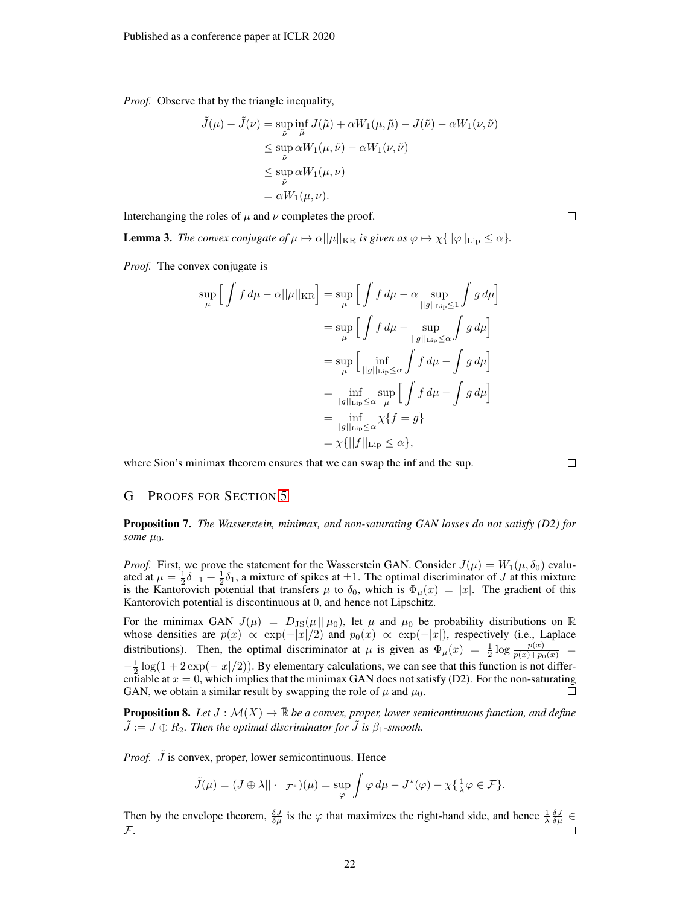*Proof.* Observe that by the triangle inequality,

$$
\begin{aligned}
\tilde{J}(\mu) - \tilde{J}(\nu) &= \sup_{\tilde{\nu}} \inf_{\tilde{\mu}} J(\tilde{\mu}) + \alpha W_1(\mu, \tilde{\mu}) - J(\tilde{\nu}) - \alpha W_1(\nu, \tilde{\nu}) \\
&\leq \sup_{\tilde{\nu}} \alpha W_1(\mu, \tilde{\nu}) - \alpha W_1(\nu, \tilde{\nu}) \\
&\leq \sup_{\tilde{\nu}} \alpha W_1(\mu, \nu) \\
&= \alpha W_1(\mu, \nu).
\end{aligned}
$$

Interchanging the roles of $\mu$ and $\nu$ completes the proof. □

**Lemma 3.** *The convex conjugate of $\mu \mapsto \alpha||\mu||_{\text{KR}}$ is given as $\varphi \mapsto \chi\{\|\varphi\|_{\text{Lip}} \leq \alpha\}$.*

*Proof.* The convex conjugate is

$$
\begin{aligned}
\sup_{\mu} \Big[ \int f \, d\mu - \alpha ||\mu||_{\text{KR}} \Big] &= \sup_{\mu} \Big[ \int f \, d\mu - \alpha \sup_{||g||_{\text{Lip}} \leq 1} \int g \, d\mu \Big] \\
&= \sup_{\mu} \Big[ \int f \, d\mu - \sup_{||g||_{\text{Lip}} \leq \alpha} \int g \, d\mu \Big] \\
&= \sup_{\mu} \Big[ \inf_{||g||_{\text{Lip}} \leq \alpha} \int f \, d\mu - \int g \, d\mu \Big] \\
&= \inf_{||g||_{\text{Lip}} \leq \alpha} \sup_{\mu} \Big[ \int f \, d\mu - \int g \, d\mu \Big] \\
&= \inf_{||g||_{\text{Lip}} \leq \alpha} \chi\{f = g\} \\
&= \chi\{||f||_{\text{Lip}} \leq \alpha\},
\end{aligned}
$$

where Sion's minimax theorem ensures that we can swap the inf and the sup. □

## G Proofs for Section 5

**Proposition 7.** *The Wasserstein, minimax, and non-saturating GAN losses do not satisfy (D2) for some $\mu_0$.*

*Proof.* First, we prove the statement for the Wasserstein GAN. Consider $J(\mu) = W_1(\mu, \delta_0)$ evaluated at $\mu = \frac{1}{2}\delta_{-1} + \frac{1}{2}\delta_1$, a mixture of spikes at $\pm 1$. The optimal discriminator of $J$ at this mixture is the Kantorovich potential that transfers $\mu$ to $\delta_0$, which is $\Phi_\mu(x) = |x|$. The gradient of this Kantorovich potential is discontinuous at 0, and hence not Lipschitz.

For the minimax GAN $J(\mu) = D_{\text{JS}}(\mu \,||\, \mu_0)$, let $\mu$ and $\mu_0$ be probability distributions on $\mathbb{R}$ whose densities are $p(x) \propto \exp(-|x|/2)$ and $p_0(x) \propto \exp(-|x|)$, respectively (i.e., Laplace distributions). Then, the optimal discriminator at $\mu$ is given as $\Phi_\mu(x) = \frac{1}{2} \log \frac{p(x)}{p(x)+p_0(x)} = -\frac{1}{2}\log(1 + 2\exp(-|x|/2))$. By elementary calculations, we can see that this function is not differentiable at $x = 0$, which implies that the minimax GAN does not satisfy (D2). For the non-saturating GAN, we obtain a similar result by swapping the role of $\mu$ and $\mu_0$. □

**Proposition 8.** *Let $J : \mathcal{M}(X) \to \bar{\mathbb{R}}$ be a convex, proper, lower semicontinuous function, and define $\tilde{J} := J \oplus R_2$. Then the optimal discriminator for $\tilde{J}$ is $\beta_1$-smooth.*

*Proof.* $\tilde{J}$ is convex, proper, lower semicontinuous. Hence

$$
\tilde{J}(\mu) = (J \oplus \lambda || \cdot ||_{\mathcal{F}^*})(\mu) = \sup_{\varphi} \int \varphi \, d\mu - J^\star(\varphi) - \chi\{\tfrac{1}{\lambda}\varphi \in \mathcal{F}\}.
$$

Then by the envelope theorem, $\frac{\delta J}{\delta \mu}$ is the $\varphi$ that maximizes the right-hand side, and hence $\frac{1}{\lambda}\frac{\delta J}{\delta \mu} \in \mathcal{F}$. □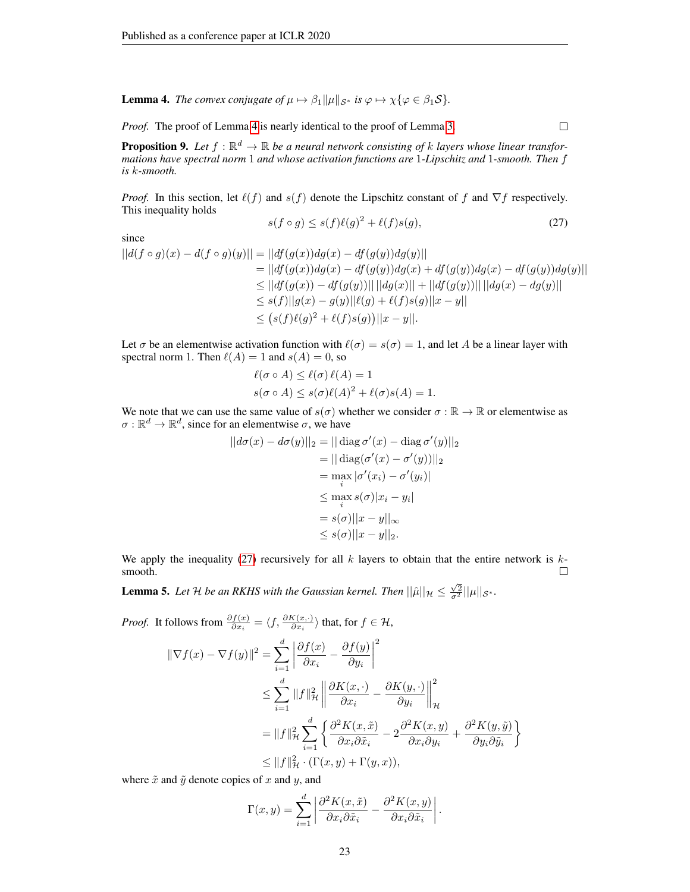**Lemma 4.** *The convex conjugate of $\mu \mapsto \beta_1 \|\mu\|_{\mathcal{S}^*}$ is $\varphi \mapsto \chi\{\varphi \in \beta_1 \mathcal{S}\}$.*

*Proof.* The proof of Lemma 4 is nearly identical to the proof of Lemma 3. ◻

**Proposition 9.** *Let $f : \mathbb{R}^d \to \mathbb{R}$ be a neural network consisting of $k$ layers whose linear transformations have spectral norm 1 and whose activation functions are 1-Lipschitz and 1-smooth. Then $f$ is $k$-smooth.*

*Proof.* In this section, let $\ell(f)$ and $s(f)$ denote the Lipschitz constant of $f$ and $\nabla f$ respectively. This inequality holds

$$s(f \circ g) \leq s(f)\ell(g)^2 + \ell(f)s(g), \tag{27}$$

since

$$\begin{aligned}
||d(f \circ g)(x) - d(f \circ g)(y)|| &= ||df(g(x))dg(x) - df(g(y))dg(y)|| \\
&= ||df(g(x))dg(x) - df(g(y))dg(x) + df(g(y))dg(x) - df(g(y))dg(y)|| \\
&\leq ||df(g(x)) - df(g(y))||\,||dg(x)|| + ||df(g(y))||\,||dg(x) - dg(y)|| \\
&\leq s(f)||g(x) - g(y)||\ell(g) + \ell(f)s(g)||x - y|| \\
&\leq \big(s(f)\ell(g)^2 + \ell(f)s(g)\big)||x - y||.
\end{aligned}$$

Let $\sigma$ be an elementwise activation function with $\ell(\sigma) = s(\sigma) = 1$, and let $A$ be a linear layer with spectral norm 1. Then $\ell(A) = 1$ and $s(A) = 0$, so

$$\begin{aligned}
\ell(\sigma \circ A) &\leq \ell(\sigma)\,\ell(A) = 1 \\
s(\sigma \circ A) &\leq s(\sigma)\ell(A)^2 + \ell(\sigma)s(A) = 1.
\end{aligned}$$

We note that we can use the same value of $s(\sigma)$ whether we consider $\sigma : \mathbb{R} \to \mathbb{R}$ or elementwise as $\sigma : \mathbb{R}^d \to \mathbb{R}^d$, since for an elementwise $\sigma$, we have

$$\begin{aligned}
||d\sigma(x) - d\sigma(y)||_2 &= ||\operatorname{diag}\sigma'(x) - \operatorname{diag}\sigma'(y)||_2 \\
&= ||\operatorname{diag}(\sigma'(x) - \sigma'(y))||_2 \\
&= \max_i |\sigma'(x_i) - \sigma'(y_i)| \\
&\leq \max_i s(\sigma)|x_i - y_i| \\
&= s(\sigma)||x - y||_\infty \\
&\leq s(\sigma)||x - y||_2.
\end{aligned}$$

We apply the inequality (27) recursively for all $k$ layers to obtain that the entire network is $k$-smooth. ◻

**Lemma 5.** *Let $\mathcal{H}$ be an RKHS with the Gaussian kernel. Then $||\hat{\mu}||_{\mathcal{H}} \leq \frac{\sqrt{2}}{\sigma^2}||\mu||_{\mathcal{S}^*}$.*

*Proof.* It follows from $\frac{\partial f(x)}{\partial x_i} = \langle f, \frac{\partial K(x,\cdot)}{\partial x_i}\rangle$ that, for $f \in \mathcal{H}$,

$$\begin{aligned}
\|\nabla f(x) - \nabla f(y)\|^2 &= \sum_{i=1}^{d} \left| \frac{\partial f(x)}{\partial x_i} - \frac{\partial f(y)}{\partial y_i} \right|^2 \\
&\leq \sum_{i=1}^{d} \|f\|_{\mathcal{H}}^2 \left\| \frac{\partial K(x,\cdot)}{\partial x_i} - \frac{\partial K(y,\cdot)}{\partial y_i} \right\|_{\mathcal{H}}^2 \\
&= \|f\|_{\mathcal{H}}^2 \sum_{i=1}^{d} \left\{ \frac{\partial^2 K(x,\tilde{x})}{\partial x_i \partial \tilde{x}_i} - 2\frac{\partial^2 K(x,y)}{\partial x_i \partial y_i} + \frac{\partial^2 K(y,\tilde{y})}{\partial y_i \partial \tilde{y}_i} \right\} \\
&\leq \|f\|_{\mathcal{H}}^2 \cdot (\Gamma(x,y) + \Gamma(y,x)),
\end{aligned}$$

where $\tilde{x}$ and $\tilde{y}$ denote copies of $x$ and $y$, and

$$\Gamma(x,y) = \sum_{i=1}^{d} \left| \frac{\partial^2 K(x,\tilde{x})}{\partial x_i \partial \tilde{x}_i} - \frac{\partial^2 K(x,y)}{\partial x_i \partial \tilde{x}_i} \right|.$$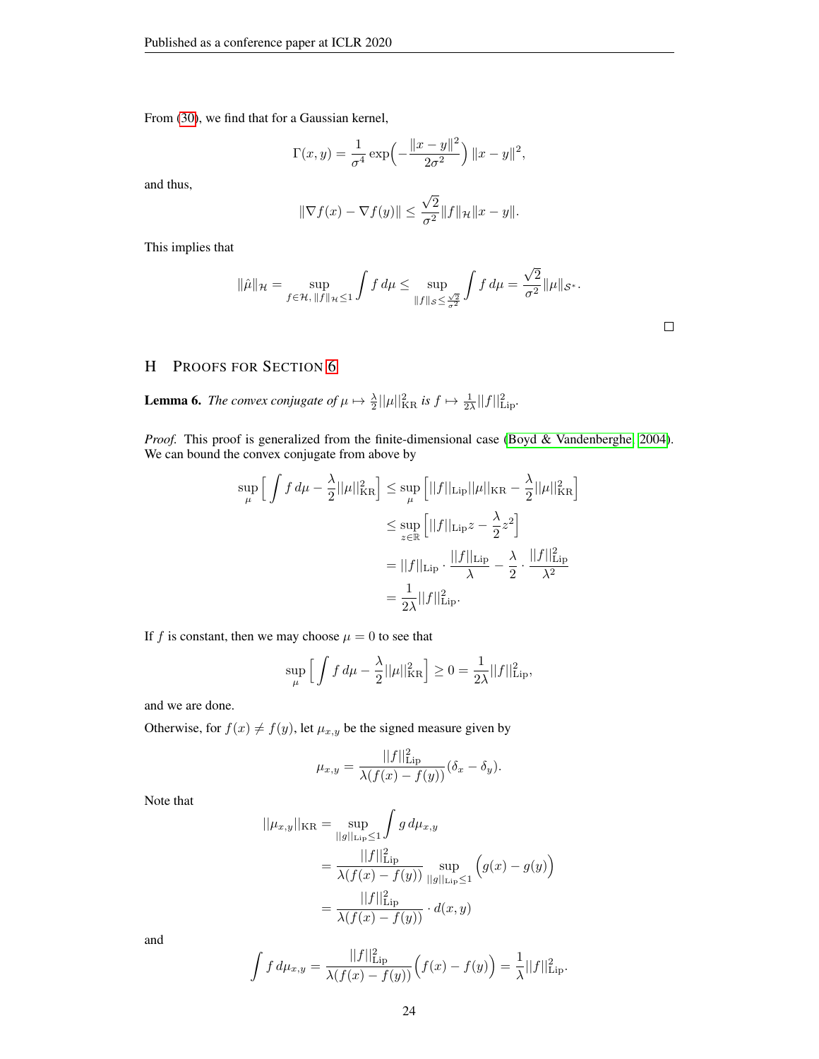From (30), we find that for a Gaussian kernel,

$$\Gamma(x, y) = \frac{1}{\sigma^4} \exp\Big(-\frac{\|x-y\|^2}{2\sigma^2}\Big) \|x-y\|^2,$$

and thus,

$$\|\nabla f(x) - \nabla f(y)\| \le \frac{\sqrt{2}}{\sigma^2} \|f\|_{\mathcal{H}} \|x-y\|.$$

This implies that

$$\|\hat{\mu}\|_{\mathcal{H}} = \sup_{f \in \mathcal{H},\, \|f\|_{\mathcal{H}} \le 1} \int f \, d\mu \le \sup_{\|f\|_{\mathcal{S}} \le \frac{\sqrt{2}}{\sigma^2}} \int f \, d\mu = \frac{\sqrt{2}}{\sigma^2} \|\mu\|_{\mathcal{S}^*}.$$

□

## H Proofs for Section 6

**Lemma 6.** *The convex conjugate of $\mu \mapsto \frac{\lambda}{2}||\mu||^2_{\mathrm{KR}}$ is $f \mapsto \frac{1}{2\lambda}||f||^2_{\mathrm{Lip}}$.*

*Proof.* This proof is generalized from the finite-dimensional case (Boyd & Vandenberghe, 2004). We can bound the convex conjugate from above by

$$\begin{aligned}
\sup_{\mu} \Big[ \int f \, d\mu - \frac{\lambda}{2}||\mu||^2_{\mathrm{KR}} \Big] &\le \sup_{\mu} \Big[ ||f||_{\mathrm{Lip}} ||\mu||_{\mathrm{KR}} - \frac{\lambda}{2}||\mu||^2_{\mathrm{KR}} \Big] \\
&\le \sup_{z \in \mathbb{R}} \Big[ ||f||_{\mathrm{Lip}} z - \frac{\lambda}{2} z^2 \Big] \\
&= ||f||_{\mathrm{Lip}} \cdot \frac{||f||_{\mathrm{Lip}}}{\lambda} - \frac{\lambda}{2} \cdot \frac{||f||^2_{\mathrm{Lip}}}{\lambda^2} \\
&= \frac{1}{2\lambda}||f||^2_{\mathrm{Lip}}.
\end{aligned}$$

If $f$ is constant, then we may choose $\mu = 0$ to see that

$$\sup_{\mu} \Big[ \int f \, d\mu - \frac{\lambda}{2}||\mu||^2_{\mathrm{KR}} \Big] \ge 0 = \frac{1}{2\lambda}||f||^2_{\mathrm{Lip}},$$

and we are done.

Otherwise, for $f(x) \ne f(y)$, let $\mu_{x,y}$ be the signed measure given by

$$\mu_{x,y} = \frac{||f||^2_{\mathrm{Lip}}}{\lambda(f(x) - f(y))} (\delta_x - \delta_y).$$

Note that

$$\begin{aligned}
||\mu_{x,y}||_{\mathrm{KR}} &= \sup_{||g||_{\mathrm{Lip}} \le 1} \int g \, d\mu_{x,y} \\
&= \frac{||f||^2_{\mathrm{Lip}}}{\lambda(f(x) - f(y))} \sup_{||g||_{\mathrm{Lip}} \le 1} \Big( g(x) - g(y) \Big) \\
&= \frac{||f||^2_{\mathrm{Lip}}}{\lambda(f(x) - f(y))} \cdot d(x, y)
\end{aligned}$$

and

$$\int f \, d\mu_{x,y} = \frac{||f||^2_{\mathrm{Lip}}}{\lambda(f(x) - f(y))} \Big( f(x) - f(y) \Big) = \frac{1}{\lambda}||f||^2_{\mathrm{Lip}}.$$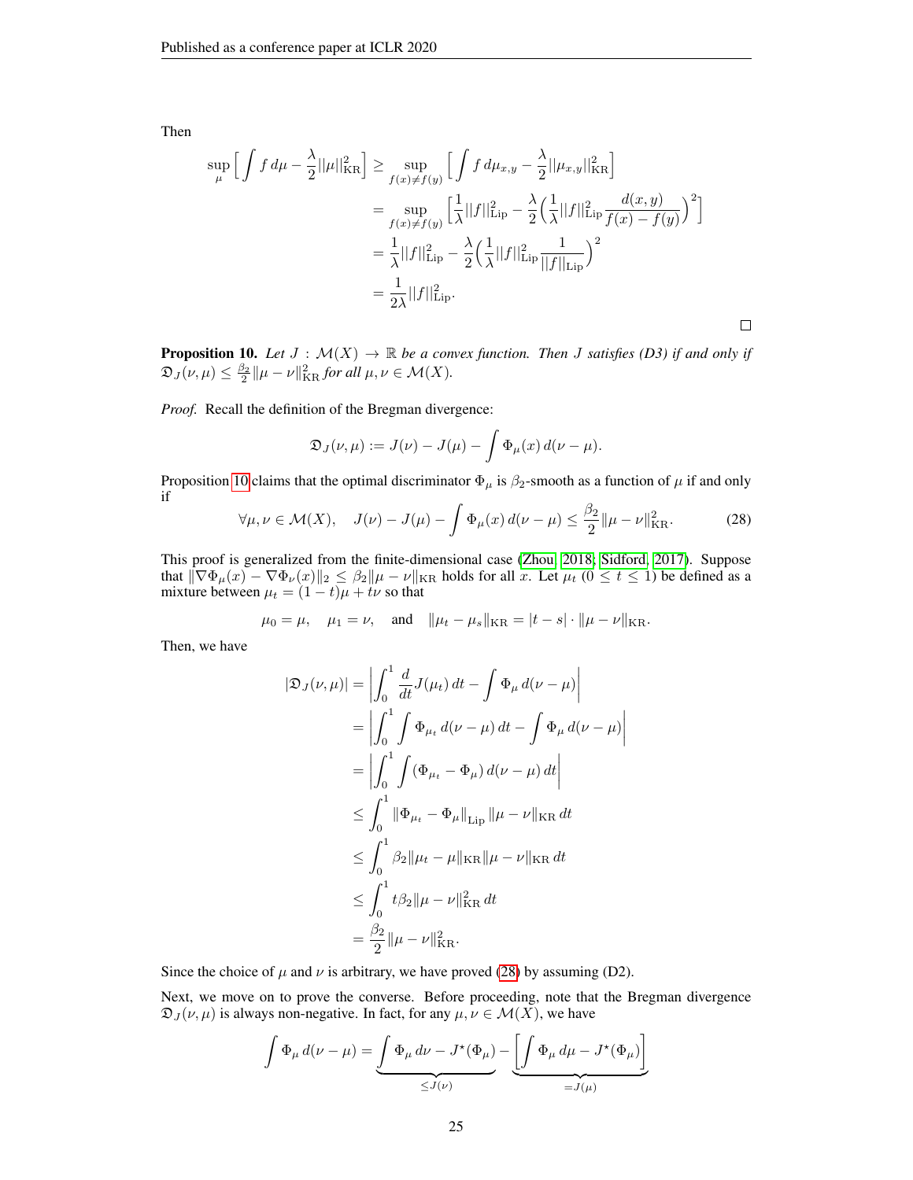Then

$$
\begin{aligned}
\sup_{\mu} \Big[ \int f \, d\mu - \frac{\lambda}{2} ||\mu||_{\mathrm{KR}}^2 \Big] &\geq \sup_{f(x) \neq f(y)} \Big[ \int f \, d\mu_{x,y} - \frac{\lambda}{2} ||\mu_{x,y}||_{\mathrm{KR}}^2 \Big] \\
&= \sup_{f(x) \neq f(y)} \Big[ \frac{1}{\lambda} ||f||_{\mathrm{Lip}}^2 - \frac{\lambda}{2} \Big( \frac{1}{\lambda} ||f||_{\mathrm{Lip}}^2 \frac{d(x,y)}{f(x) - f(y)} \Big)^2 \Big] \\
&= \frac{1}{\lambda} ||f||_{\mathrm{Lip}}^2 - \frac{\lambda}{2} \Big( \frac{1}{\lambda} ||f||_{\mathrm{Lip}}^2 \frac{1}{||f||_{\mathrm{Lip}}} \Big)^2 \\
&= \frac{1}{2\lambda} ||f||_{\mathrm{Lip}}^2.
\end{aligned}
$$

□

**Proposition 10.** *Let $J : \mathcal{M}(X) \to \mathbb{R}$ be a convex function. Then $J$ satisfies (D3) if and only if $\mathfrak{D}_J(\nu, \mu) \leq \frac{\beta_2}{2} \|\mu - \nu\|_{\mathrm{KR}}^2$ for all $\mu, \nu \in \mathcal{M}(X)$.*

*Proof.* Recall the definition of the Bregman divergence:

$$
\mathfrak{D}_J(\nu, \mu) := J(\nu) - J(\mu) - \int \Phi_\mu(x) \, d(\nu - \mu).
$$

Proposition 10 claims that the optimal discriminator $\Phi_\mu$ is $\beta_2$-smooth as a function of $\mu$ if and only if

$$
\forall \mu, \nu \in \mathcal{M}(X), \quad J(\nu) - J(\mu) - \int \Phi_\mu(x) \, d(\nu - \mu) \leq \frac{\beta_2}{2} \|\mu - \nu\|_{\mathrm{KR}}^2. \tag{28}
$$

This proof is generalized from the finite-dimensional case (Zhou, 2018; Sidford, 2017). Suppose that $\|\nabla \Phi_\mu(x) - \nabla \Phi_\nu(x)\|_2 \leq \beta_2 \|\mu - \nu\|_{\mathrm{KR}}$ holds for all $x$. Let $\mu_t$ $(0 \leq t \leq 1)$ be defined as a mixture between $\mu_t = (1-t)\mu + t\nu$ so that

$$
\mu_0 = \mu, \quad \mu_1 = \nu, \quad \text{and} \quad \|\mu_t - \mu_s\|_{\mathrm{KR}} = |t - s| \cdot \|\mu - \nu\|_{\mathrm{KR}}.
$$

Then, we have

$$
\begin{aligned}
|\mathfrak{D}_J(\nu, \mu)| &= \Big| \int_0^1 \frac{d}{dt} J(\mu_t) \, dt - \int \Phi_\mu \, d(\nu - \mu) \Big| \\
&= \Big| \int_0^1 \int \Phi_{\mu_t} \, d(\nu - \mu) \, dt - \int \Phi_\mu \, d(\nu - \mu) \Big| \\
&= \Big| \int_0^1 \int (\Phi_{\mu_t} - \Phi_\mu) \, d(\nu - \mu) \, dt \Big| \\
&\leq \int_0^1 \|\Phi_{\mu_t} - \Phi_\mu\|_{\mathrm{Lip}} \|\mu - \nu\|_{\mathrm{KR}} \, dt \\
&\leq \int_0^1 \beta_2 \|\mu_t - \mu\|_{\mathrm{KR}} \|\mu - \nu\|_{\mathrm{KR}} \, dt \\
&\leq \int_0^1 t \beta_2 \|\mu - \nu\|_{\mathrm{KR}}^2 \, dt \\
&= \frac{\beta_2}{2} \|\mu - \nu\|_{\mathrm{KR}}^2.
\end{aligned}
$$

Since the choice of $\mu$ and $\nu$ is arbitrary, we have proved (28) by assuming (D2).

Next, we move on to prove the converse. Before proceeding, note that the Bregman divergence $\mathfrak{D}_J(\nu, \mu)$ is always non-negative. In fact, for any $\mu, \nu \in \mathcal{M}(X)$, we have

$$
\int \Phi_\mu \, d(\nu - \mu) = \underbrace{\int \Phi_\mu \, d\nu - J^\star(\Phi_\mu)}_{\leq J(\nu)} - \underbrace{\Big[ \int \Phi_\mu \, d\mu - J^\star(\Phi_\mu) \Big]}_{= J(\mu)}
$$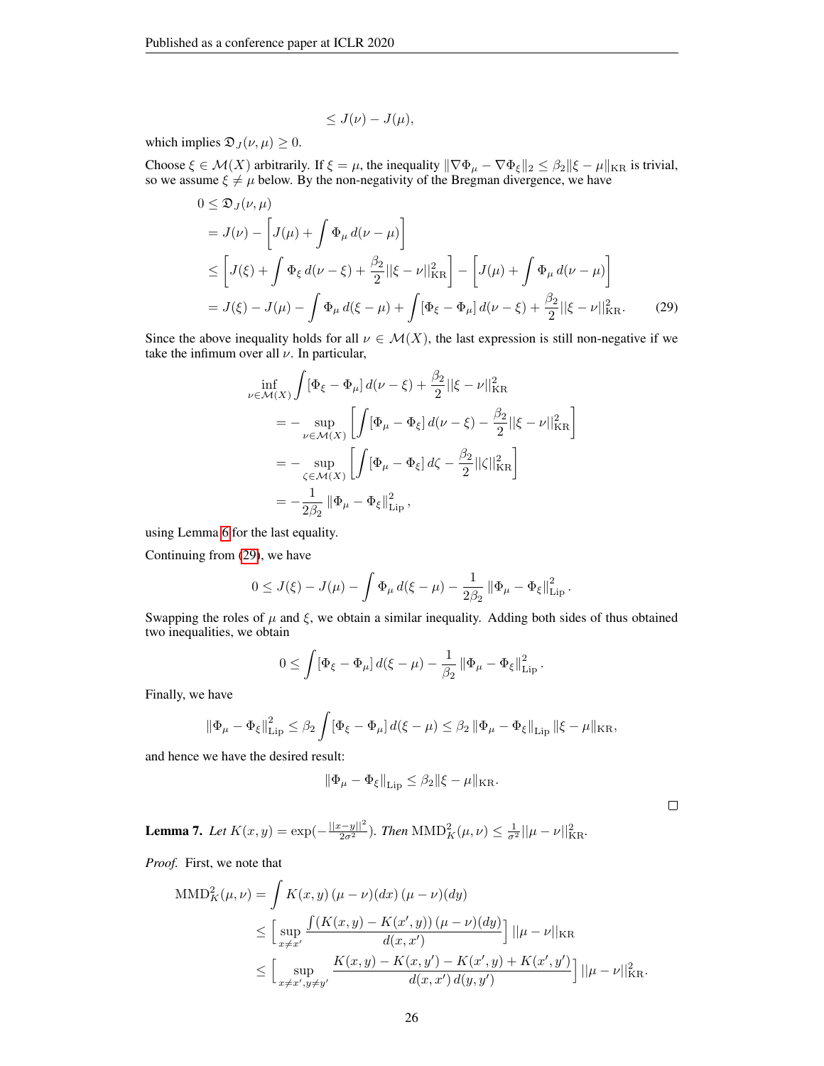$$\leq J(\nu) - J(\mu),$$

which implies $\mathfrak{D}_J(\nu, \mu) \geq 0$.

Choose $\xi \in \mathcal{M}(X)$ arbitrarily. If $\xi = \mu$, the inequality $\|\nabla \Phi_\mu - \nabla \Phi_\xi\|_2 \leq \beta_2 \|\xi - \mu\|_{\mathrm{KR}}$ is trivial, so we assume $\xi \neq \mu$ below. By the non-negativity of the Bregman divergence, we have

$$\begin{aligned}
0 &\leq \mathfrak{D}_J(\nu, \mu) \\
&= J(\nu) - \left[ J(\mu) + \int \Phi_\mu \, d(\nu - \mu) \right] \\
&\leq \left[ J(\xi) + \int \Phi_\xi \, d(\nu - \xi) + \frac{\beta_2}{2} ||\xi - \nu||_{\mathrm{KR}}^2 \right] - \left[ J(\mu) + \int \Phi_\mu \, d(\nu - \mu) \right] \\
&= J(\xi) - J(\mu) - \int \Phi_\mu \, d(\xi - \mu) + \int [\Phi_\xi - \Phi_\mu] \, d(\nu - \xi) + \frac{\beta_2}{2} ||\xi - \nu||_{\mathrm{KR}}^2. \qquad (29)
\end{aligned}$$

Since the above inequality holds for all $\nu \in \mathcal{M}(X)$, the last expression is still non-negative if we take the infimum over all $\nu$. In particular,

$$\begin{aligned}
&\inf_{\nu \in \mathcal{M}(X)} \int [\Phi_\xi - \Phi_\mu] \, d(\nu - \xi) + \frac{\beta_2}{2} ||\xi - \nu||_{\mathrm{KR}}^2 \\
&\quad = - \sup_{\nu \in \mathcal{M}(X)} \left[ \int [\Phi_\mu - \Phi_\xi] \, d(\nu - \xi) - \frac{\beta_2}{2} ||\xi - \nu||_{\mathrm{KR}}^2 \right] \\
&\quad = - \sup_{\zeta \in \mathcal{M}(X)} \left[ \int [\Phi_\mu - \Phi_\xi] \, d\zeta - \frac{\beta_2}{2} ||\zeta||_{\mathrm{KR}}^2 \right] \\
&\quad = - \frac{1}{2\beta_2} \left\| \Phi_\mu - \Phi_\xi \right\|_{\mathrm{Lip}}^2,
\end{aligned}$$

using Lemma 6 for the last equality.

Continuing from (29), we have

$$0 \leq J(\xi) - J(\mu) - \int \Phi_\mu \, d(\xi - \mu) - \frac{1}{2\beta_2} \left\| \Phi_\mu - \Phi_\xi \right\|_{\mathrm{Lip}}^2.$$

Swapping the roles of $\mu$ and $\xi$, we obtain a similar inequality. Adding both sides of thus obtained two inequalities, we obtain

$$0 \leq \int [\Phi_\xi - \Phi_\mu] \, d(\xi - \mu) - \frac{1}{\beta_2} \left\| \Phi_\mu - \Phi_\xi \right\|_{\mathrm{Lip}}^2.$$

Finally, we have

$$\left\| \Phi_\mu - \Phi_\xi \right\|_{\mathrm{Lip}}^2 \leq \beta_2 \int [\Phi_\xi - \Phi_\mu] \, d(\xi - \mu) \leq \beta_2 \left\| \Phi_\mu - \Phi_\xi \right\|_{\mathrm{Lip}} \|\xi - \mu\|_{\mathrm{KR}},$$

and hence we have the desired result:

$$\left\| \Phi_\mu - \Phi_\xi \right\|_{\mathrm{Lip}} \leq \beta_2 \|\xi - \mu\|_{\mathrm{KR}}.$$

∎

**Lemma 7.** *Let* $K(x, y) = \exp(-\frac{||x-y||^2}{2\sigma^2})$. *Then* $\mathrm{MMD}_K^2(\mu, \nu) \leq \frac{1}{\sigma^2} ||\mu - \nu||_{\mathrm{KR}}^2$.

*Proof.* First, we note that

$$\begin{aligned}
\mathrm{MMD}_K^2(\mu, \nu) &= \int K(x, y) \, (\mu - \nu)(dx) \, (\mu - \nu)(dy) \\
&\leq \Big[ \sup_{x \neq x'} \frac{\int (K(x, y) - K(x', y)) \, (\mu - \nu)(dy)}{d(x, x')} \Big] \, ||\mu - \nu||_{\mathrm{KR}} \\
&\leq \Big[ \sup_{x \neq x', y \neq y'} \frac{K(x, y) - K(x, y') - K(x', y) + K(x', y')}{d(x, x') \, d(y, y')} \Big] \, ||\mu - \nu||_{\mathrm{KR}}^2.
\end{aligned}$$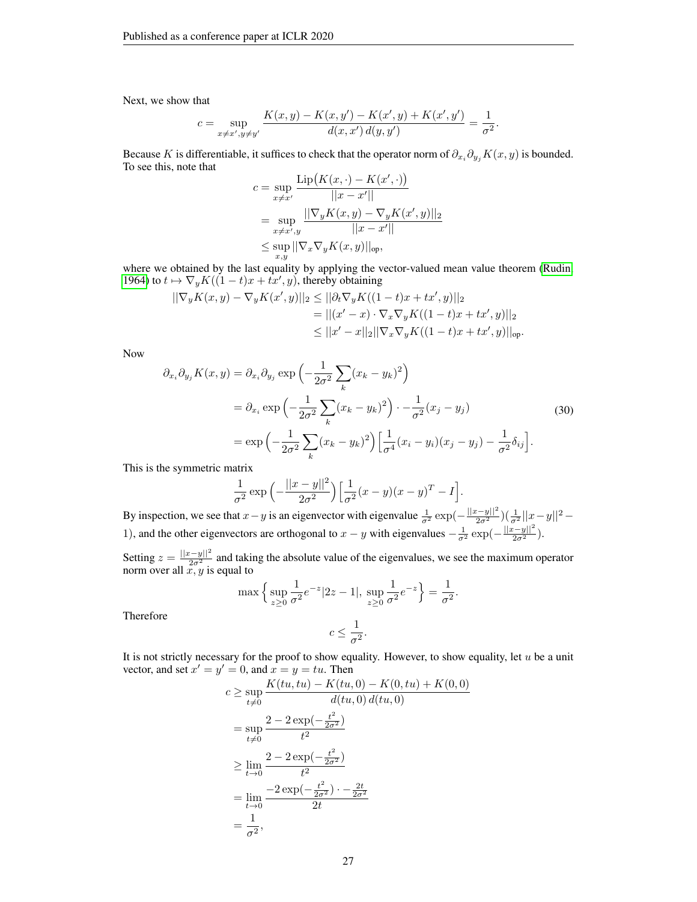Next, we show that

$$c = \sup_{x \neq x', y \neq y'} \frac{K(x,y) - K(x,y') - K(x',y) + K(x',y')}{d(x,x')\, d(y,y')} = \frac{1}{\sigma^2}.$$

Because $K$ is differentiable, it suffices to check that the operator norm of $\partial_{x_i}\partial_{y_j} K(x,y)$ is bounded. To see this, note that

$$\begin{aligned}
c &= \sup_{x \neq x'} \frac{\operatorname{Lip}\big(K(x,\cdot) - K(x',\cdot)\big)}{||x - x'||} \\
&= \sup_{x \neq x', y} \frac{||\nabla_y K(x,y) - \nabla_y K(x',y)||_2}{||x - x'||} \\
&\leq \sup_{x,y} ||\nabla_x \nabla_y K(x,y)||_{\text{op}},
\end{aligned}$$

where we obtained by the last equality by applying the vector-valued mean value theorem (Rudin, 1964) to $t \mapsto \nabla_y K((1-t)x + tx', y)$, thereby obtaining

$$\begin{aligned}
||\nabla_y K(x,y) - \nabla_y K(x',y)||_2 &\leq ||\partial_t \nabla_y K((1-t)x + tx', y)||_2 \\
&= ||(x' - x) \cdot \nabla_x \nabla_y K((1-t)x + tx', y)||_2 \\
&\leq ||x' - x||_2 ||\nabla_x \nabla_y K((1-t)x + tx', y)||_{\text{op}}.
\end{aligned}$$

Now

$$\begin{aligned}
\partial_{x_i}\partial_{y_j} K(x,y) &= \partial_{x_i}\partial_{y_j} \exp\Big(-\frac{1}{2\sigma^2}\sum_k (x_k - y_k)^2\Big) \\
&= \partial_{x_i} \exp\Big(-\frac{1}{2\sigma^2}\sum_k (x_k - y_k)^2\Big) \cdot -\frac{1}{\sigma^2}(x_j - y_j) \\
&= \exp\Big(-\frac{1}{2\sigma^2}\sum_k (x_k - y_k)^2\Big)\Big[\frac{1}{\sigma^4}(x_i - y_i)(x_j - y_j) - \frac{1}{\sigma^2}\delta_{ij}\Big].
\end{aligned} \tag{30}$$

This is the symmetric matrix

$$\frac{1}{\sigma^2}\exp\Big(-\frac{||x-y||^2}{2\sigma^2}\Big)\Big[\frac{1}{\sigma^2}(x-y)(x-y)^T - I\Big].$$

By inspection, we see that $x - y$ is an eigenvector with eigenvalue $\frac{1}{\sigma^2}\exp(-\frac{||x-y||^2}{2\sigma^2})(\frac{1}{\sigma^2}||x-y||^2 - 1)$, and the other eigenvectors are orthogonal to $x - y$ with eigenvalues $-\frac{1}{\sigma^2}\exp(-\frac{||x-y||^2}{2\sigma^2})$.

Setting $z = \frac{||x-y||^2}{2\sigma^2}$ and taking the absolute value of the eigenvalues, we see the maximum operator norm over all $x, y$ is equal to

$$\max\Big\{\sup_{z \geq 0} \frac{1}{\sigma^2} e^{-z}|2z - 1|,\ \sup_{z \geq 0} \frac{1}{\sigma^2} e^{-z}\Big\} = \frac{1}{\sigma^2}.$$

Therefore

$$c \leq \frac{1}{\sigma^2}.$$

It is not strictly necessary for the proof to show equality. However, to show equality, let $u$ be a unit vector, and set $x' = y' = 0$, and $x = y = tu$. Then

$$\begin{aligned}
c &\geq \sup_{t \neq 0} \frac{K(tu,tu) - K(tu,0) - K(0,tu) + K(0,0)}{d(tu,0)\, d(tu,0)} \\
&= \sup_{t \neq 0} \frac{2 - 2\exp(-\frac{t^2}{2\sigma^2})}{t^2} \\
&\geq \lim_{t \to 0} \frac{2 - 2\exp(-\frac{t^2}{2\sigma^2})}{t^2} \\
&= \lim_{t \to 0} \frac{-2\exp(-\frac{t^2}{2\sigma^2}) \cdot -\frac{2t}{2\sigma^2}}{2t} \\
&= \frac{1}{\sigma^2},
\end{aligned}$$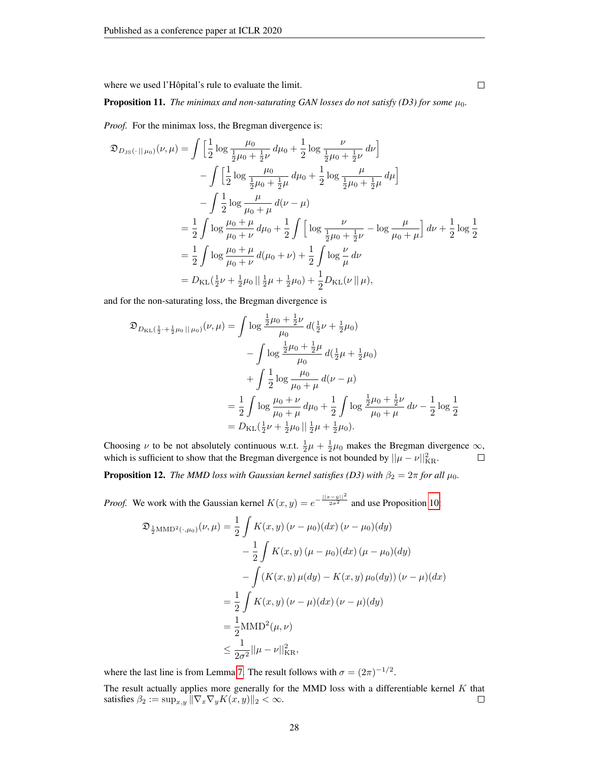where we used l'Hôpital's rule to evaluate the limit. □

**Proposition 11.** *The minimax and non-saturating GAN losses do not satisfy (D3) for some $\mu_0$.*

*Proof.* For the minimax loss, the Bregman divergence is:

$$
\begin{aligned}
\mathfrak{D}_{D_{\mathrm{JS}}(\cdot\,||\,\mu_0)}(\nu,\mu) &= \int \left[\frac{1}{2}\log\frac{\mu_0}{\frac{1}{2}\mu_0+\frac{1}{2}\nu}\,d\mu_0 + \frac{1}{2}\log\frac{\nu}{\frac{1}{2}\mu_0+\frac{1}{2}\nu}\,d\nu\right] \\
&\quad - \int \left[\frac{1}{2}\log\frac{\mu_0}{\frac{1}{2}\mu_0+\frac{1}{2}\mu}\,d\mu_0 + \frac{1}{2}\log\frac{\mu}{\frac{1}{2}\mu_0+\frac{1}{2}\mu}\,d\mu\right] \\
&\quad - \int \frac{1}{2}\log\frac{\mu}{\mu_0+\mu}\,d(\nu-\mu) \\
&= \frac{1}{2}\int \log\frac{\mu_0+\mu}{\mu_0+\nu}\,d\mu_0 + \frac{1}{2}\int\left[\log\frac{\nu}{\frac{1}{2}\mu_0+\frac{1}{2}\nu} - \log\frac{\mu}{\mu_0+\mu}\right]d\nu + \frac{1}{2}\log\frac{1}{2} \\
&= \frac{1}{2}\int \log\frac{\mu_0+\mu}{\mu_0+\nu}\,d(\mu_0+\nu) + \frac{1}{2}\int \log\frac{\nu}{\mu}\,d\nu \\
&= D_{\mathrm{KL}}(\tfrac{1}{2}\nu+\tfrac{1}{2}\mu_0\,||\,\tfrac{1}{2}\mu+\tfrac{1}{2}\mu_0) + \frac{1}{2}D_{\mathrm{KL}}(\nu\,||\,\mu),
\end{aligned}
$$

and for the non-saturating loss, the Bregman divergence is

$$
\begin{aligned}
\mathfrak{D}_{D_{\mathrm{KL}}(\frac{1}{2}\cdot+\frac{1}{2}\mu_0\,||\,\mu_0)}(\nu,\mu) &= \int \log\frac{\frac{1}{2}\mu_0+\frac{1}{2}\nu}{\mu_0}\,d(\tfrac{1}{2}\nu+\tfrac{1}{2}\mu_0) \\
&\quad - \int \log\frac{\frac{1}{2}\mu_0+\frac{1}{2}\mu}{\mu_0}\,d(\tfrac{1}{2}\mu+\tfrac{1}{2}\mu_0) \\
&\quad + \int \frac{1}{2}\log\frac{\mu_0}{\mu_0+\mu}\,d(\nu-\mu) \\
&= \frac{1}{2}\int \log\frac{\mu_0+\nu}{\mu_0+\mu}\,d\mu_0 + \frac{1}{2}\int \log\frac{\frac{1}{2}\mu_0+\frac{1}{2}\nu}{\mu_0+\mu}\,d\nu - \frac{1}{2}\log\frac{1}{2} \\
&= D_{\mathrm{KL}}(\tfrac{1}{2}\nu+\tfrac{1}{2}\mu_0\,||\,\tfrac{1}{2}\mu+\tfrac{1}{2}\mu_0).
\end{aligned}
$$

Choosing $\nu$ to be not absolutely continuous w.r.t. $\frac{1}{2}\mu+\frac{1}{2}\mu_0$ makes the Bregman divergence $\infty$, which is sufficient to show that the Bregman divergence is not bounded by $||\mu-\nu||^2_{\mathrm{KR}}$. □

**Proposition 12.** *The MMD loss with Gaussian kernel satisfies (D3) with $\beta_2 = 2\pi$ for all $\mu_0$.*

*Proof.* We work with the Gaussian kernel $K(x,y) = e^{-\frac{||x-y||^2}{2\sigma^2}}$ and use Proposition 10.

$$
\begin{aligned}
\mathfrak{D}_{\frac{1}{2}\mathrm{MMD}^2(\cdot,\mu_0)}(\nu,\mu) &= \frac{1}{2}\int K(x,y)\,(\nu-\mu_0)(dx)\,(\nu-\mu_0)(dy) \\
&\quad - \frac{1}{2}\int K(x,y)\,(\mu-\mu_0)(dx)\,(\mu-\mu_0)(dy) \\
&\quad - \int (K(x,y)\,\mu(dy) - K(x,y)\,\mu_0(dy))\,(\nu-\mu)(dx) \\
&= \frac{1}{2}\int K(x,y)\,(\nu-\mu)(dx)\,(\nu-\mu)(dy) \\
&= \frac{1}{2}\mathrm{MMD}^2(\mu,\nu) \\
&\leq \frac{1}{2\sigma^2}||\mu-\nu||^2_{\mathrm{KR}},
\end{aligned}
$$

where the last line is from Lemma 7. The result follows with $\sigma = (2\pi)^{-1/2}$.

The result actually applies more generally for the MMD loss with a differentiable kernel $K$ that satisfies $\beta_2 := \sup_{x,y}||\nabla_x\nabla_y K(x,y)||_2 < \infty$. □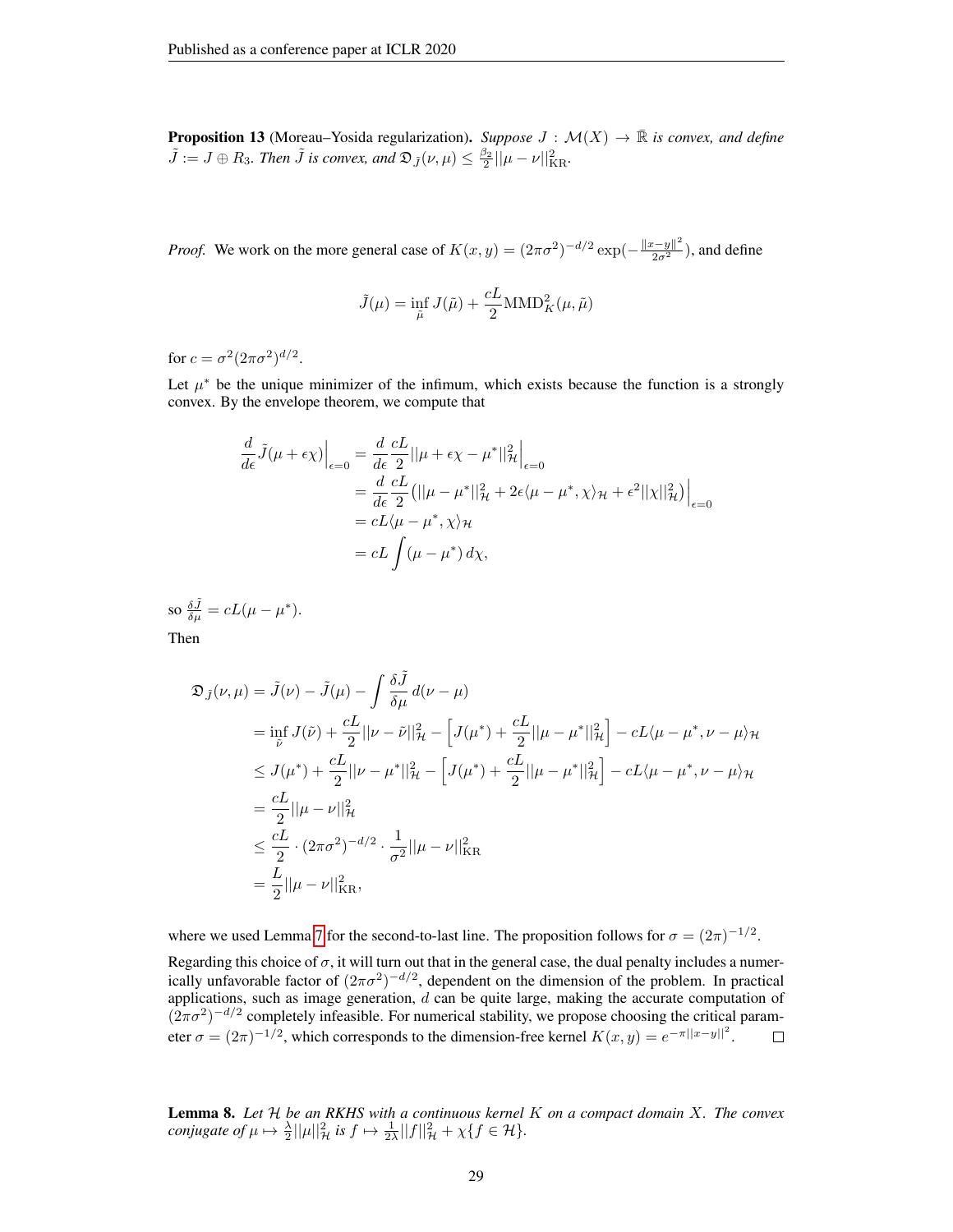**Proposition 13** (Moreau–Yosida regularization)**.** *Suppose $J : \mathcal{M}(X) \to \bar{\mathbb{R}}$ is convex, and define $\tilde{J} := J \oplus R_3$. Then $\tilde{J}$ is convex, and $\mathfrak{D}_{\tilde{J}}(\nu, \mu) \leq \frac{\beta_2}{2}||\mu - \nu||^2_{\mathrm{KR}}$.*

*Proof.* We work on the more general case of $K(x, y) = (2\pi\sigma^2)^{-d/2} \exp(-\frac{||x-y||^2}{2\sigma^2})$, and define

$$\tilde{J}(\mu) = \inf_{\tilde{\mu}} J(\tilde{\mu}) + \frac{cL}{2}\mathrm{MMD}^2_K(\mu, \tilde{\mu})$$

for $c = \sigma^2(2\pi\sigma^2)^{d/2}$.

Let $\mu^*$ be the unique minimizer of the infimum, which exists because the function is a strongly convex. By the envelope theorem, we compute that

$$\begin{aligned}
\frac{d}{d\epsilon}\tilde{J}(\mu + \epsilon\chi)\Big|_{\epsilon=0} &= \frac{d}{d\epsilon}\frac{cL}{2}||\mu + \epsilon\chi - \mu^*||^2_{\mathcal{H}}\Big|_{\epsilon=0} \\
&= \frac{d}{d\epsilon}\frac{cL}{2}\left(||\mu - \mu^*||^2_{\mathcal{H}} + 2\epsilon\langle \mu - \mu^*, \chi\rangle_{\mathcal{H}} + \epsilon^2||\chi||^2_{\mathcal{H}}\right)\Big|_{\epsilon=0} \\
&= cL\langle \mu - \mu^*, \chi\rangle_{\mathcal{H}} \\
&= cL\int (\mu - \mu^*)\, d\chi,
\end{aligned}$$

so $\frac{\delta\tilde{J}}{\delta\mu} = cL(\mu - \mu^*)$.

Then

$$\begin{aligned}
\mathfrak{D}_{\tilde{J}}(\nu, \mu) &= \tilde{J}(\nu) - \tilde{J}(\mu) - \int \frac{\delta\tilde{J}}{\delta\mu}\, d(\nu - \mu) \\
&= \inf_{\tilde{\nu}} J(\tilde{\nu}) + \frac{cL}{2}||\nu - \tilde{\nu}||^2_{\mathcal{H}} - \left[J(\mu^*) + \frac{cL}{2}||\mu - \mu^*||^2_{\mathcal{H}}\right] - cL\langle \mu - \mu^*, \nu - \mu\rangle_{\mathcal{H}} \\
&\leq J(\mu^*) + \frac{cL}{2}||\nu - \mu^*||^2_{\mathcal{H}} - \left[J(\mu^*) + \frac{cL}{2}||\mu - \mu^*||^2_{\mathcal{H}}\right] - cL\langle \mu - \mu^*, \nu - \mu\rangle_{\mathcal{H}} \\
&= \frac{cL}{2}||\mu - \nu||^2_{\mathcal{H}} \\
&\leq \frac{cL}{2} \cdot (2\pi\sigma^2)^{-d/2} \cdot \frac{1}{\sigma^2}||\mu - \nu||^2_{\mathrm{KR}} \\
&= \frac{L}{2}||\mu - \nu||^2_{\mathrm{KR}},
\end{aligned}$$

where we used Lemma 7 for the second-to-last line. The proposition follows for $\sigma = (2\pi)^{-1/2}$.

Regarding this choice of $\sigma$, it will turn out that in the general case, the dual penalty includes a numerically unfavorable factor of $(2\pi\sigma^2)^{-d/2}$, dependent on the dimension of the problem. In practical applications, such as image generation, $d$ can be quite large, making the accurate computation of $(2\pi\sigma^2)^{-d/2}$ completely infeasible. For numerical stability, we propose choosing the critical parameter $\sigma = (2\pi)^{-1/2}$, which corresponds to the dimension-free kernel $K(x, y) = e^{-\pi||x-y||^2}$. ◻

**Lemma 8.** *Let $\mathcal{H}$ be an RKHS with a continuous kernel $K$ on a compact domain $X$. The convex conjugate of $\mu \mapsto \frac{\lambda}{2}||\mu||^2_{\mathcal{H}}$ is $f \mapsto \frac{1}{2\lambda}||f||^2_{\mathcal{H}} + \chi\{f \in \mathcal{H}\}$.*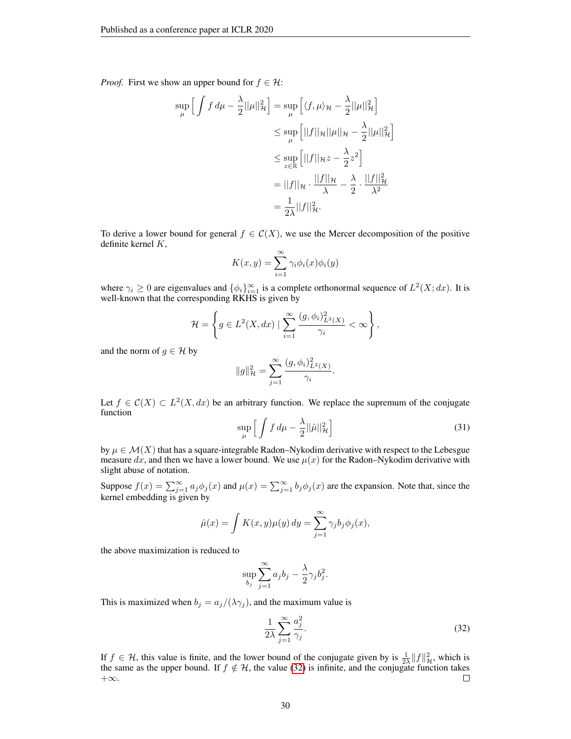*Proof.* First we show an upper bound for $f \in \mathcal{H}$:

$$
\begin{aligned}
\sup_{\mu} \Big[ \int f \, d\mu - \frac{\lambda}{2} ||\mu||_{\mathcal{H}}^2 \Big] &= \sup_{\mu} \Big[ \langle f, \mu \rangle_{\mathcal{H}} - \frac{\lambda}{2} ||\mu||_{\mathcal{H}}^2 \Big] \\
&\leq \sup_{\mu} \Big[ ||f||_{\mathcal{H}} ||\mu||_{\mathcal{H}} - \frac{\lambda}{2} ||\mu||_{\mathcal{H}}^2 \Big] \\
&\leq \sup_{z \in \mathbb{R}} \Big[ ||f||_{\mathcal{H}} z - \frac{\lambda}{2} z^2 \Big] \\
&= ||f||_{\mathcal{H}} \cdot \frac{||f||_{\mathcal{H}}}{\lambda} - \frac{\lambda}{2} \cdot \frac{||f||_{\mathcal{H}}^2}{\lambda^2} \\
&= \frac{1}{2\lambda} ||f||_{\mathcal{H}}^2.
\end{aligned}
$$

To derive a lower bound for general $f \in \mathcal{C}(X)$, we use the Mercer decomposition of the positive definite kernel $K$,

$$
K(x, y) = \sum_{i=1}^{\infty} \gamma_i \phi_i(x) \phi_i(y)
$$

where $\gamma_i \geq 0$ are eigenvalues and $\{\phi_i\}_{i=1}^{\infty}$ is a complete orthonormal sequence of $L^2(X; dx)$. It is well-known that the corresponding RKHS is given by

$$
\mathcal{H} = \left\{ g \in L^2(X, dx) \mid \sum_{i=1}^{\infty} \frac{(g, \phi_i)_{L^2(X)}^2}{\gamma_i} < \infty \right\},
$$

and the norm of $g \in \mathcal{H}$ by

$$
\|g\|_{\mathcal{H}}^2 = \sum_{j=1}^{\infty} \frac{(g, \phi_i)_{L^2(X)}^2}{\gamma_i}.
$$

Let $f \in \mathcal{C}(X) \subset L^2(X, dx)$ be an arbitrary function. We replace the supremum of the conjugate function

$$
\sup_{\mu} \Big[ \int f \, d\mu - \frac{\lambda}{2} ||\hat{\mu}||_{\mathcal{H}}^2 \Big] \tag{31}
$$

by $\mu \in \mathcal{M}(X)$ that has a square-integrable Radon–Nykodim derivative with respect to the Lebesgue measure $dx$, and then we have a lower bound. We use $\mu(x)$ for the Radon–Nykodim derivative with slight abuse of notation.

Suppose $f(x) = \sum_{j=1}^{\infty} a_j \phi_j(x)$ and $\mu(x) = \sum_{j=1}^{\infty} b_j \phi_j(x)$ are the expansion. Note that, since the kernel embedding is given by

$$
\hat{\mu}(x) = \int K(x, y) \mu(y) \, dy = \sum_{j=1}^{\infty} \gamma_j b_j \phi_j(x),
$$

the above maximization is reduced to

$$
\sup_{b_j} \sum_{j=1}^{\infty} a_j b_j - \frac{\lambda}{2} \gamma_j b_j^2.
$$

This is maximized when $b_j = a_j / (\lambda \gamma_j)$, and the maximum value is

$$
\frac{1}{2\lambda} \sum_{j=1}^{\infty} \frac{a_j^2}{\gamma_j}. \tag{32}
$$

If $f \in \mathcal{H}$, this value is finite, and the lower bound of the conjugate given by is $\frac{1}{2\lambda} \|f\|_{\mathcal{H}}^2$, which is the same as the upper bound. If $f \notin \mathcal{H}$, the value (32) is infinite, and the conjugate function takes $+\infty$. ◻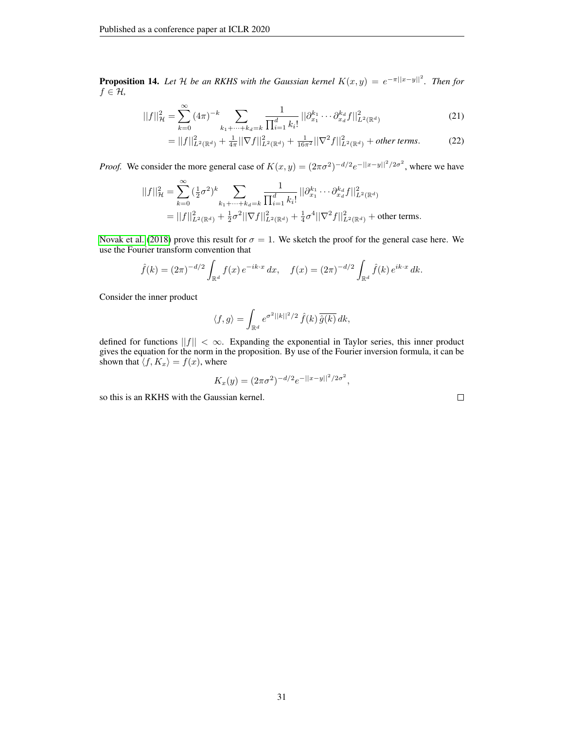**Proposition 14.** *Let $\mathcal{H}$ be an RKHS with the Gaussian kernel $K(x,y) = e^{-\pi||x-y||^2}$. Then for $f \in \mathcal{H}$,*

$$
\begin{aligned}
||f||_{\mathcal{H}}^2 &= \sum_{k=0}^{\infty} (4\pi)^{-k} \sum_{k_1+\cdots+k_d=k} \frac{1}{\prod_{i=1}^d k_i!} ||\partial_{x_1}^{k_1} \cdots \partial_{x_d}^{k_d} f||_{L^2(\mathbb{R}^d)}^2 &\quad (21)\\
&= ||f||_{L^2(\mathbb{R}^d)}^2 + \tfrac{1}{4\pi}||\nabla f||_{L^2(\mathbb{R}^d)}^2 + \tfrac{1}{16\pi^2}||\nabla^2 f||_{L^2(\mathbb{R}^d)}^2 + \textit{other terms.} &\quad (22)
\end{aligned}
$$

*Proof.* We consider the more general case of $K(x,y) = (2\pi\sigma^2)^{-d/2} e^{-||x-y||^2/2\sigma^2}$, where we have

$$
\begin{aligned}
||f||_{\mathcal{H}}^2 &= \sum_{k=0}^{\infty} (\tfrac{1}{2}\sigma^2)^k \sum_{k_1+\cdots+k_d=k} \frac{1}{\prod_{i=1}^d k_i!} ||\partial_{x_1}^{k_1} \cdots \partial_{x_d}^{k_d} f||_{L^2(\mathbb{R}^d)}^2 \\
&= ||f||_{L^2(\mathbb{R}^d)}^2 + \tfrac{1}{2}\sigma^2||\nabla f||_{L^2(\mathbb{R}^d)}^2 + \tfrac{1}{4}\sigma^4||\nabla^2 f||_{L^2(\mathbb{R}^d)}^2 + \text{other terms.}
\end{aligned}
$$

Novak et al. (2018) prove this result for $\sigma = 1$. We sketch the proof for the general case here. We use the Fourier transform convention that

$$
\hat{f}(k) = (2\pi)^{-d/2} \int_{\mathbb{R}^d} f(x)\, e^{-ik\cdot x}\, dx, \quad f(x) = (2\pi)^{-d/2} \int_{\mathbb{R}^d} \hat{f}(k)\, e^{ik\cdot x}\, dk.
$$

Consider the inner product

$$
\langle f, g \rangle = \int_{\mathbb{R}^d} e^{\sigma^2||k||^2/2}\, \hat{f}(k)\, \overline{\hat{g}(k)}\, dk,
$$

defined for functions $||f|| < \infty$. Expanding the exponential in Taylor series, this inner product gives the equation for the norm in the proposition. By use of the Fourier inversion formula, it can be shown that $\langle f, K_x \rangle = f(x)$, where

$$
K_x(y) = (2\pi\sigma^2)^{-d/2} e^{-||x-y||^2/2\sigma^2},
$$

so this is an RKHS with the Gaussian kernel. □